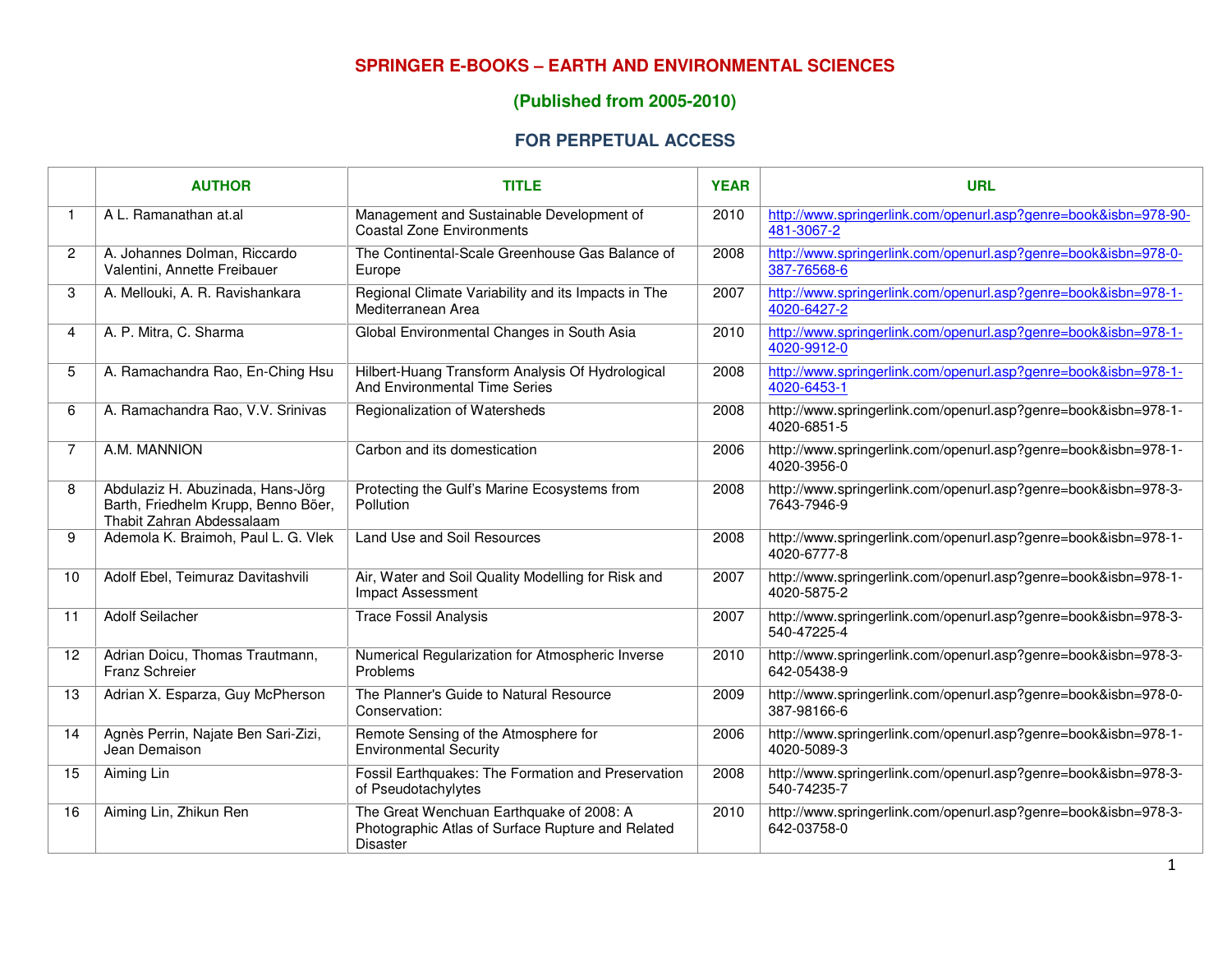# SPRINGER E-BOOKS – EARTH AND ENVIRONMENTAL SCIENCES

## (Published from 2005-2010)

## FOR PERPETUAL ACCESS

| | AUTHOR | TITLE | YEAR | URL |
|---|---|---|---|---|
| 1 | A L. Ramanathan at.al | Management and Sustainable Development of Coastal Zone Environments | 2010 | http://www.springerlink.com/openurl.asp?genre=book&isbn=978-90-481-3067-2 |
| 2 | A. Johannes Dolman, Riccardo Valentini, Annette Freibauer | The Continental-Scale Greenhouse Gas Balance of Europe | 2008 | http://www.springerlink.com/openurl.asp?genre=book&isbn=978-0-387-76568-6 |
| 3 | A. Mellouki, A. R. Ravishankara | Regional Climate Variability and its Impacts in The Mediterranean Area | 2007 | http://www.springerlink.com/openurl.asp?genre=book&isbn=978-1-4020-6427-2 |
| 4 | A. P. Mitra, C. Sharma | Global Environmental Changes in South Asia | 2010 | http://www.springerlink.com/openurl.asp?genre=book&isbn=978-1-4020-9912-0 |
| 5 | A. Ramachandra Rao, En-Ching Hsu | Hilbert-Huang Transform Analysis Of Hydrological And Environmental Time Series | 2008 | http://www.springerlink.com/openurl.asp?genre=book&isbn=978-1-4020-6453-1 |
| 6 | A. Ramachandra Rao, V.V. Srinivas | Regionalization of Watersheds | 2008 | http://www.springerlink.com/openurl.asp?genre=book&isbn=978-1-4020-6851-5 |
| 7 | A.M. MANNION | Carbon and its domestication | 2006 | http://www.springerlink.com/openurl.asp?genre=book&isbn=978-1-4020-3956-0 |
| 8 | Abdulaziz H. Abuzinada, Hans-Jörg Barth, Friedhelm Krupp, Benno Böer, Thabit Zahran Abdessalaam | Protecting the Gulf's Marine Ecosystems from Pollution | 2008 | http://www.springerlink.com/openurl.asp?genre=book&isbn=978-3-7643-7946-9 |
| 9 | Ademola K. Braimoh, Paul L. G. Vlek | Land Use and Soil Resources | 2008 | http://www.springerlink.com/openurl.asp?genre=book&isbn=978-1-4020-6777-8 |
| 10 | Adolf Ebel, Teimuraz Davitashvili | Air, Water and Soil Quality Modelling for Risk and Impact Assessment | 2007 | http://www.springerlink.com/openurl.asp?genre=book&isbn=978-1-4020-5875-2 |
| 11 | Adolf Seilacher | Trace Fossil Analysis | 2007 | http://www.springerlink.com/openurl.asp?genre=book&isbn=978-3-540-47225-4 |
| 12 | Adrian Doicu, Thomas Trautmann, Franz Schreier | Numerical Regularization for Atmospheric Inverse Problems | 2010 | http://www.springerlink.com/openurl.asp?genre=book&isbn=978-3-642-05438-9 |
| 13 | Adrian X. Esparza, Guy McPherson | The Planner's Guide to Natural Resource Conservation: | 2009 | http://www.springerlink.com/openurl.asp?genre=book&isbn=978-0-387-98166-6 |
| 14 | Agnès Perrin, Najate Ben Sari-Zizi, Jean Demaison | Remote Sensing of the Atmosphere for Environmental Security | 2006 | http://www.springerlink.com/openurl.asp?genre=book&isbn=978-1-4020-5089-3 |
| 15 | Aiming Lin | Fossil Earthquakes: The Formation and Preservation of Pseudotachylytes | 2008 | http://www.springerlink.com/openurl.asp?genre=book&isbn=978-3-540-74235-7 |
| 16 | Aiming Lin, Zhikun Ren | The Great Wenchuan Earthquake of 2008: A Photographic Atlas of Surface Rupture and Related Disaster | 2010 | http://www.springerlink.com/openurl.asp?genre=book&isbn=978-3-642-03758-0 |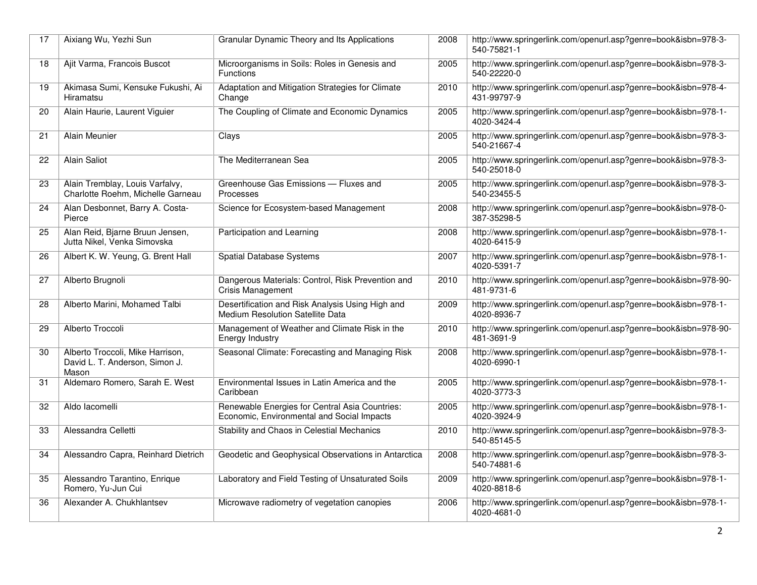| 17 | Aixiang Wu, Yezhi Sun | Granular Dynamic Theory and Its Applications | 2008 | http://www.springerlink.com/openurl.asp?genre=book&isbn=978-3-540-75821-1 |
|---|---|---|---|---|
| 18 | Ajit Varma, Francois Buscot | Microorganisms in Soils: Roles in Genesis and Functions | 2005 | http://www.springerlink.com/openurl.asp?genre=book&isbn=978-3-540-22220-0 |
| 19 | Akimasa Sumi, Kensuke Fukushi, Ai Hiramatsu | Adaptation and Mitigation Strategies for Climate Change | 2010 | http://www.springerlink.com/openurl.asp?genre=book&isbn=978-4-431-99797-9 |
| 20 | Alain Haurie, Laurent Viguier | The Coupling of Climate and Economic Dynamics | 2005 | http://www.springerlink.com/openurl.asp?genre=book&isbn=978-1-4020-3424-4 |
| 21 | Alain Meunier | Clays | 2005 | http://www.springerlink.com/openurl.asp?genre=book&isbn=978-3-540-21667-4 |
| 22 | Alain Saliot | The Mediterranean Sea | 2005 | http://www.springerlink.com/openurl.asp?genre=book&isbn=978-3-540-25018-0 |
| 23 | Alain Tremblay, Louis Varfalvy, Charlotte Roehm, Michelle Garneau | Greenhouse Gas Emissions — Fluxes and Processes | 2005 | http://www.springerlink.com/openurl.asp?genre=book&isbn=978-3-540-23455-5 |
| 24 | Alan Desbonnet, Barry A. Costa-Pierce | Science for Ecosystem-based Management | 2008 | http://www.springerlink.com/openurl.asp?genre=book&isbn=978-0-387-35298-5 |
| 25 | Alan Reid, Bjarne Bruun Jensen, Jutta Nikel, Venka Simovska | Participation and Learning | 2008 | http://www.springerlink.com/openurl.asp?genre=book&isbn=978-1-4020-6415-9 |
| 26 | Albert K. W. Yeung, G. Brent Hall | Spatial Database Systems | 2007 | http://www.springerlink.com/openurl.asp?genre=book&isbn=978-1-4020-5391-7 |
| 27 | Alberto Brugnoli | Dangerous Materials: Control, Risk Prevention and Crisis Management | 2010 | http://www.springerlink.com/openurl.asp?genre=book&isbn=978-90-481-9731-6 |
| 28 | Alberto Marini, Mohamed Talbi | Desertification and Risk Analysis Using High and Medium Resolution Satellite Data | 2009 | http://www.springerlink.com/openurl.asp?genre=book&isbn=978-1-4020-8936-7 |
| 29 | Alberto Troccoli | Management of Weather and Climate Risk in the Energy Industry | 2010 | http://www.springerlink.com/openurl.asp?genre=book&isbn=978-90-481-3691-9 |
| 30 | Alberto Troccoli, Mike Harrison, David L. T. Anderson, Simon J. Mason | Seasonal Climate: Forecasting and Managing Risk | 2008 | http://www.springerlink.com/openurl.asp?genre=book&isbn=978-1-4020-6990-1 |
| 31 | Aldemaro Romero, Sarah E. West | Environmental Issues in Latin America and the Caribbean | 2005 | http://www.springerlink.com/openurl.asp?genre=book&isbn=978-1-4020-3773-3 |
| 32 | Aldo Iacomelli | Renewable Energies for Central Asia Countries: Economic, Environmental and Social Impacts | 2005 | http://www.springerlink.com/openurl.asp?genre=book&isbn=978-1-4020-3924-9 |
| 33 | Alessandra Celletti | Stability and Chaos in Celestial Mechanics | 2010 | http://www.springerlink.com/openurl.asp?genre=book&isbn=978-3-540-85145-5 |
| 34 | Alessandro Capra, Reinhard Dietrich | Geodetic and Geophysical Observations in Antarctica | 2008 | http://www.springerlink.com/openurl.asp?genre=book&isbn=978-3-540-74881-6 |
| 35 | Alessandro Tarantino, Enrique Romero, Yu-Jun Cui | Laboratory and Field Testing of Unsaturated Soils | 2009 | http://www.springerlink.com/openurl.asp?genre=book&isbn=978-1-4020-8818-6 |
| 36 | Alexander A. Chukhlantsev | Microwave radiometry of vegetation canopies | 2006 | http://www.springerlink.com/openurl.asp?genre=book&isbn=978-1-4020-4681-0 |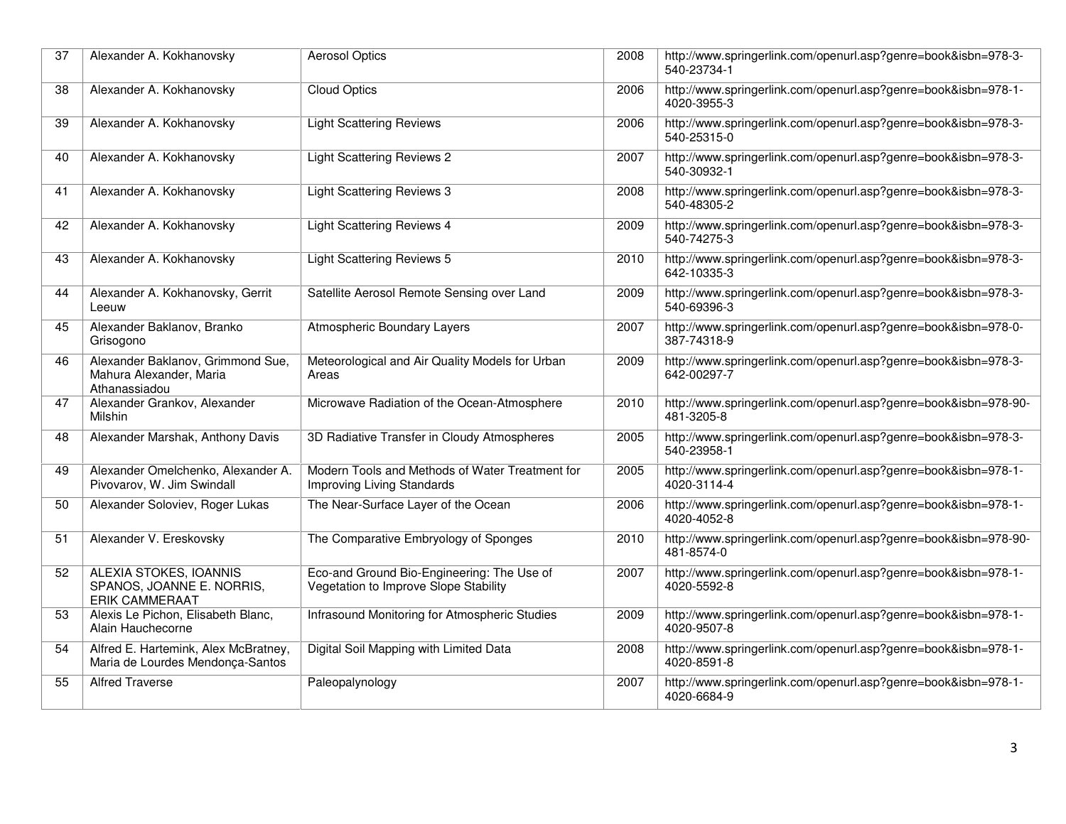| 37 | Alexander A. Kokhanovsky | Aerosol Optics | 2008 | http://www.springerlink.com/openurl.asp?genre=book&isbn=978-3-540-23734-1 |
|---|---|---|---|---|
| 38 | Alexander A. Kokhanovsky | Cloud Optics | 2006 | http://www.springerlink.com/openurl.asp?genre=book&isbn=978-1-4020-3955-3 |
| 39 | Alexander A. Kokhanovsky | Light Scattering Reviews | 2006 | http://www.springerlink.com/openurl.asp?genre=book&isbn=978-3-540-25315-0 |
| 40 | Alexander A. Kokhanovsky | Light Scattering Reviews 2 | 2007 | http://www.springerlink.com/openurl.asp?genre=book&isbn=978-3-540-30932-1 |
| 41 | Alexander A. Kokhanovsky | Light Scattering Reviews 3 | 2008 | http://www.springerlink.com/openurl.asp?genre=book&isbn=978-3-540-48305-2 |
| 42 | Alexander A. Kokhanovsky | Light Scattering Reviews 4 | 2009 | http://www.springerlink.com/openurl.asp?genre=book&isbn=978-3-540-74275-3 |
| 43 | Alexander A. Kokhanovsky | Light Scattering Reviews 5 | 2010 | http://www.springerlink.com/openurl.asp?genre=book&isbn=978-3-642-10335-3 |
| 44 | Alexander A. Kokhanovsky, Gerrit Leeuw | Satellite Aerosol Remote Sensing over Land | 2009 | http://www.springerlink.com/openurl.asp?genre=book&isbn=978-3-540-69396-3 |
| 45 | Alexander Baklanov, Branko Grisogono | Atmospheric Boundary Layers | 2007 | http://www.springerlink.com/openurl.asp?genre=book&isbn=978-0-387-74318-9 |
| 46 | Alexander Baklanov, Grimmond Sue, Mahura Alexander, Maria Athanassiadou | Meteorological and Air Quality Models for Urban Areas | 2009 | http://www.springerlink.com/openurl.asp?genre=book&isbn=978-3-642-00297-7 |
| 47 | Alexander Grankov, Alexander Milshin | Microwave Radiation of the Ocean-Atmosphere | 2010 | http://www.springerlink.com/openurl.asp?genre=book&isbn=978-90-481-3205-8 |
| 48 | Alexander Marshak, Anthony Davis | 3D Radiative Transfer in Cloudy Atmospheres | 2005 | http://www.springerlink.com/openurl.asp?genre=book&isbn=978-3-540-23958-1 |
| 49 | Alexander Omelchenko, Alexander A. Pivovarov, W. Jim Swindall | Modern Tools and Methods of Water Treatment for Improving Living Standards | 2005 | http://www.springerlink.com/openurl.asp?genre=book&isbn=978-1-4020-3114-4 |
| 50 | Alexander Soloviev, Roger Lukas | The Near-Surface Layer of the Ocean | 2006 | http://www.springerlink.com/openurl.asp?genre=book&isbn=978-1-4020-4052-8 |
| 51 | Alexander V. Ereskovsky | The Comparative Embryology of Sponges | 2010 | http://www.springerlink.com/openurl.asp?genre=book&isbn=978-90-481-8574-0 |
| 52 | ALEXIA STOKES, IOANNIS SPANOS, JOANNE E. NORRIS, ERIK CAMMERAAT | Eco-and Ground Bio-Engineering: The Use of Vegetation to Improve Slope Stability | 2007 | http://www.springerlink.com/openurl.asp?genre=book&isbn=978-1-4020-5592-8 |
| 53 | Alexis Le Pichon, Elisabeth Blanc, Alain Hauchecorne | Infrasound Monitoring for Atmospheric Studies | 2009 | http://www.springerlink.com/openurl.asp?genre=book&isbn=978-1-4020-9507-8 |
| 54 | Alfred E. Hartemink, Alex McBratney, Maria de Lourdes Mendonça-Santos | Digital Soil Mapping with Limited Data | 2008 | http://www.springerlink.com/openurl.asp?genre=book&isbn=978-1-4020-8591-8 |
| 55 | Alfred Traverse | Paleopalynology | 2007 | http://www.springerlink.com/openurl.asp?genre=book&isbn=978-1-4020-6684-9 |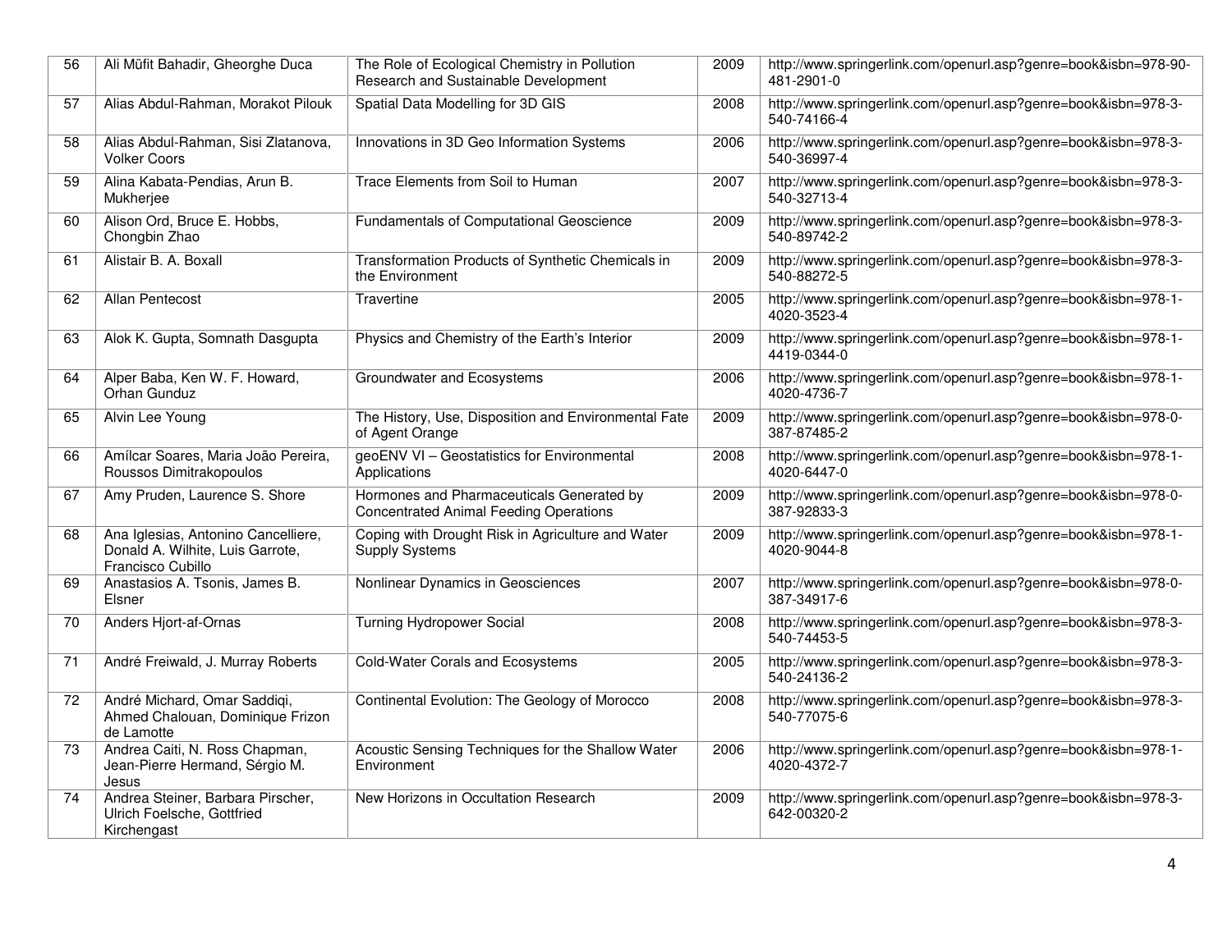| | | | | |
|---|---|---|---|---|
| 56 | Ali Müfit Bahadir, Gheorghe Duca | The Role of Ecological Chemistry in Pollution Research and Sustainable Development | 2009 | http://www.springerlink.com/openurl.asp?genre=book&isbn=978-90-481-2901-0 |
| 57 | Alias Abdul-Rahman, Morakot Pilouk | Spatial Data Modelling for 3D GIS | 2008 | http://www.springerlink.com/openurl.asp?genre=book&isbn=978-3-540-74166-4 |
| 58 | Alias Abdul-Rahman, Sisi Zlatanova, Volker Coors | Innovations in 3D Geo Information Systems | 2006 | http://www.springerlink.com/openurl.asp?genre=book&isbn=978-3-540-36997-4 |
| 59 | Alina Kabata-Pendias, Arun B. Mukherjee | Trace Elements from Soil to Human | 2007 | http://www.springerlink.com/openurl.asp?genre=book&isbn=978-3-540-32713-4 |
| 60 | Alison Ord, Bruce E. Hobbs, Chongbin Zhao | Fundamentals of Computational Geoscience | 2009 | http://www.springerlink.com/openurl.asp?genre=book&isbn=978-3-540-89742-2 |
| 61 | Alistair B. A. Boxall | Transformation Products of Synthetic Chemicals in the Environment | 2009 | http://www.springerlink.com/openurl.asp?genre=book&isbn=978-3-540-88272-5 |
| 62 | Allan Pentecost | Travertine | 2005 | http://www.springerlink.com/openurl.asp?genre=book&isbn=978-1-4020-3523-4 |
| 63 | Alok K. Gupta, Somnath Dasgupta | Physics and Chemistry of the Earth's Interior | 2009 | http://www.springerlink.com/openurl.asp?genre=book&isbn=978-1-4419-0344-0 |
| 64 | Alper Baba, Ken W. F. Howard, Orhan Gunduz | Groundwater and Ecosystems | 2006 | http://www.springerlink.com/openurl.asp?genre=book&isbn=978-1-4020-4736-7 |
| 65 | Alvin Lee Young | The History, Use, Disposition and Environmental Fate of Agent Orange | 2009 | http://www.springerlink.com/openurl.asp?genre=book&isbn=978-0-387-87485-2 |
| 66 | Amílcar Soares, Maria João Pereira, Roussos Dimitrakopoulos | geoENV VI – Geostatistics for Environmental Applications | 2008 | http://www.springerlink.com/openurl.asp?genre=book&isbn=978-1-4020-6447-0 |
| 67 | Amy Pruden, Laurence S. Shore | Hormones and Pharmaceuticals Generated by Concentrated Animal Feeding Operations | 2009 | http://www.springerlink.com/openurl.asp?genre=book&isbn=978-0-387-92833-3 |
| 68 | Ana Iglesias, Antonino Cancelliere, Donald A. Wilhite, Luis Garrote, Francisco Cubillo | Coping with Drought Risk in Agriculture and Water Supply Systems | 2009 | http://www.springerlink.com/openurl.asp?genre=book&isbn=978-1-4020-9044-8 |
| 69 | Anastasios A. Tsonis, James B. Elsner | Nonlinear Dynamics in Geosciences | 2007 | http://www.springerlink.com/openurl.asp?genre=book&isbn=978-0-387-34917-6 |
| 70 | Anders Hjort-af-Ornas | Turning Hydropower Social | 2008 | http://www.springerlink.com/openurl.asp?genre=book&isbn=978-3-540-74453-5 |
| 71 | André Freiwald, J. Murray Roberts | Cold-Water Corals and Ecosystems | 2005 | http://www.springerlink.com/openurl.asp?genre=book&isbn=978-3-540-24136-2 |
| 72 | André Michard, Omar Saddiqi, Ahmed Chalouan, Dominique Frizon de Lamotte | Continental Evolution: The Geology of Morocco | 2008 | http://www.springerlink.com/openurl.asp?genre=book&isbn=978-3-540-77075-6 |
| 73 | Andrea Caiti, N. Ross Chapman, Jean-Pierre Hermand, Sérgio M. Jesus | Acoustic Sensing Techniques for the Shallow Water Environment | 2006 | http://www.springerlink.com/openurl.asp?genre=book&isbn=978-1-4020-4372-7 |
| 74 | Andrea Steiner, Barbara Pirscher, Ulrich Foelsche, Gottfried Kirchengast | New Horizons in Occultation Research | 2009 | http://www.springerlink.com/openurl.asp?genre=book&isbn=978-3-642-00320-2 |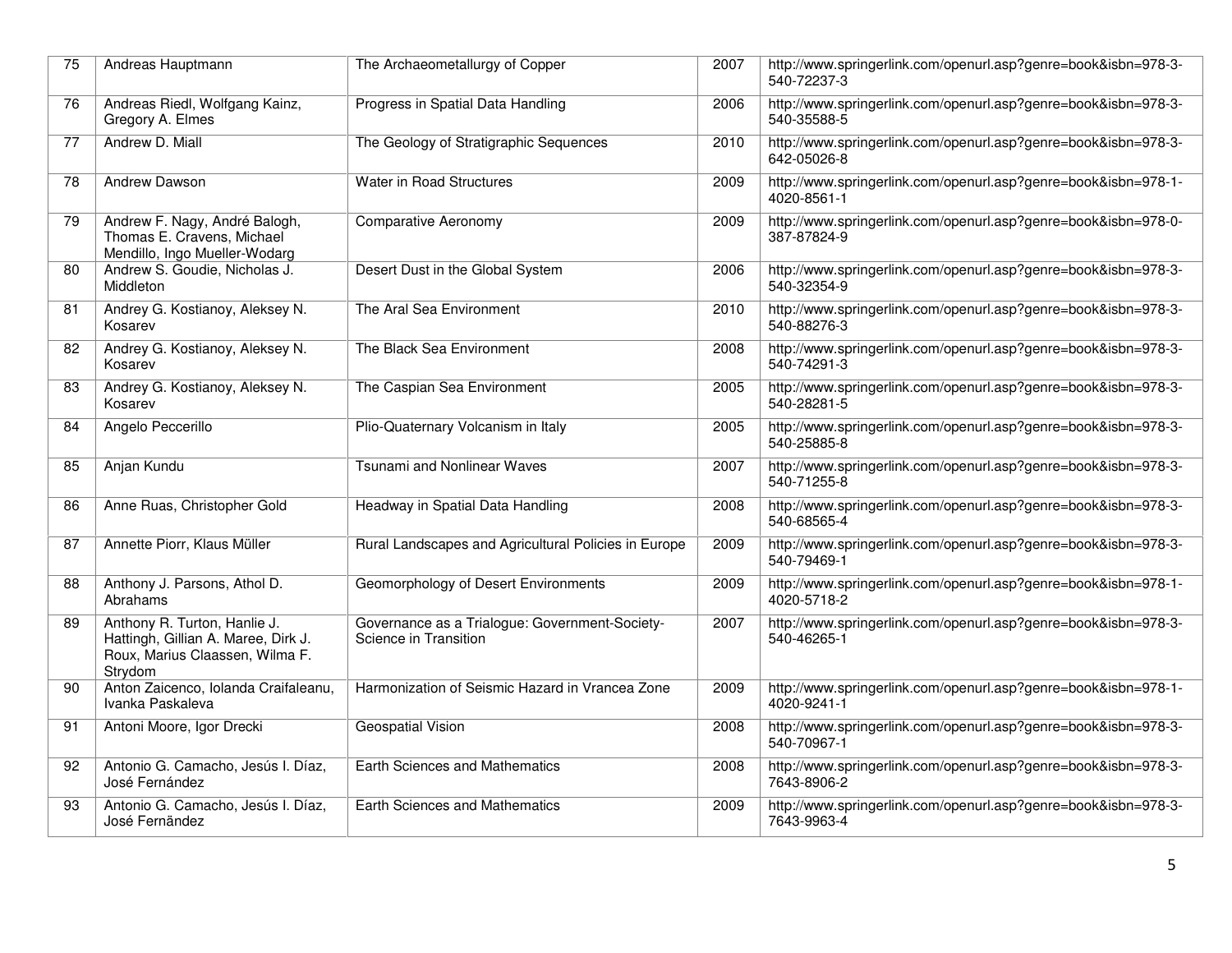| 75 | Andreas Hauptmann | The Archaeometallurgy of Copper | 2007 | http://www.springerlink.com/openurl.asp?genre=book&isbn=978-3-540-72237-3 |
|---|---|---|---|---|
| 76 | Andreas Riedl, Wolfgang Kainz, Gregory A. Elmes | Progress in Spatial Data Handling | 2006 | http://www.springerlink.com/openurl.asp?genre=book&isbn=978-3-540-35588-5 |
| 77 | Andrew D. Miall | The Geology of Stratigraphic Sequences | 2010 | http://www.springerlink.com/openurl.asp?genre=book&isbn=978-3-642-05026-8 |
| 78 | Andrew Dawson | Water in Road Structures | 2009 | http://www.springerlink.com/openurl.asp?genre=book&isbn=978-1-4020-8561-1 |
| 79 | Andrew F. Nagy, André Balogh, Thomas E. Cravens, Michael Mendillo, Ingo Mueller-Wodarg | Comparative Aeronomy | 2009 | http://www.springerlink.com/openurl.asp?genre=book&isbn=978-0-387-87824-9 |
| 80 | Andrew S. Goudie, Nicholas J. Middleton | Desert Dust in the Global System | 2006 | http://www.springerlink.com/openurl.asp?genre=book&isbn=978-3-540-32354-9 |
| 81 | Andrey G. Kostianoy, Aleksey N. Kosarev | The Aral Sea Environment | 2010 | http://www.springerlink.com/openurl.asp?genre=book&isbn=978-3-540-88276-3 |
| 82 | Andrey G. Kostianoy, Aleksey N. Kosarev | The Black Sea Environment | 2008 | http://www.springerlink.com/openurl.asp?genre=book&isbn=978-3-540-74291-3 |
| 83 | Andrey G. Kostianoy, Aleksey N. Kosarev | The Caspian Sea Environment | 2005 | http://www.springerlink.com/openurl.asp?genre=book&isbn=978-3-540-28281-5 |
| 84 | Angelo Peccerillo | Plio-Quaternary Volcanism in Italy | 2005 | http://www.springerlink.com/openurl.asp?genre=book&isbn=978-3-540-25885-8 |
| 85 | Anjan Kundu | Tsunami and Nonlinear Waves | 2007 | http://www.springerlink.com/openurl.asp?genre=book&isbn=978-3-540-71255-8 |
| 86 | Anne Ruas, Christopher Gold | Headway in Spatial Data Handling | 2008 | http://www.springerlink.com/openurl.asp?genre=book&isbn=978-3-540-68565-4 |
| 87 | Annette Piorr, Klaus Müller | Rural Landscapes and Agricultural Policies in Europe | 2009 | http://www.springerlink.com/openurl.asp?genre=book&isbn=978-3-540-79469-1 |
| 88 | Anthony J. Parsons, Athol D. Abrahams | Geomorphology of Desert Environments | 2009 | http://www.springerlink.com/openurl.asp?genre=book&isbn=978-1-4020-5718-2 |
| 89 | Anthony R. Turton, Hanlie J. Hattingh, Gillian A. Maree, Dirk J. Roux, Marius Claassen, Wilma F. Strydom | Governance as a Trialogue: Government-Society-Science in Transition | 2007 | http://www.springerlink.com/openurl.asp?genre=book&isbn=978-3-540-46265-1 |
| 90 | Anton Zaicenco, Iolanda Craifaleanu, Ivanka Paskaleva | Harmonization of Seismic Hazard in Vrancea Zone | 2009 | http://www.springerlink.com/openurl.asp?genre=book&isbn=978-1-4020-9241-1 |
| 91 | Antoni Moore, Igor Drecki | Geospatial Vision | 2008 | http://www.springerlink.com/openurl.asp?genre=book&isbn=978-3-540-70967-1 |
| 92 | Antonio G. Camacho, Jesús I. Díaz, José Fernández | Earth Sciences and Mathematics | 2008 | http://www.springerlink.com/openurl.asp?genre=book&isbn=978-3-7643-8906-2 |
| 93 | Antonio G. Camacho, Jesús I. Díaz, José Fernändez | Earth Sciences and Mathematics | 2009 | http://www.springerlink.com/openurl.asp?genre=book&isbn=978-3-7643-9963-4 |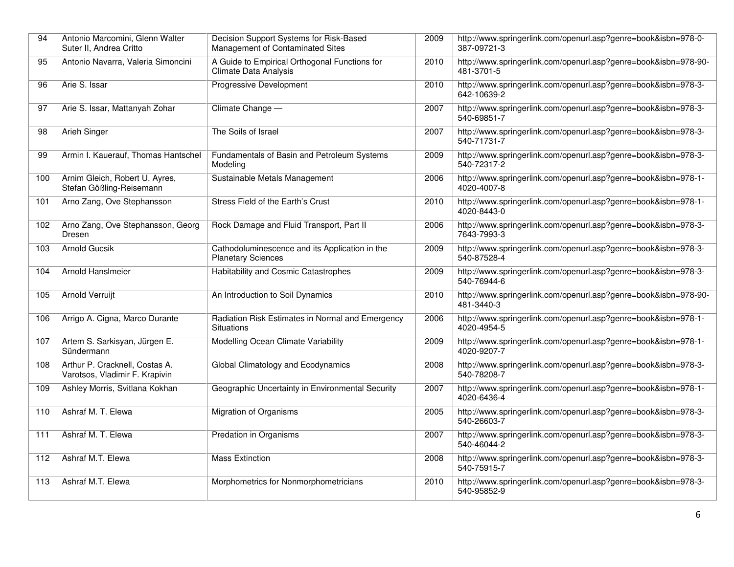| 94 | Antonio Marcomini, Glenn Walter Suter II, Andrea Critto | Decision Support Systems for Risk-Based Management of Contaminated Sites | 2009 | http://www.springerlink.com/openurl.asp?genre=book&isbn=978-0-387-09721-3 |
|---|---|---|---|---|
| 95 | Antonio Navarra, Valeria Simoncini | A Guide to Empirical Orthogonal Functions for Climate Data Analysis | 2010 | http://www.springerlink.com/openurl.asp?genre=book&isbn=978-90-481-3701-5 |
| 96 | Arie S. Issar | Progressive Development | 2010 | http://www.springerlink.com/openurl.asp?genre=book&isbn=978-3-642-10639-2 |
| 97 | Arie S. Issar, Mattanyah Zohar | Climate Change — | 2007 | http://www.springerlink.com/openurl.asp?genre=book&isbn=978-3-540-69851-7 |
| 98 | Arieh Singer | The Soils of Israel | 2007 | http://www.springerlink.com/openurl.asp?genre=book&isbn=978-3-540-71731-7 |
| 99 | Armin I. Kauerauf, Thomas Hantschel | Fundamentals of Basin and Petroleum Systems Modeling | 2009 | http://www.springerlink.com/openurl.asp?genre=book&isbn=978-3-540-72317-2 |
| 100 | Arnim Gleich, Robert U. Ayres, Stefan Gößling-Reisemann | Sustainable Metals Management | 2006 | http://www.springerlink.com/openurl.asp?genre=book&isbn=978-1-4020-4007-8 |
| 101 | Arno Zang, Ove Stephansson | Stress Field of the Earth's Crust | 2010 | http://www.springerlink.com/openurl.asp?genre=book&isbn=978-1-4020-8443-0 |
| 102 | Arno Zang, Ove Stephansson, Georg Dresen | Rock Damage and Fluid Transport, Part II | 2006 | http://www.springerlink.com/openurl.asp?genre=book&isbn=978-3-7643-7993-3 |
| 103 | Arnold Gucsik | Cathodoluminescence and its Application in the Planetary Sciences | 2009 | http://www.springerlink.com/openurl.asp?genre=book&isbn=978-3-540-87528-4 |
| 104 | Arnold Hanslmeier | Habitability and Cosmic Catastrophes | 2009 | http://www.springerlink.com/openurl.asp?genre=book&isbn=978-3-540-76944-6 |
| 105 | Arnold Verruijt | An Introduction to Soil Dynamics | 2010 | http://www.springerlink.com/openurl.asp?genre=book&isbn=978-90-481-3440-3 |
| 106 | Arrigo A. Cigna, Marco Durante | Radiation Risk Estimates in Normal and Emergency Situations | 2006 | http://www.springerlink.com/openurl.asp?genre=book&isbn=978-1-4020-4954-5 |
| 107 | Artem S. Sarkisyan, Jürgen E. Sündermann | Modelling Ocean Climate Variability | 2009 | http://www.springerlink.com/openurl.asp?genre=book&isbn=978-1-4020-9207-7 |
| 108 | Arthur P. Cracknell, Costas A. Varotsos, Vladimir F. Krapivin | Global Climatology and Ecodynamics | 2008 | http://www.springerlink.com/openurl.asp?genre=book&isbn=978-3-540-78208-7 |
| 109 | Ashley Morris, Svitlana Kokhan | Geographic Uncertainty in Environmental Security | 2007 | http://www.springerlink.com/openurl.asp?genre=book&isbn=978-1-4020-6436-4 |
| 110 | Ashraf M. T. Elewa | Migration of Organisms | 2005 | http://www.springerlink.com/openurl.asp?genre=book&isbn=978-3-540-26603-7 |
| 111 | Ashraf M. T. Elewa | Predation in Organisms | 2007 | http://www.springerlink.com/openurl.asp?genre=book&isbn=978-3-540-46044-2 |
| 112 | Ashraf M.T. Elewa | Mass Extinction | 2008 | http://www.springerlink.com/openurl.asp?genre=book&isbn=978-3-540-75915-7 |
| 113 | Ashraf M.T. Elewa | Morphometrics for Nonmorphometricians | 2010 | http://www.springerlink.com/openurl.asp?genre=book&isbn=978-3-540-95852-9 |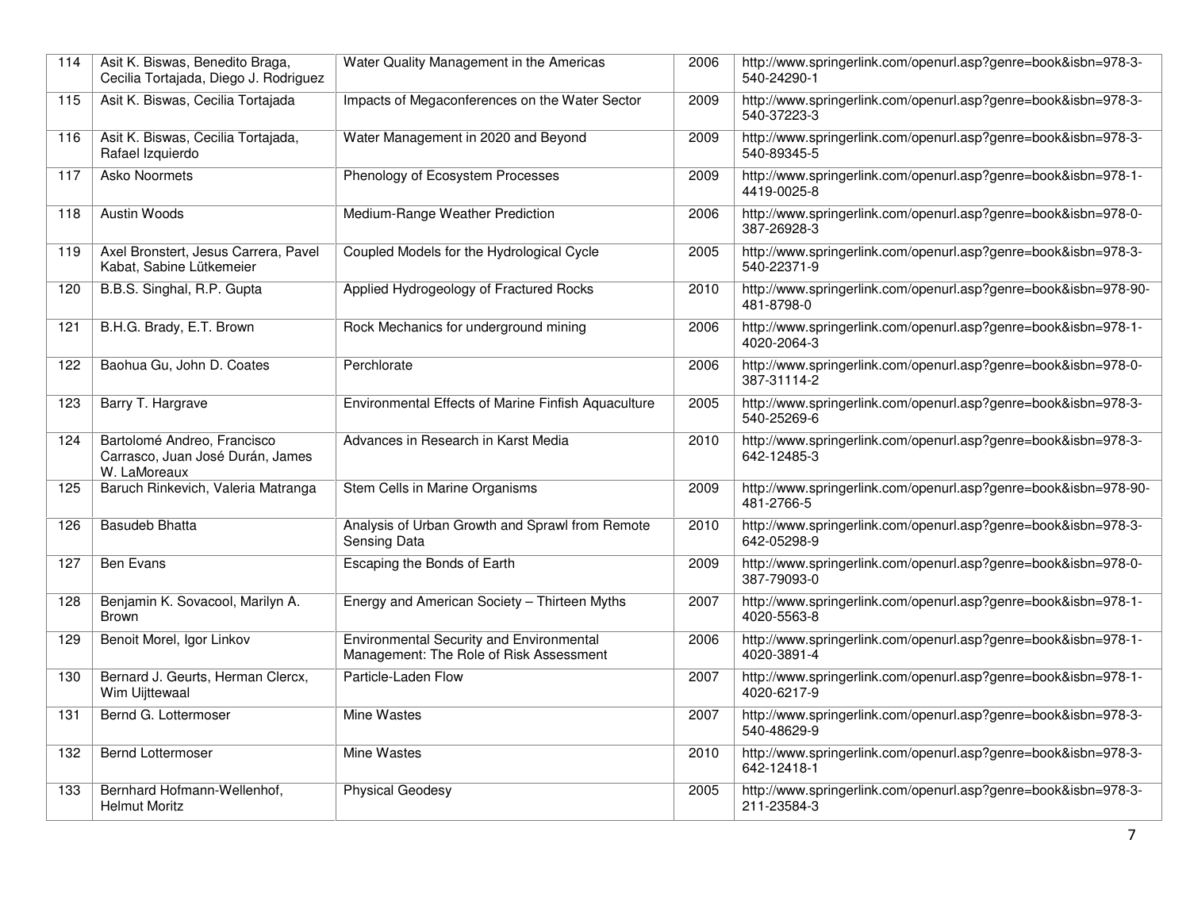| 114 | Asit K. Biswas, Benedito Braga, Cecilia Tortajada, Diego J. Rodriguez | Water Quality Management in the Americas | 2006 | http://www.springerlink.com/openurl.asp?genre=book&isbn=978-3-540-24290-1 |
|---|---|---|---|---|
| 115 | Asit K. Biswas, Cecilia Tortajada | Impacts of Megaconferences on the Water Sector | 2009 | http://www.springerlink.com/openurl.asp?genre=book&isbn=978-3-540-37223-3 |
| 116 | Asit K. Biswas, Cecilia Tortajada, Rafael Izquierdo | Water Management in 2020 and Beyond | 2009 | http://www.springerlink.com/openurl.asp?genre=book&isbn=978-3-540-89345-5 |
| 117 | Asko Noormets | Phenology of Ecosystem Processes | 2009 | http://www.springerlink.com/openurl.asp?genre=book&isbn=978-1-4419-0025-8 |
| 118 | Austin Woods | Medium-Range Weather Prediction | 2006 | http://www.springerlink.com/openurl.asp?genre=book&isbn=978-0-387-26928-3 |
| 119 | Axel Bronstert, Jesus Carrera, Pavel Kabat, Sabine Lütkemeier | Coupled Models for the Hydrological Cycle | 2005 | http://www.springerlink.com/openurl.asp?genre=book&isbn=978-3-540-22371-9 |
| 120 | B.B.S. Singhal, R.P. Gupta | Applied Hydrogeology of Fractured Rocks | 2010 | http://www.springerlink.com/openurl.asp?genre=book&isbn=978-90-481-8798-0 |
| 121 | B.H.G. Brady, E.T. Brown | Rock Mechanics for underground mining | 2006 | http://www.springerlink.com/openurl.asp?genre=book&isbn=978-1-4020-2064-3 |
| 122 | Baohua Gu, John D. Coates | Perchlorate | 2006 | http://www.springerlink.com/openurl.asp?genre=book&isbn=978-0-387-31114-2 |
| 123 | Barry T. Hargrave | Environmental Effects of Marine Finfish Aquaculture | 2005 | http://www.springerlink.com/openurl.asp?genre=book&isbn=978-3-540-25269-6 |
| 124 | Bartolomé Andreo, Francisco Carrasco, Juan José Durán, James W. LaMoreaux | Advances in Research in Karst Media | 2010 | http://www.springerlink.com/openurl.asp?genre=book&isbn=978-3-642-12485-3 |
| 125 | Baruch Rinkevich, Valeria Matranga | Stem Cells in Marine Organisms | 2009 | http://www.springerlink.com/openurl.asp?genre=book&isbn=978-90-481-2766-5 |
| 126 | Basudeb Bhatta | Analysis of Urban Growth and Sprawl from Remote Sensing Data | 2010 | http://www.springerlink.com/openurl.asp?genre=book&isbn=978-3-642-05298-9 |
| 127 | Ben Evans | Escaping the Bonds of Earth | 2009 | http://www.springerlink.com/openurl.asp?genre=book&isbn=978-0-387-79093-0 |
| 128 | Benjamin K. Sovacool, Marilyn A. Brown | Energy and American Society – Thirteen Myths | 2007 | http://www.springerlink.com/openurl.asp?genre=book&isbn=978-1-4020-5563-8 |
| 129 | Benoit Morel, Igor Linkov | Environmental Security and Environmental Management: The Role of Risk Assessment | 2006 | http://www.springerlink.com/openurl.asp?genre=book&isbn=978-1-4020-3891-4 |
| 130 | Bernard J. Geurts, Herman Clercx, Wim Uijttewaal | Particle-Laden Flow | 2007 | http://www.springerlink.com/openurl.asp?genre=book&isbn=978-1-4020-6217-9 |
| 131 | Bernd G. Lottermoser | Mine Wastes | 2007 | http://www.springerlink.com/openurl.asp?genre=book&isbn=978-3-540-48629-9 |
| 132 | Bernd Lottermoser | Mine Wastes | 2010 | http://www.springerlink.com/openurl.asp?genre=book&isbn=978-3-642-12418-1 |
| 133 | Bernhard Hofmann-Wellenhof, Helmut Moritz | Physical Geodesy | 2005 | http://www.springerlink.com/openurl.asp?genre=book&isbn=978-3-211-23584-3 |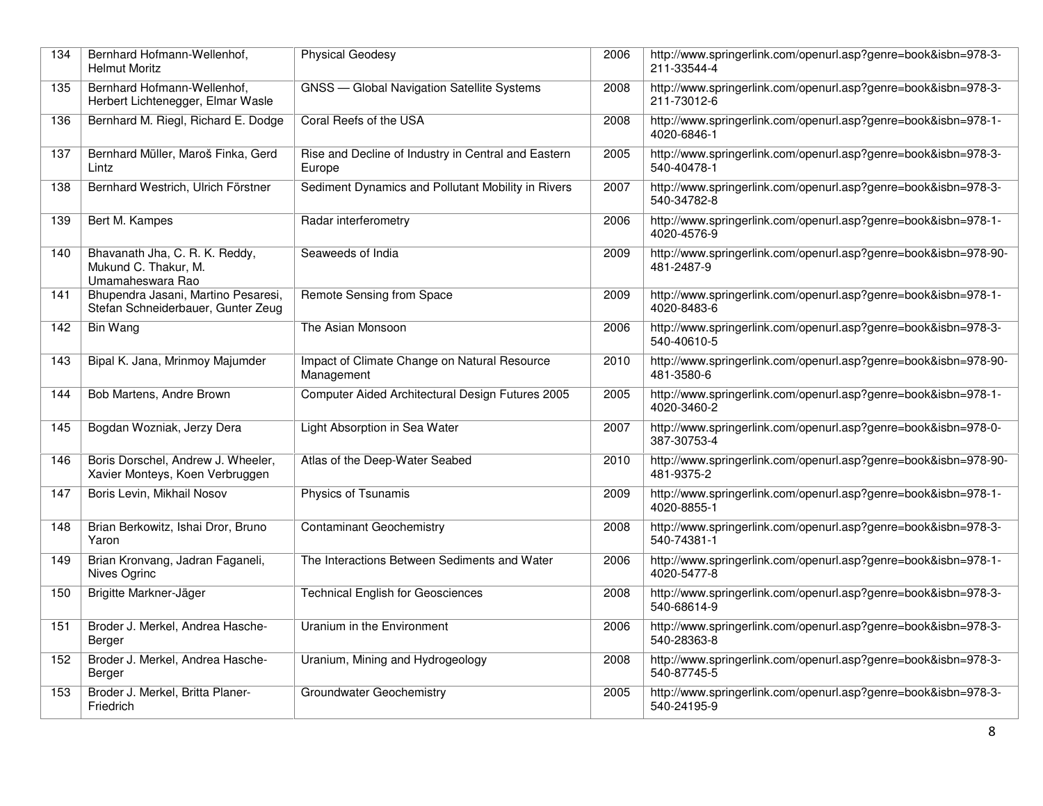| 134 | Bernhard Hofmann-Wellenhof, Helmut Moritz | Physical Geodesy | 2006 | http://www.springerlink.com/openurl.asp?genre=book&isbn=978-3-211-33544-4 |
|---|---|---|---|---|
| 135 | Bernhard Hofmann-Wellenhof, Herbert Lichtenegger, Elmar Wasle | GNSS — Global Navigation Satellite Systems | 2008 | http://www.springerlink.com/openurl.asp?genre=book&isbn=978-3-211-73012-6 |
| 136 | Bernhard M. Riegl, Richard E. Dodge | Coral Reefs of the USA | 2008 | http://www.springerlink.com/openurl.asp?genre=book&isbn=978-1-4020-6846-1 |
| 137 | Bernhard Müller, Maroš Finka, Gerd Lintz | Rise and Decline of Industry in Central and Eastern Europe | 2005 | http://www.springerlink.com/openurl.asp?genre=book&isbn=978-3-540-40478-1 |
| 138 | Bernhard Westrich, Ulrich Förstner | Sediment Dynamics and Pollutant Mobility in Rivers | 2007 | http://www.springerlink.com/openurl.asp?genre=book&isbn=978-3-540-34782-8 |
| 139 | Bert M. Kampes | Radar interferometry | 2006 | http://www.springerlink.com/openurl.asp?genre=book&isbn=978-1-4020-4576-9 |
| 140 | Bhavanath Jha, C. R. K. Reddy, Mukund C. Thakur, M. Umamaheswara Rao | Seaweeds of India | 2009 | http://www.springerlink.com/openurl.asp?genre=book&isbn=978-90-481-2487-9 |
| 141 | Bhupendra Jasani, Martino Pesaresi, Stefan Schneiderbauer, Gunter Zeug | Remote Sensing from Space | 2009 | http://www.springerlink.com/openurl.asp?genre=book&isbn=978-1-4020-8483-6 |
| 142 | Bin Wang | The Asian Monsoon | 2006 | http://www.springerlink.com/openurl.asp?genre=book&isbn=978-3-540-40610-5 |
| 143 | Bipal K. Jana, Mrinmoy Majumder | Impact of Climate Change on Natural Resource Management | 2010 | http://www.springerlink.com/openurl.asp?genre=book&isbn=978-90-481-3580-6 |
| 144 | Bob Martens, Andre Brown | Computer Aided Architectural Design Futures 2005 | 2005 | http://www.springerlink.com/openurl.asp?genre=book&isbn=978-1-4020-3460-2 |
| 145 | Bogdan Wozniak, Jerzy Dera | Light Absorption in Sea Water | 2007 | http://www.springerlink.com/openurl.asp?genre=book&isbn=978-0-387-30753-4 |
| 146 | Boris Dorschel, Andrew J. Wheeler, Xavier Monteys, Koen Verbruggen | Atlas of the Deep-Water Seabed | 2010 | http://www.springerlink.com/openurl.asp?genre=book&isbn=978-90-481-9375-2 |
| 147 | Boris Levin, Mikhail Nosov | Physics of Tsunamis | 2009 | http://www.springerlink.com/openurl.asp?genre=book&isbn=978-1-4020-8855-1 |
| 148 | Brian Berkowitz, Ishai Dror, Bruno Yaron | Contaminant Geochemistry | 2008 | http://www.springerlink.com/openurl.asp?genre=book&isbn=978-3-540-74381-1 |
| 149 | Brian Kronvang, Jadran Faganeli, Nives Ogrinc | The Interactions Between Sediments and Water | 2006 | http://www.springerlink.com/openurl.asp?genre=book&isbn=978-1-4020-5477-8 |
| 150 | Brigitte Markner-Jäger | Technical English for Geosciences | 2008 | http://www.springerlink.com/openurl.asp?genre=book&isbn=978-3-540-68614-9 |
| 151 | Broder J. Merkel, Andrea Hasche-Berger | Uranium in the Environment | 2006 | http://www.springerlink.com/openurl.asp?genre=book&isbn=978-3-540-28363-8 |
| 152 | Broder J. Merkel, Andrea Hasche-Berger | Uranium, Mining and Hydrogeology | 2008 | http://www.springerlink.com/openurl.asp?genre=book&isbn=978-3-540-87745-5 |
| 153 | Broder J. Merkel, Britta Planer-Friedrich | Groundwater Geochemistry | 2005 | http://www.springerlink.com/openurl.asp?genre=book&isbn=978-3-540-24195-9 |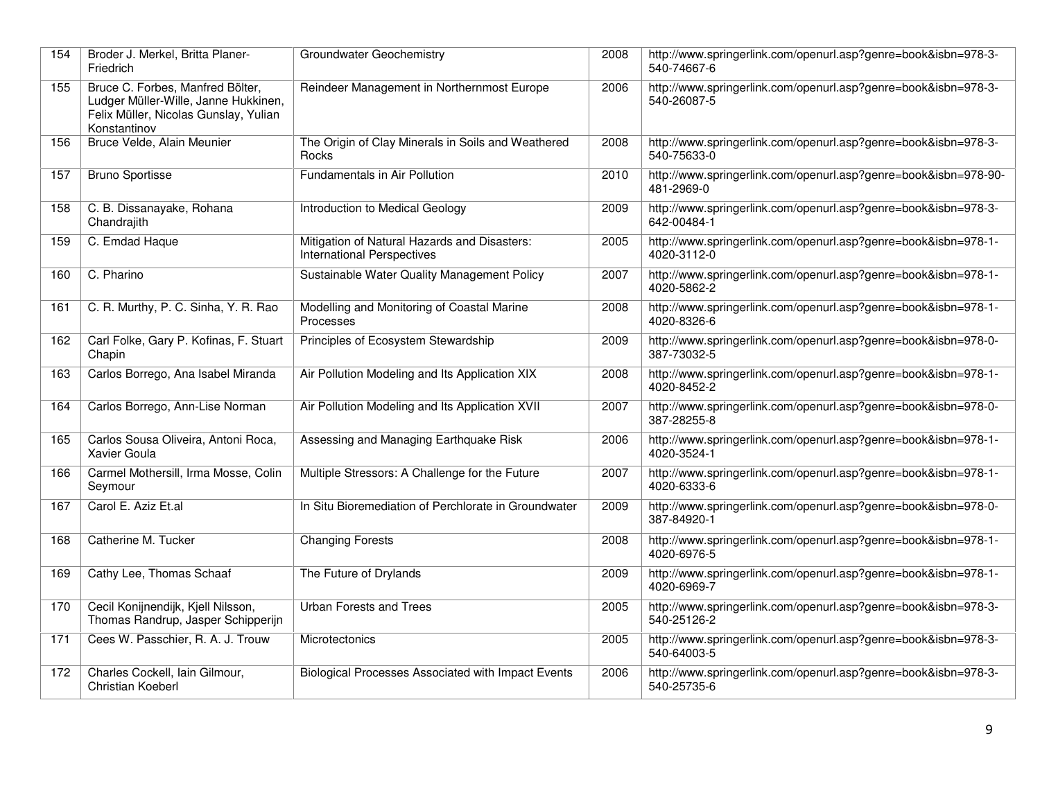| 154 | Broder J. Merkel, Britta Planer-Friedrich | Groundwater Geochemistry | 2008 | http://www.springerlink.com/openurl.asp?genre=book&isbn=978-3-540-74667-6 |
|---|---|---|---|---|
| 155 | Bruce C. Forbes, Manfred Bölter, Ludger Müller-Wille, Janne Hukkinen, Felix Müller, Nicolas Gunslay, Yulian Konstantinov | Reindeer Management in Northernmost Europe | 2006 | http://www.springerlink.com/openurl.asp?genre=book&isbn=978-3-540-26087-5 |
| 156 | Bruce Velde, Alain Meunier | The Origin of Clay Minerals in Soils and Weathered Rocks | 2008 | http://www.springerlink.com/openurl.asp?genre=book&isbn=978-3-540-75633-0 |
| 157 | Bruno Sportisse | Fundamentals in Air Pollution | 2010 | http://www.springerlink.com/openurl.asp?genre=book&isbn=978-90-481-2969-0 |
| 158 | C. B. Dissanayake, Rohana Chandrajith | Introduction to Medical Geology | 2009 | http://www.springerlink.com/openurl.asp?genre=book&isbn=978-3-642-00484-1 |
| 159 | C. Emdad Haque | Mitigation of Natural Hazards and Disasters: International Perspectives | 2005 | http://www.springerlink.com/openurl.asp?genre=book&isbn=978-1-4020-3112-0 |
| 160 | C. Pharino | Sustainable Water Quality Management Policy | 2007 | http://www.springerlink.com/openurl.asp?genre=book&isbn=978-1-4020-5862-2 |
| 161 | C. R. Murthy, P. C. Sinha, Y. R. Rao | Modelling and Monitoring of Coastal Marine Processes | 2008 | http://www.springerlink.com/openurl.asp?genre=book&isbn=978-1-4020-8326-6 |
| 162 | Carl Folke, Gary P. Kofinas, F. Stuart Chapin | Principles of Ecosystem Stewardship | 2009 | http://www.springerlink.com/openurl.asp?genre=book&isbn=978-0-387-73032-5 |
| 163 | Carlos Borrego, Ana Isabel Miranda | Air Pollution Modeling and Its Application XIX | 2008 | http://www.springerlink.com/openurl.asp?genre=book&isbn=978-1-4020-8452-2 |
| 164 | Carlos Borrego, Ann-Lise Norman | Air Pollution Modeling and Its Application XVII | 2007 | http://www.springerlink.com/openurl.asp?genre=book&isbn=978-0-387-28255-8 |
| 165 | Carlos Sousa Oliveira, Antoni Roca, Xavier Goula | Assessing and Managing Earthquake Risk | 2006 | http://www.springerlink.com/openurl.asp?genre=book&isbn=978-1-4020-3524-1 |
| 166 | Carmel Mothersill, Irma Mosse, Colin Seymour | Multiple Stressors: A Challenge for the Future | 2007 | http://www.springerlink.com/openurl.asp?genre=book&isbn=978-1-4020-6333-6 |
| 167 | Carol E. Aziz Et.al | In Situ Bioremediation of Perchlorate in Groundwater | 2009 | http://www.springerlink.com/openurl.asp?genre=book&isbn=978-0-387-84920-1 |
| 168 | Catherine M. Tucker | Changing Forests | 2008 | http://www.springerlink.com/openurl.asp?genre=book&isbn=978-1-4020-6976-5 |
| 169 | Cathy Lee, Thomas Schaaf | The Future of Drylands | 2009 | http://www.springerlink.com/openurl.asp?genre=book&isbn=978-1-4020-6969-7 |
| 170 | Cecil Konijnendijk, Kjell Nilsson, Thomas Randrup, Jasper Schipperijn | Urban Forests and Trees | 2005 | http://www.springerlink.com/openurl.asp?genre=book&isbn=978-3-540-25126-2 |
| 171 | Cees W. Passchier, R. A. J. Trouw | Microtectonics | 2005 | http://www.springerlink.com/openurl.asp?genre=book&isbn=978-3-540-64003-5 |
| 172 | Charles Cockell, Iain Gilmour, Christian Koeberl | Biological Processes Associated with Impact Events | 2006 | http://www.springerlink.com/openurl.asp?genre=book&isbn=978-3-540-25735-6 |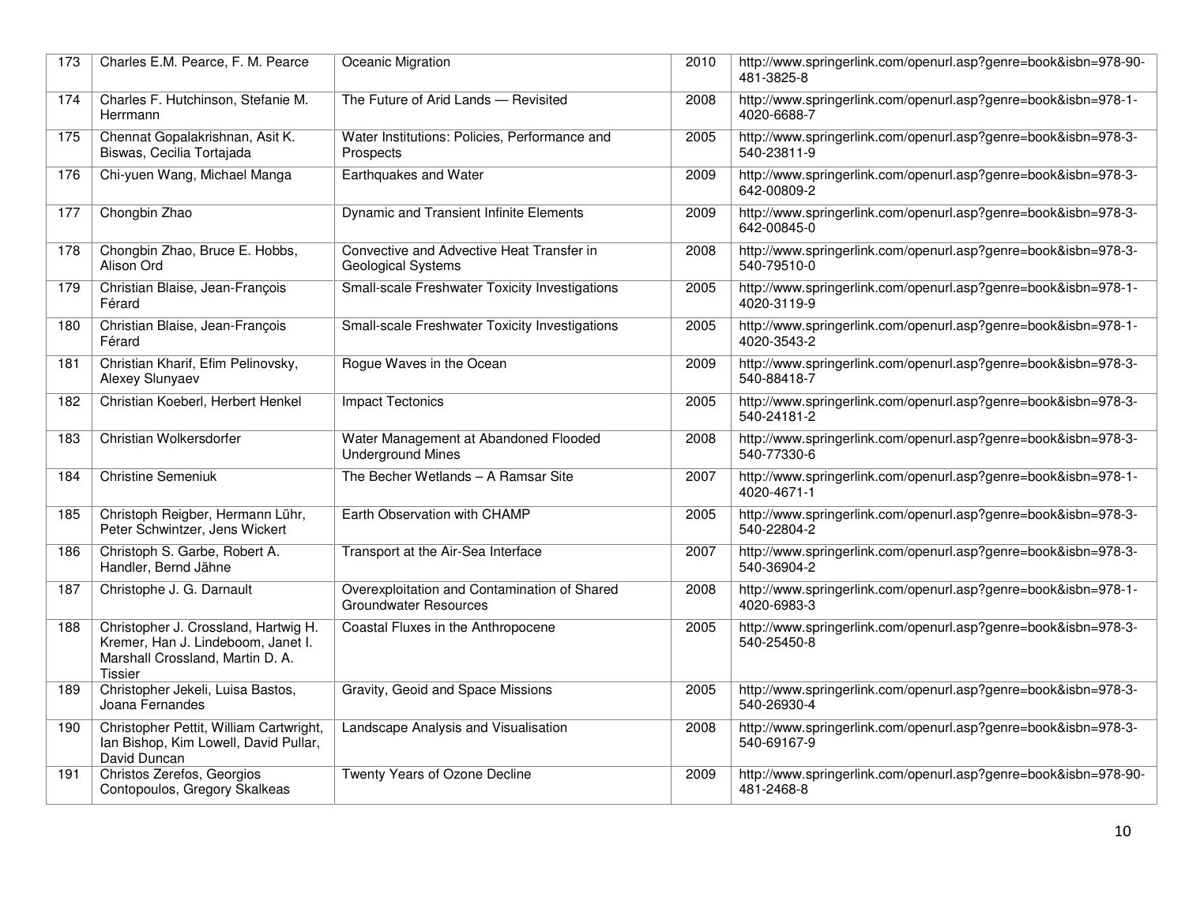| 173 | Charles E.M. Pearce, F. M. Pearce | Oceanic Migration | 2010 | http://www.springerlink.com/openurl.asp?genre=book&isbn=978-90-481-3825-8 |
|---|---|---|---|---|
| 174 | Charles F. Hutchinson, Stefanie M. Herrmann | The Future of Arid Lands — Revisited | 2008 | http://www.springerlink.com/openurl.asp?genre=book&isbn=978-1-4020-6688-7 |
| 175 | Chennat Gopalakrishnan, Asit K. Biswas, Cecilia Tortajada | Water Institutions: Policies, Performance and Prospects | 2005 | http://www.springerlink.com/openurl.asp?genre=book&isbn=978-3-540-23811-9 |
| 176 | Chi-yuen Wang, Michael Manga | Earthquakes and Water | 2009 | http://www.springerlink.com/openurl.asp?genre=book&isbn=978-3-642-00809-2 |
| 177 | Chongbin Zhao | Dynamic and Transient Infinite Elements | 2009 | http://www.springerlink.com/openurl.asp?genre=book&isbn=978-3-642-00845-0 |
| 178 | Chongbin Zhao, Bruce E. Hobbs, Alison Ord | Convective and Advective Heat Transfer in Geological Systems | 2008 | http://www.springerlink.com/openurl.asp?genre=book&isbn=978-3-540-79510-0 |
| 179 | Christian Blaise, Jean-François Férard | Small-scale Freshwater Toxicity Investigations | 2005 | http://www.springerlink.com/openurl.asp?genre=book&isbn=978-1-4020-3119-9 |
| 180 | Christian Blaise, Jean-François Férard | Small-scale Freshwater Toxicity Investigations | 2005 | http://www.springerlink.com/openurl.asp?genre=book&isbn=978-1-4020-3543-2 |
| 181 | Christian Kharif, Efim Pelinovsky, Alexey Slunyaev | Rogue Waves in the Ocean | 2009 | http://www.springerlink.com/openurl.asp?genre=book&isbn=978-3-540-88418-7 |
| 182 | Christian Koeberl, Herbert Henkel | Impact Tectonics | 2005 | http://www.springerlink.com/openurl.asp?genre=book&isbn=978-3-540-24181-2 |
| 183 | Christian Wolkersdorfer | Water Management at Abandoned Flooded Underground Mines | 2008 | http://www.springerlink.com/openurl.asp?genre=book&isbn=978-3-540-77330-6 |
| 184 | Christine Semeniuk | The Becher Wetlands – A Ramsar Site | 2007 | http://www.springerlink.com/openurl.asp?genre=book&isbn=978-1-4020-4671-1 |
| 185 | Christoph Reigber, Hermann Lühr, Peter Schwintzer, Jens Wickert | Earth Observation with CHAMP | 2005 | http://www.springerlink.com/openurl.asp?genre=book&isbn=978-3-540-22804-2 |
| 186 | Christoph S. Garbe, Robert A. Handler, Bernd Jähne | Transport at the Air-Sea Interface | 2007 | http://www.springerlink.com/openurl.asp?genre=book&isbn=978-3-540-36904-2 |
| 187 | Christophe J. G. Darnault | Overexploitation and Contamination of Shared Groundwater Resources | 2008 | http://www.springerlink.com/openurl.asp?genre=book&isbn=978-1-4020-6983-3 |
| 188 | Christopher J. Crossland, Hartwig H. Kremer, Han J. Lindeboom, Janet I. Marshall Crossland, Martin D. A. Tissier | Coastal Fluxes in the Anthropocene | 2005 | http://www.springerlink.com/openurl.asp?genre=book&isbn=978-3-540-25450-8 |
| 189 | Christopher Jekeli, Luisa Bastos, Joana Fernandes | Gravity, Geoid and Space Missions | 2005 | http://www.springerlink.com/openurl.asp?genre=book&isbn=978-3-540-26930-4 |
| 190 | Christopher Pettit, William Cartwright, Ian Bishop, Kim Lowell, David Pullar, David Duncan | Landscape Analysis and Visualisation | 2008 | http://www.springerlink.com/openurl.asp?genre=book&isbn=978-3-540-69167-9 |
| 191 | Christos Zerefos, Georgios Contopoulos, Gregory Skalkeas | Twenty Years of Ozone Decline | 2009 | http://www.springerlink.com/openurl.asp?genre=book&isbn=978-90-481-2468-8 |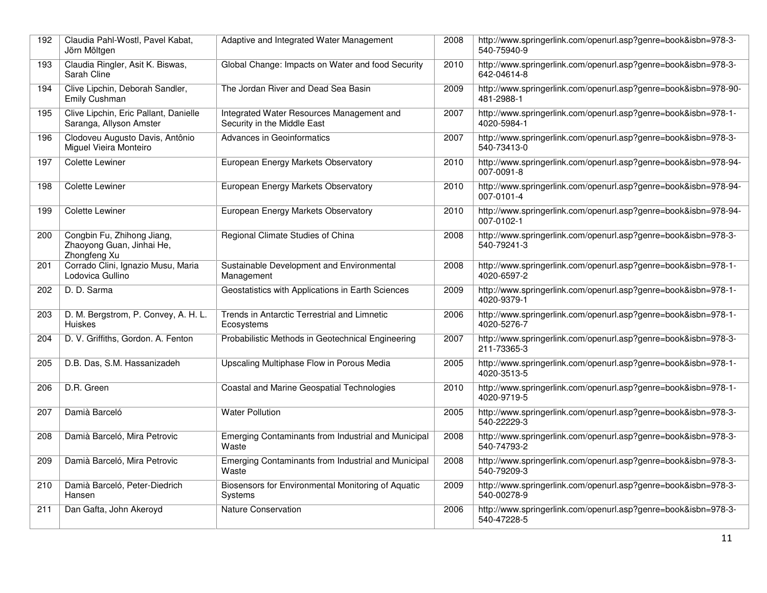| 192 | Claudia Pahl-Wostl, Pavel Kabat, Jörn Möltgen | Adaptive and Integrated Water Management | 2008 | http://www.springerlink.com/openurl.asp?genre=book&isbn=978-3-540-75940-9 |
|---|---|---|---|---|
| 193 | Claudia Ringler, Asit K. Biswas, Sarah Cline | Global Change: Impacts on Water and food Security | 2010 | http://www.springerlink.com/openurl.asp?genre=book&isbn=978-3-642-04614-8 |
| 194 | Clive Lipchin, Deborah Sandler, Emily Cushman | The Jordan River and Dead Sea Basin | 2009 | http://www.springerlink.com/openurl.asp?genre=book&isbn=978-90-481-2988-1 |
| 195 | Clive Lipchin, Eric Pallant, Danielle Saranga, Allyson Amster | Integrated Water Resources Management and Security in the Middle East | 2007 | http://www.springerlink.com/openurl.asp?genre=book&isbn=978-1-4020-5984-1 |
| 196 | Clodoveu Augusto Davis, Antônio Miguel Vieira Monteiro | Advances in Geoinformatics | 2007 | http://www.springerlink.com/openurl.asp?genre=book&isbn=978-3-540-73413-0 |
| 197 | Colette Lewiner | European Energy Markets Observatory | 2010 | http://www.springerlink.com/openurl.asp?genre=book&isbn=978-94-007-0091-8 |
| 198 | Colette Lewiner | European Energy Markets Observatory | 2010 | http://www.springerlink.com/openurl.asp?genre=book&isbn=978-94-007-0101-4 |
| 199 | Colette Lewiner | European Energy Markets Observatory | 2010 | http://www.springerlink.com/openurl.asp?genre=book&isbn=978-94-007-0102-1 |
| 200 | Congbin Fu, Zhihong Jiang, Zhaoyong Guan, Jinhai He, Zhongfeng Xu | Regional Climate Studies of China | 2008 | http://www.springerlink.com/openurl.asp?genre=book&isbn=978-3-540-79241-3 |
| 201 | Corrado Clini, Ignazio Musu, Maria Lodovica Gullino | Sustainable Development and Environmental Management | 2008 | http://www.springerlink.com/openurl.asp?genre=book&isbn=978-1-4020-6597-2 |
| 202 | D. D. Sarma | Geostatistics with Applications in Earth Sciences | 2009 | http://www.springerlink.com/openurl.asp?genre=book&isbn=978-1-4020-9379-1 |
| 203 | D. M. Bergstrom, P. Convey, A. H. L. Huiskes | Trends in Antarctic Terrestrial and Limnetic Ecosystems | 2006 | http://www.springerlink.com/openurl.asp?genre=book&isbn=978-1-4020-5276-7 |
| 204 | D. V. Griffiths, Gordon. A. Fenton | Probabilistic Methods in Geotechnical Engineering | 2007 | http://www.springerlink.com/openurl.asp?genre=book&isbn=978-3-211-73365-3 |
| 205 | D.B. Das, S.M. Hassanizadeh | Upscaling Multiphase Flow in Porous Media | 2005 | http://www.springerlink.com/openurl.asp?genre=book&isbn=978-1-4020-3513-5 |
| 206 | D.R. Green | Coastal and Marine Geospatial Technologies | 2010 | http://www.springerlink.com/openurl.asp?genre=book&isbn=978-1-4020-9719-5 |
| 207 | Damià Barceló | Water Pollution | 2005 | http://www.springerlink.com/openurl.asp?genre=book&isbn=978-3-540-22229-3 |
| 208 | Damià Barceló, Mira Petrovic | Emerging Contaminants from Industrial and Municipal Waste | 2008 | http://www.springerlink.com/openurl.asp?genre=book&isbn=978-3-540-74793-2 |
| 209 | Damià Barceló, Mira Petrovic | Emerging Contaminants from Industrial and Municipal Waste | 2008 | http://www.springerlink.com/openurl.asp?genre=book&isbn=978-3-540-79209-3 |
| 210 | Damià Barceló, Peter-Diedrich Hansen | Biosensors for Environmental Monitoring of Aquatic Systems | 2009 | http://www.springerlink.com/openurl.asp?genre=book&isbn=978-3-540-00278-9 |
| 211 | Dan Gafta, John Akeroyd | Nature Conservation | 2006 | http://www.springerlink.com/openurl.asp?genre=book&isbn=978-3-540-47228-5 |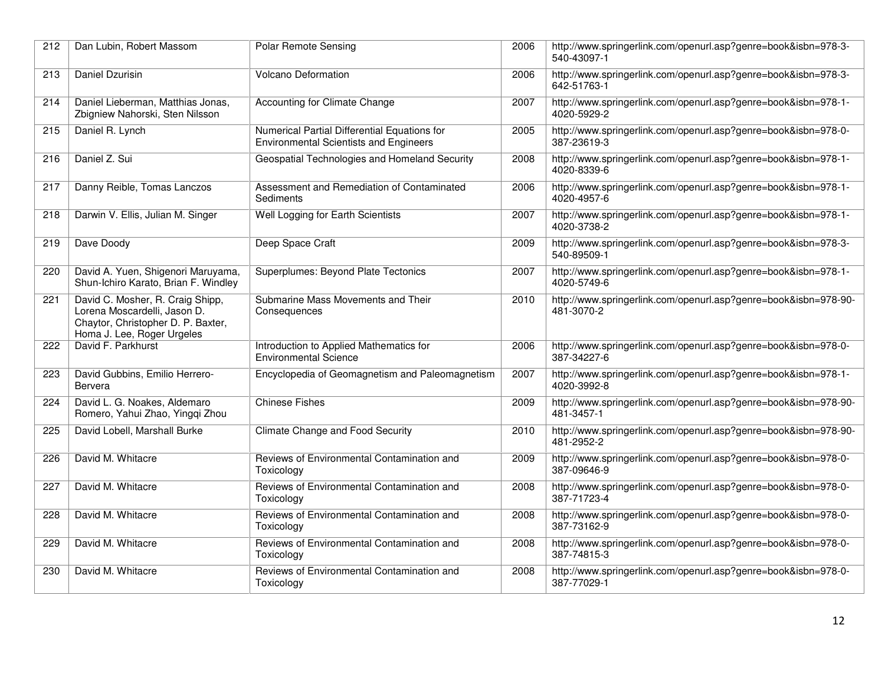| 212 | Dan Lubin, Robert Massom | Polar Remote Sensing | 2006 | http://www.springerlink.com/openurl.asp?genre=book&isbn=978-3-540-43097-1 |
|---|---|---|---|---|
| 213 | Daniel Dzurisin | Volcano Deformation | 2006 | http://www.springerlink.com/openurl.asp?genre=book&isbn=978-3-642-51763-1 |
| 214 | Daniel Lieberman, Matthias Jonas, Zbigniew Nahorski, Sten Nilsson | Accounting for Climate Change | 2007 | http://www.springerlink.com/openurl.asp?genre=book&isbn=978-1-4020-5929-2 |
| 215 | Daniel R. Lynch | Numerical Partial Differential Equations for Environmental Scientists and Engineers | 2005 | http://www.springerlink.com/openurl.asp?genre=book&isbn=978-0-387-23619-3 |
| 216 | Daniel Z. Sui | Geospatial Technologies and Homeland Security | 2008 | http://www.springerlink.com/openurl.asp?genre=book&isbn=978-1-4020-8339-6 |
| 217 | Danny Reible, Tomas Lanczos | Assessment and Remediation of Contaminated Sediments | 2006 | http://www.springerlink.com/openurl.asp?genre=book&isbn=978-1-4020-4957-6 |
| 218 | Darwin V. Ellis, Julian M. Singer | Well Logging for Earth Scientists | 2007 | http://www.springerlink.com/openurl.asp?genre=book&isbn=978-1-4020-3738-2 |
| 219 | Dave Doody | Deep Space Craft | 2009 | http://www.springerlink.com/openurl.asp?genre=book&isbn=978-3-540-89509-1 |
| 220 | David A. Yuen, Shigenori Maruyama, Shun-Ichiro Karato, Brian F. Windley | Superplumes: Beyond Plate Tectonics | 2007 | http://www.springerlink.com/openurl.asp?genre=book&isbn=978-1-4020-5749-6 |
| 221 | David C. Mosher, R. Craig Shipp, Lorena Moscardelli, Jason D. Chaytor, Christopher D. P. Baxter, Homa J. Lee, Roger Urgeles | Submarine Mass Movements and Their Consequences | 2010 | http://www.springerlink.com/openurl.asp?genre=book&isbn=978-90-481-3070-2 |
| 222 | David F. Parkhurst | Introduction to Applied Mathematics for Environmental Science | 2006 | http://www.springerlink.com/openurl.asp?genre=book&isbn=978-0-387-34227-6 |
| 223 | David Gubbins, Emilio Herrero-Bervera | Encyclopedia of Geomagnetism and Paleomagnetism | 2007 | http://www.springerlink.com/openurl.asp?genre=book&isbn=978-1-4020-3992-8 |
| 224 | David L. G. Noakes, Aldemaro Romero, Yahui Zhao, Yingqi Zhou | Chinese Fishes | 2009 | http://www.springerlink.com/openurl.asp?genre=book&isbn=978-90-481-3457-1 |
| 225 | David Lobell, Marshall Burke | Climate Change and Food Security | 2010 | http://www.springerlink.com/openurl.asp?genre=book&isbn=978-90-481-2952-2 |
| 226 | David M. Whitacre | Reviews of Environmental Contamination and Toxicology | 2009 | http://www.springerlink.com/openurl.asp?genre=book&isbn=978-0-387-09646-9 |
| 227 | David M. Whitacre | Reviews of Environmental Contamination and Toxicology | 2008 | http://www.springerlink.com/openurl.asp?genre=book&isbn=978-0-387-71723-4 |
| 228 | David M. Whitacre | Reviews of Environmental Contamination and Toxicology | 2008 | http://www.springerlink.com/openurl.asp?genre=book&isbn=978-0-387-73162-9 |
| 229 | David M. Whitacre | Reviews of Environmental Contamination and Toxicology | 2008 | http://www.springerlink.com/openurl.asp?genre=book&isbn=978-0-387-74815-3 |
| 230 | David M. Whitacre | Reviews of Environmental Contamination and Toxicology | 2008 | http://www.springerlink.com/openurl.asp?genre=book&isbn=978-0-387-77029-1 |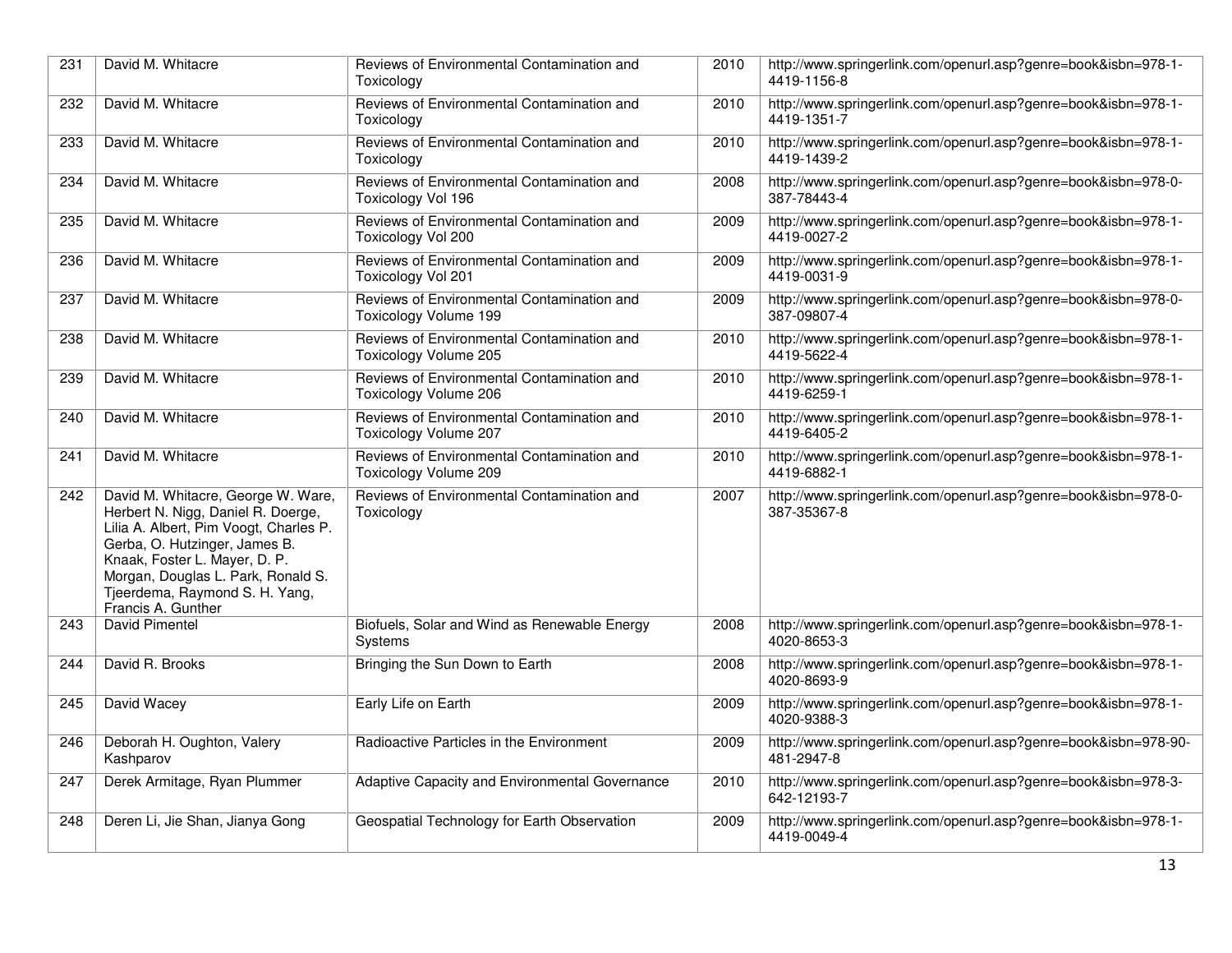| 231 | David M. Whitacre | Reviews of Environmental Contamination and Toxicology | 2010 | http://www.springerlink.com/openurl.asp?genre=book&isbn=978-1-4419-1156-8 |
|---|---|---|---|---|
| 232 | David M. Whitacre | Reviews of Environmental Contamination and Toxicology | 2010 | http://www.springerlink.com/openurl.asp?genre=book&isbn=978-1-4419-1351-7 |
| 233 | David M. Whitacre | Reviews of Environmental Contamination and Toxicology | 2010 | http://www.springerlink.com/openurl.asp?genre=book&isbn=978-1-4419-1439-2 |
| 234 | David M. Whitacre | Reviews of Environmental Contamination and Toxicology Vol 196 | 2008 | http://www.springerlink.com/openurl.asp?genre=book&isbn=978-0-387-78443-4 |
| 235 | David M. Whitacre | Reviews of Environmental Contamination and Toxicology Vol 200 | 2009 | http://www.springerlink.com/openurl.asp?genre=book&isbn=978-1-4419-0027-2 |
| 236 | David M. Whitacre | Reviews of Environmental Contamination and Toxicology Vol 201 | 2009 | http://www.springerlink.com/openurl.asp?genre=book&isbn=978-1-4419-0031-9 |
| 237 | David M. Whitacre | Reviews of Environmental Contamination and Toxicology Volume 199 | 2009 | http://www.springerlink.com/openurl.asp?genre=book&isbn=978-0-387-09807-4 |
| 238 | David M. Whitacre | Reviews of Environmental Contamination and Toxicology Volume 205 | 2010 | http://www.springerlink.com/openurl.asp?genre=book&isbn=978-1-4419-5622-4 |
| 239 | David M. Whitacre | Reviews of Environmental Contamination and Toxicology Volume 206 | 2010 | http://www.springerlink.com/openurl.asp?genre=book&isbn=978-1-4419-6259-1 |
| 240 | David M. Whitacre | Reviews of Environmental Contamination and Toxicology Volume 207 | 2010 | http://www.springerlink.com/openurl.asp?genre=book&isbn=978-1-4419-6405-2 |
| 241 | David M. Whitacre | Reviews of Environmental Contamination and Toxicology Volume 209 | 2010 | http://www.springerlink.com/openurl.asp?genre=book&isbn=978-1-4419-6882-1 |
| 242 | David M. Whitacre, George W. Ware, Herbert N. Nigg, Daniel R. Doerge, Lilia A. Albert, Pim Voogt, Charles P. Gerba, O. Hutzinger, James B. Knaak, Foster L. Mayer, D. P. Morgan, Douglas L. Park, Ronald S. Tjeerdema, Raymond S. H. Yang, Francis A. Gunther | Reviews of Environmental Contamination and Toxicology | 2007 | http://www.springerlink.com/openurl.asp?genre=book&isbn=978-0-387-35367-8 |
| 243 | David Pimentel | Biofuels, Solar and Wind as Renewable Energy Systems | 2008 | http://www.springerlink.com/openurl.asp?genre=book&isbn=978-1-4020-8653-3 |
| 244 | David R. Brooks | Bringing the Sun Down to Earth | 2008 | http://www.springerlink.com/openurl.asp?genre=book&isbn=978-1-4020-8693-9 |
| 245 | David Wacey | Early Life on Earth | 2009 | http://www.springerlink.com/openurl.asp?genre=book&isbn=978-1-4020-9388-3 |
| 246 | Deborah H. Oughton, Valery Kashparov | Radioactive Particles in the Environment | 2009 | http://www.springerlink.com/openurl.asp?genre=book&isbn=978-90-481-2947-8 |
| 247 | Derek Armitage, Ryan Plummer | Adaptive Capacity and Environmental Governance | 2010 | http://www.springerlink.com/openurl.asp?genre=book&isbn=978-3-642-12193-7 |
| 248 | Deren Li, Jie Shan, Jianya Gong | Geospatial Technology for Earth Observation | 2009 | http://www.springerlink.com/openurl.asp?genre=book&isbn=978-1-4419-0049-4 |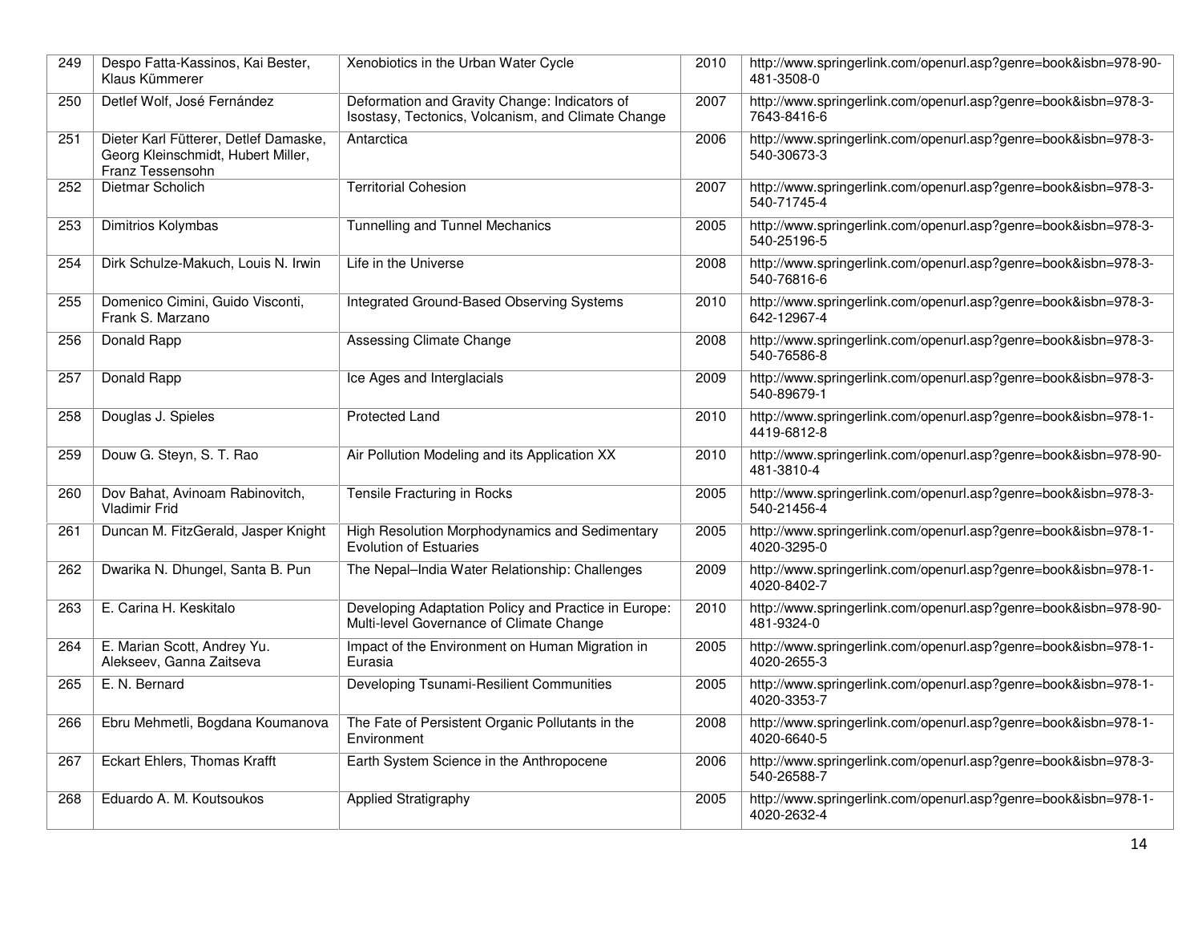| 249 | Despo Fatta-Kassinos, Kai Bester, Klaus Kümmerer | Xenobiotics in the Urban Water Cycle | 2010 | http://www.springerlink.com/openurl.asp?genre=book&isbn=978-90-481-3508-0 |
|---|---|---|---|---|
| 250 | Detlef Wolf, José Fernández | Deformation and Gravity Change: Indicators of Isostasy, Tectonics, Volcanism, and Climate Change | 2007 | http://www.springerlink.com/openurl.asp?genre=book&isbn=978-3-7643-8416-6 |
| 251 | Dieter Karl Fütterer, Detlef Damaske, Georg Kleinschmidt, Hubert Miller, Franz Tessensohn | Antarctica | 2006 | http://www.springerlink.com/openurl.asp?genre=book&isbn=978-3-540-30673-3 |
| 252 | Dietmar Scholich | Territorial Cohesion | 2007 | http://www.springerlink.com/openurl.asp?genre=book&isbn=978-3-540-71745-4 |
| 253 | Dimitrios Kolymbas | Tunnelling and Tunnel Mechanics | 2005 | http://www.springerlink.com/openurl.asp?genre=book&isbn=978-3-540-25196-5 |
| 254 | Dirk Schulze-Makuch, Louis N. Irwin | Life in the Universe | 2008 | http://www.springerlink.com/openurl.asp?genre=book&isbn=978-3-540-76816-6 |
| 255 | Domenico Cimini, Guido Visconti, Frank S. Marzano | Integrated Ground-Based Observing Systems | 2010 | http://www.springerlink.com/openurl.asp?genre=book&isbn=978-3-642-12967-4 |
| 256 | Donald Rapp | Assessing Climate Change | 2008 | http://www.springerlink.com/openurl.asp?genre=book&isbn=978-3-540-76586-8 |
| 257 | Donald Rapp | Ice Ages and Interglacials | 2009 | http://www.springerlink.com/openurl.asp?genre=book&isbn=978-3-540-89679-1 |
| 258 | Douglas J. Spieles | Protected Land | 2010 | http://www.springerlink.com/openurl.asp?genre=book&isbn=978-1-4419-6812-8 |
| 259 | Douw G. Steyn, S. T. Rao | Air Pollution Modeling and its Application XX | 2010 | http://www.springerlink.com/openurl.asp?genre=book&isbn=978-90-481-3810-4 |
| 260 | Dov Bahat, Avinoam Rabinovitch, Vladimir Frid | Tensile Fracturing in Rocks | 2005 | http://www.springerlink.com/openurl.asp?genre=book&isbn=978-3-540-21456-4 |
| 261 | Duncan M. FitzGerald, Jasper Knight | High Resolution Morphodynamics and Sedimentary Evolution of Estuaries | 2005 | http://www.springerlink.com/openurl.asp?genre=book&isbn=978-1-4020-3295-0 |
| 262 | Dwarika N. Dhungel, Santa B. Pun | The Nepal–India Water Relationship: Challenges | 2009 | http://www.springerlink.com/openurl.asp?genre=book&isbn=978-1-4020-8402-7 |
| 263 | E. Carina H. Keskitalo | Developing Adaptation Policy and Practice in Europe: Multi-level Governance of Climate Change | 2010 | http://www.springerlink.com/openurl.asp?genre=book&isbn=978-90-481-9324-0 |
| 264 | E. Marian Scott, Andrey Yu. Alekseev, Ganna Zaitseva | Impact of the Environment on Human Migration in Eurasia | 2005 | http://www.springerlink.com/openurl.asp?genre=book&isbn=978-1-4020-2655-3 |
| 265 | E. N. Bernard | Developing Tsunami-Resilient Communities | 2005 | http://www.springerlink.com/openurl.asp?genre=book&isbn=978-1-4020-3353-7 |
| 266 | Ebru Mehmetli, Bogdana Koumanova | The Fate of Persistent Organic Pollutants in the Environment | 2008 | http://www.springerlink.com/openurl.asp?genre=book&isbn=978-1-4020-6640-5 |
| 267 | Eckart Ehlers, Thomas Krafft | Earth System Science in the Anthropocene | 2006 | http://www.springerlink.com/openurl.asp?genre=book&isbn=978-3-540-26588-7 |
| 268 | Eduardo A. M. Koutsoukos | Applied Stratigraphy | 2005 | http://www.springerlink.com/openurl.asp?genre=book&isbn=978-1-4020-2632-4 |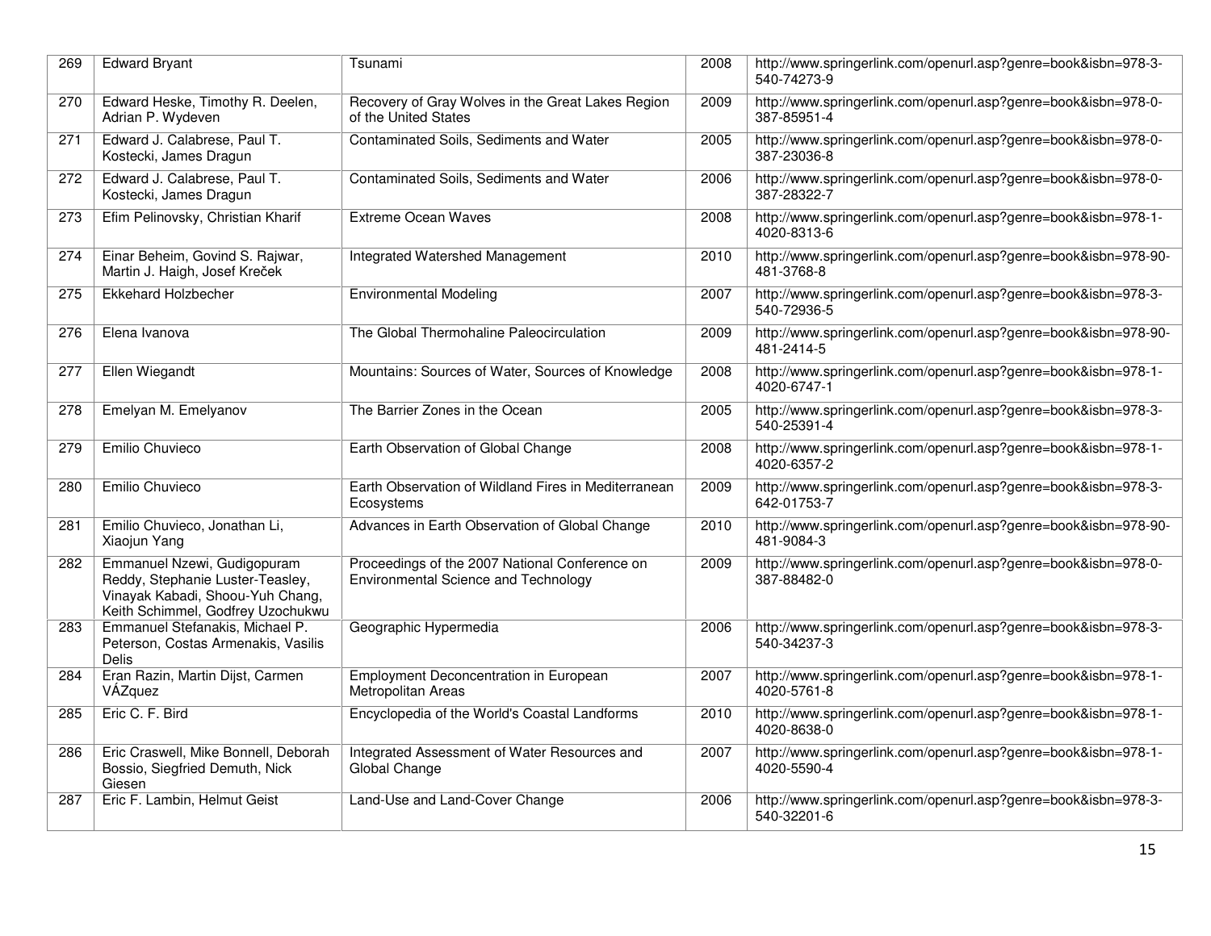| 269 | Edward Bryant | Tsunami | 2008 | http://www.springerlink.com/openurl.asp?genre=book&isbn=978-3-540-74273-9 |
|---|---|---|---|---|
| 270 | Edward Heske, Timothy R. Deelen, Adrian P. Wydeven | Recovery of Gray Wolves in the Great Lakes Region of the United States | 2009 | http://www.springerlink.com/openurl.asp?genre=book&isbn=978-0-387-85951-4 |
| 271 | Edward J. Calabrese, Paul T. Kostecki, James Dragun | Contaminated Soils, Sediments and Water | 2005 | http://www.springerlink.com/openurl.asp?genre=book&isbn=978-0-387-23036-8 |
| 272 | Edward J. Calabrese, Paul T. Kostecki, James Dragun | Contaminated Soils, Sediments and Water | 2006 | http://www.springerlink.com/openurl.asp?genre=book&isbn=978-0-387-28322-7 |
| 273 | Efim Pelinovsky, Christian Kharif | Extreme Ocean Waves | 2008 | http://www.springerlink.com/openurl.asp?genre=book&isbn=978-1-4020-8313-6 |
| 274 | Einar Beheim, Govind S. Rajwar, Martin J. Haigh, Josef Kreček | Integrated Watershed Management | 2010 | http://www.springerlink.com/openurl.asp?genre=book&isbn=978-90-481-3768-8 |
| 275 | Ekkehard Holzbecher | Environmental Modeling | 2007 | http://www.springerlink.com/openurl.asp?genre=book&isbn=978-3-540-72936-5 |
| 276 | Elena Ivanova | The Global Thermohaline Paleocirculation | 2009 | http://www.springerlink.com/openurl.asp?genre=book&isbn=978-90-481-2414-5 |
| 277 | Ellen Wiegandt | Mountains: Sources of Water, Sources of Knowledge | 2008 | http://www.springerlink.com/openurl.asp?genre=book&isbn=978-1-4020-6747-1 |
| 278 | Emelyan M. Emelyanov | The Barrier Zones in the Ocean | 2005 | http://www.springerlink.com/openurl.asp?genre=book&isbn=978-3-540-25391-4 |
| 279 | Emilio Chuvieco | Earth Observation of Global Change | 2008 | http://www.springerlink.com/openurl.asp?genre=book&isbn=978-1-4020-6357-2 |
| 280 | Emilio Chuvieco | Earth Observation of Wildland Fires in Mediterranean Ecosystems | 2009 | http://www.springerlink.com/openurl.asp?genre=book&isbn=978-3-642-01753-7 |
| 281 | Emilio Chuvieco, Jonathan Li, Xiaojun Yang | Advances in Earth Observation of Global Change | 2010 | http://www.springerlink.com/openurl.asp?genre=book&isbn=978-90-481-9084-3 |
| 282 | Emmanuel Nzewi, Gudigopuram Reddy, Stephanie Luster-Teasley, Vinayak Kabadi, Shoou-Yuh Chang, Keith Schimmel, Godfrey Uzochukwu | Proceedings of the 2007 National Conference on Environmental Science and Technology | 2009 | http://www.springerlink.com/openurl.asp?genre=book&isbn=978-0-387-88482-0 |
| 283 | Emmanuel Stefanakis, Michael P. Peterson, Costas Armenakis, Vasilis Delis | Geographic Hypermedia | 2006 | http://www.springerlink.com/openurl.asp?genre=book&isbn=978-3-540-34237-3 |
| 284 | Eran Razin, Martin Dijst, Carmen VÁZquez | Employment Deconcentration in European Metropolitan Areas | 2007 | http://www.springerlink.com/openurl.asp?genre=book&isbn=978-1-4020-5761-8 |
| 285 | Eric C. F. Bird | Encyclopedia of the World's Coastal Landforms | 2010 | http://www.springerlink.com/openurl.asp?genre=book&isbn=978-1-4020-8638-0 |
| 286 | Eric Craswell, Mike Bonnell, Deborah Bossio, Siegfried Demuth, Nick Giesen | Integrated Assessment of Water Resources and Global Change | 2007 | http://www.springerlink.com/openurl.asp?genre=book&isbn=978-1-4020-5590-4 |
| 287 | Eric F. Lambin, Helmut Geist | Land-Use and Land-Cover Change | 2006 | http://www.springerlink.com/openurl.asp?genre=book&isbn=978-3-540-32201-6 |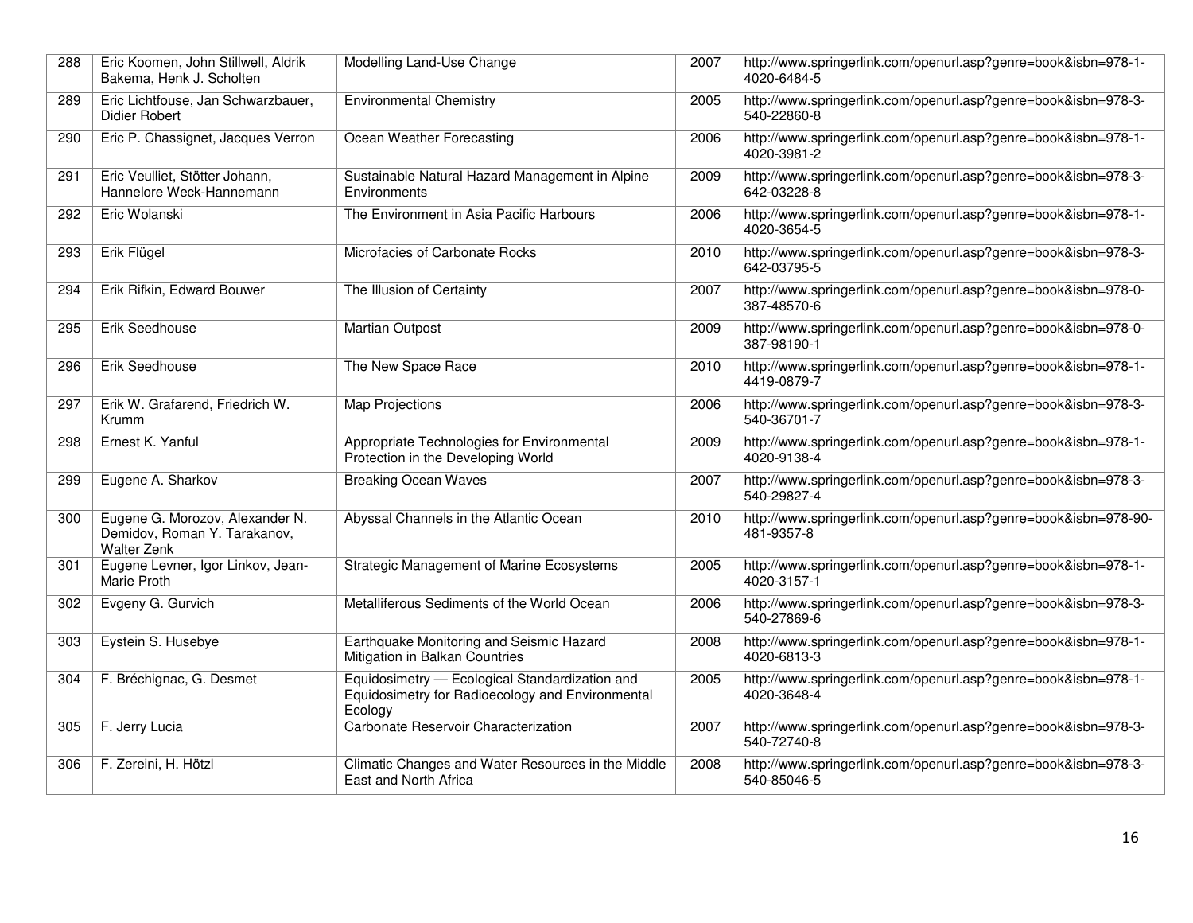| 288 | Eric Koomen, John Stillwell, Aldrik Bakema, Henk J. Scholten | Modelling Land-Use Change | 2007 | http://www.springerlink.com/openurl.asp?genre=book&isbn=978-1-4020-6484-5 |
|---|---|---|---|---|
| 289 | Eric Lichtfouse, Jan Schwarzbauer, Didier Robert | Environmental Chemistry | 2005 | http://www.springerlink.com/openurl.asp?genre=book&isbn=978-3-540-22860-8 |
| 290 | Eric P. Chassignet, Jacques Verron | Ocean Weather Forecasting | 2006 | http://www.springerlink.com/openurl.asp?genre=book&isbn=978-1-4020-3981-2 |
| 291 | Eric Veulliet, Stötter Johann, Hannelore Weck-Hannemann | Sustainable Natural Hazard Management in Alpine Environments | 2009 | http://www.springerlink.com/openurl.asp?genre=book&isbn=978-3-642-03228-8 |
| 292 | Eric Wolanski | The Environment in Asia Pacific Harbours | 2006 | http://www.springerlink.com/openurl.asp?genre=book&isbn=978-1-4020-3654-5 |
| 293 | Erik Flügel | Microfacies of Carbonate Rocks | 2010 | http://www.springerlink.com/openurl.asp?genre=book&isbn=978-3-642-03795-5 |
| 294 | Erik Rifkin, Edward Bouwer | The Illusion of Certainty | 2007 | http://www.springerlink.com/openurl.asp?genre=book&isbn=978-0-387-48570-6 |
| 295 | Erik Seedhouse | Martian Outpost | 2009 | http://www.springerlink.com/openurl.asp?genre=book&isbn=978-0-387-98190-1 |
| 296 | Erik Seedhouse | The New Space Race | 2010 | http://www.springerlink.com/openurl.asp?genre=book&isbn=978-1-4419-0879-7 |
| 297 | Erik W. Grafarend, Friedrich W. Krumm | Map Projections | 2006 | http://www.springerlink.com/openurl.asp?genre=book&isbn=978-3-540-36701-7 |
| 298 | Ernest K. Yanful | Appropriate Technologies for Environmental Protection in the Developing World | 2009 | http://www.springerlink.com/openurl.asp?genre=book&isbn=978-1-4020-9138-4 |
| 299 | Eugene A. Sharkov | Breaking Ocean Waves | 2007 | http://www.springerlink.com/openurl.asp?genre=book&isbn=978-3-540-29827-4 |
| 300 | Eugene G. Morozov, Alexander N. Demidov, Roman Y. Tarakanov, Walter Zenk | Abyssal Channels in the Atlantic Ocean | 2010 | http://www.springerlink.com/openurl.asp?genre=book&isbn=978-90-481-9357-8 |
| 301 | Eugene Levner, Igor Linkov, Jean-Marie Proth | Strategic Management of Marine Ecosystems | 2005 | http://www.springerlink.com/openurl.asp?genre=book&isbn=978-1-4020-3157-1 |
| 302 | Evgeny G. Gurvich | Metalliferous Sediments of the World Ocean | 2006 | http://www.springerlink.com/openurl.asp?genre=book&isbn=978-3-540-27869-6 |
| 303 | Eystein S. Husebye | Earthquake Monitoring and Seismic Hazard Mitigation in Balkan Countries | 2008 | http://www.springerlink.com/openurl.asp?genre=book&isbn=978-1-4020-6813-3 |
| 304 | F. Bréchignac, G. Desmet | Equidosimetry — Ecological Standardization and Equidosimetry for Radioecology and Environmental Ecology | 2005 | http://www.springerlink.com/openurl.asp?genre=book&isbn=978-1-4020-3648-4 |
| 305 | F. Jerry Lucia | Carbonate Reservoir Characterization | 2007 | http://www.springerlink.com/openurl.asp?genre=book&isbn=978-3-540-72740-8 |
| 306 | F. Zereini, H. Hötzl | Climatic Changes and Water Resources in the Middle East and North Africa | 2008 | http://www.springerlink.com/openurl.asp?genre=book&isbn=978-3-540-85046-5 |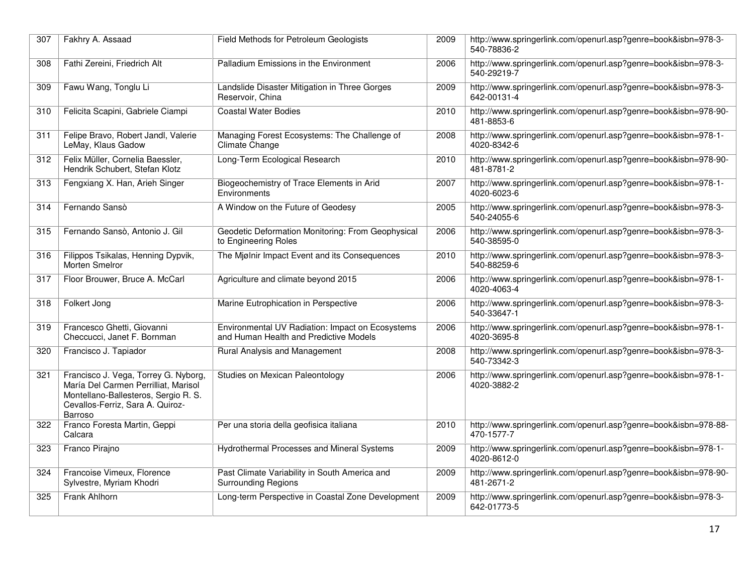| 307 | Fakhry A. Assaad | Field Methods for Petroleum Geologists | 2009 | http://www.springerlink.com/openurl.asp?genre=book&isbn=978-3-540-78836-2 |
|---|---|---|---|---|
| 308 | Fathi Zereini, Friedrich Alt | Palladium Emissions in the Environment | 2006 | http://www.springerlink.com/openurl.asp?genre=book&isbn=978-3-540-29219-7 |
| 309 | Fawu Wang, Tonglu Li | Landslide Disaster Mitigation in Three Gorges Reservoir, China | 2009 | http://www.springerlink.com/openurl.asp?genre=book&isbn=978-3-642-00131-4 |
| 310 | Felicita Scapini, Gabriele Ciampi | Coastal Water Bodies | 2010 | http://www.springerlink.com/openurl.asp?genre=book&isbn=978-90-481-8853-6 |
| 311 | Felipe Bravo, Robert Jandl, Valerie LeMay, Klaus Gadow | Managing Forest Ecosystems: The Challenge of Climate Change | 2008 | http://www.springerlink.com/openurl.asp?genre=book&isbn=978-1-4020-8342-6 |
| 312 | Felix Müller, Cornelia Baessler, Hendrik Schubert, Stefan Klotz | Long-Term Ecological Research | 2010 | http://www.springerlink.com/openurl.asp?genre=book&isbn=978-90-481-8781-2 |
| 313 | Fengxiang X. Han, Arieh Singer | Biogeochemistry of Trace Elements in Arid Environments | 2007 | http://www.springerlink.com/openurl.asp?genre=book&isbn=978-1-4020-6023-6 |
| 314 | Fernando Sansò | A Window on the Future of Geodesy | 2005 | http://www.springerlink.com/openurl.asp?genre=book&isbn=978-3-540-24055-6 |
| 315 | Fernando Sansò, Antonio J. Gil | Geodetic Deformation Monitoring: From Geophysical to Engineering Roles | 2006 | http://www.springerlink.com/openurl.asp?genre=book&isbn=978-3-540-38595-0 |
| 316 | Filippos Tsikalas, Henning Dypvik, Morten Smelror | The Mjølnir Impact Event and its Consequences | 2010 | http://www.springerlink.com/openurl.asp?genre=book&isbn=978-3-540-88259-6 |
| 317 | Floor Brouwer, Bruce A. McCarl | Agriculture and climate beyond 2015 | 2006 | http://www.springerlink.com/openurl.asp?genre=book&isbn=978-1-4020-4063-4 |
| 318 | Folkert Jong | Marine Eutrophication in Perspective | 2006 | http://www.springerlink.com/openurl.asp?genre=book&isbn=978-3-540-33647-1 |
| 319 | Francesco Ghetti, Giovanni Checcucci, Janet F. Bornman | Environmental UV Radiation: Impact on Ecosystems and Human Health and Predictive Models | 2006 | http://www.springerlink.com/openurl.asp?genre=book&isbn=978-1-4020-3695-8 |
| 320 | Francisco J. Tapiador | Rural Analysis and Management | 2008 | http://www.springerlink.com/openurl.asp?genre=book&isbn=978-3-540-73342-3 |
| 321 | Francisco J. Vega, Torrey G. Nyborg, María Del Carmen Perrilliat, Marisol Montellano-Ballesteros, Sergio R. S. Cevallos-Ferriz, Sara A. Quiroz-Barroso | Studies on Mexican Paleontology | 2006 | http://www.springerlink.com/openurl.asp?genre=book&isbn=978-1-4020-3882-2 |
| 322 | Franco Foresta Martin, Geppi Calcara | Per una storia della geofisica italiana | 2010 | http://www.springerlink.com/openurl.asp?genre=book&isbn=978-88-470-1577-7 |
| 323 | Franco Pirajno | Hydrothermal Processes and Mineral Systems | 2009 | http://www.springerlink.com/openurl.asp?genre=book&isbn=978-1-4020-8612-0 |
| 324 | Francoise Vimeux, Florence Sylvestre, Myriam Khodri | Past Climate Variability in South America and Surrounding Regions | 2009 | http://www.springerlink.com/openurl.asp?genre=book&isbn=978-90-481-2671-2 |
| 325 | Frank Ahlhorn | Long-term Perspective in Coastal Zone Development | 2009 | http://www.springerlink.com/openurl.asp?genre=book&isbn=978-3-642-01773-5 |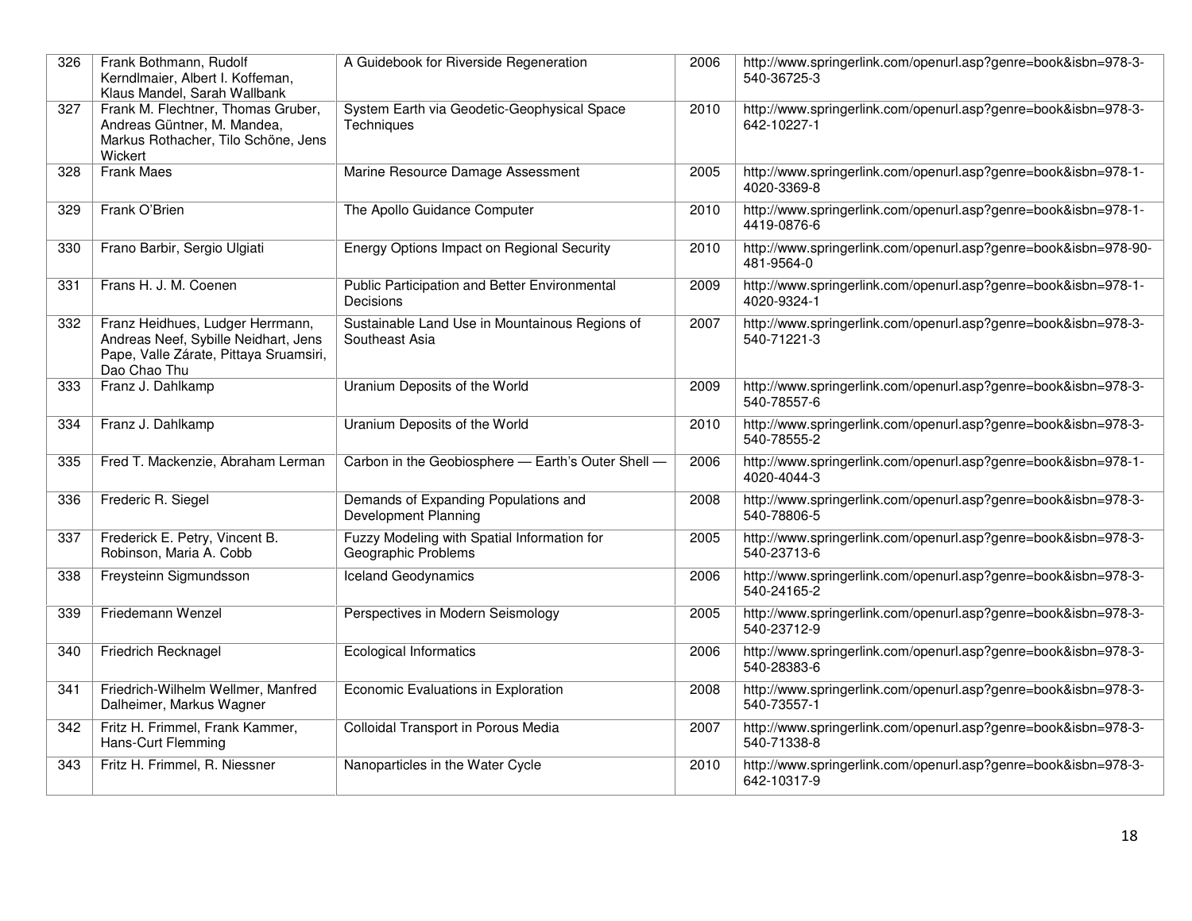| 326 | Frank Bothmann, Rudolf Kerndlmaier, Albert I. Koffeman, Klaus Mandel, Sarah Wallbank | A Guidebook for Riverside Regeneration | 2006 | http://www.springerlink.com/openurl.asp?genre=book&isbn=978-3-540-36725-3 |
|---|---|---|---|---|
| 327 | Frank M. Flechtner, Thomas Gruber, Andreas Güntner, M. Mandea, Markus Rothacher, Tilo Schöne, Jens Wickert | System Earth via Geodetic-Geophysical Space Techniques | 2010 | http://www.springerlink.com/openurl.asp?genre=book&isbn=978-3-642-10227-1 |
| 328 | Frank Maes | Marine Resource Damage Assessment | 2005 | http://www.springerlink.com/openurl.asp?genre=book&isbn=978-1-4020-3369-8 |
| 329 | Frank O'Brien | The Apollo Guidance Computer | 2010 | http://www.springerlink.com/openurl.asp?genre=book&isbn=978-1-4419-0876-6 |
| 330 | Frano Barbir, Sergio Ulgiati | Energy Options Impact on Regional Security | 2010 | http://www.springerlink.com/openurl.asp?genre=book&isbn=978-90-481-9564-0 |
| 331 | Frans H. J. M. Coenen | Public Participation and Better Environmental Decisions | 2009 | http://www.springerlink.com/openurl.asp?genre=book&isbn=978-1-4020-9324-1 |
| 332 | Franz Heidhues, Ludger Herrmann, Andreas Neef, Sybille Neidhart, Jens Pape, Valle Zárate, Pittaya Sruamsiri, Dao Chao Thu | Sustainable Land Use in Mountainous Regions of Southeast Asia | 2007 | http://www.springerlink.com/openurl.asp?genre=book&isbn=978-3-540-71221-3 |
| 333 | Franz J. Dahlkamp | Uranium Deposits of the World | 2009 | http://www.springerlink.com/openurl.asp?genre=book&isbn=978-3-540-78557-6 |
| 334 | Franz J. Dahlkamp | Uranium Deposits of the World | 2010 | http://www.springerlink.com/openurl.asp?genre=book&isbn=978-3-540-78555-2 |
| 335 | Fred T. Mackenzie, Abraham Lerman | Carbon in the Geobiosphere — Earth's Outer Shell — | 2006 | http://www.springerlink.com/openurl.asp?genre=book&isbn=978-1-4020-4044-3 |
| 336 | Frederic R. Siegel | Demands of Expanding Populations and Development Planning | 2008 | http://www.springerlink.com/openurl.asp?genre=book&isbn=978-3-540-78806-5 |
| 337 | Frederick E. Petry, Vincent B. Robinson, Maria A. Cobb | Fuzzy Modeling with Spatial Information for Geographic Problems | 2005 | http://www.springerlink.com/openurl.asp?genre=book&isbn=978-3-540-23713-6 |
| 338 | Freysteinn Sigmundsson | Iceland Geodynamics | 2006 | http://www.springerlink.com/openurl.asp?genre=book&isbn=978-3-540-24165-2 |
| 339 | Friedemann Wenzel | Perspectives in Modern Seismology | 2005 | http://www.springerlink.com/openurl.asp?genre=book&isbn=978-3-540-23712-9 |
| 340 | Friedrich Recknagel | Ecological Informatics | 2006 | http://www.springerlink.com/openurl.asp?genre=book&isbn=978-3-540-28383-6 |
| 341 | Friedrich-Wilhelm Wellmer, Manfred Dalheimer, Markus Wagner | Economic Evaluations in Exploration | 2008 | http://www.springerlink.com/openurl.asp?genre=book&isbn=978-3-540-73557-1 |
| 342 | Fritz H. Frimmel, Frank Kammer, Hans-Curt Flemming | Colloidal Transport in Porous Media | 2007 | http://www.springerlink.com/openurl.asp?genre=book&isbn=978-3-540-71338-8 |
| 343 | Fritz H. Frimmel, R. Niessner | Nanoparticles in the Water Cycle | 2010 | http://www.springerlink.com/openurl.asp?genre=book&isbn=978-3-642-10317-9 |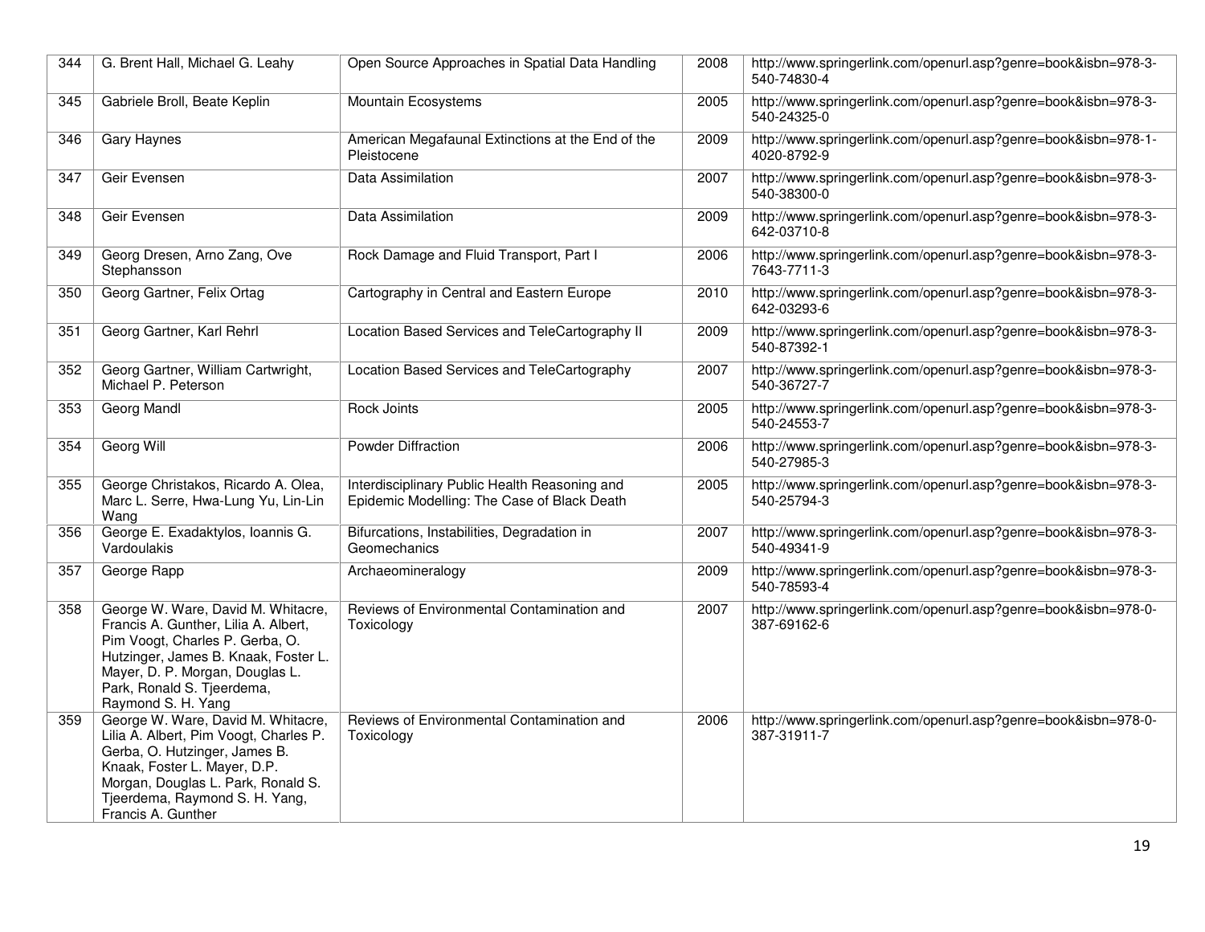| 344 | G. Brent Hall, Michael G. Leahy | Open Source Approaches in Spatial Data Handling | 2008 | http://www.springerlink.com/openurl.asp?genre=book&isbn=978-3-540-74830-4 |
|---|---|---|---|---|
| 345 | Gabriele Broll, Beate Keplin | Mountain Ecosystems | 2005 | http://www.springerlink.com/openurl.asp?genre=book&isbn=978-3-540-24325-0 |
| 346 | Gary Haynes | American Megafaunal Extinctions at the End of the Pleistocene | 2009 | http://www.springerlink.com/openurl.asp?genre=book&isbn=978-1-4020-8792-9 |
| 347 | Geir Evensen | Data Assimilation | 2007 | http://www.springerlink.com/openurl.asp?genre=book&isbn=978-3-540-38300-0 |
| 348 | Geir Evensen | Data Assimilation | 2009 | http://www.springerlink.com/openurl.asp?genre=book&isbn=978-3-642-03710-8 |
| 349 | Georg Dresen, Arno Zang, Ove Stephansson | Rock Damage and Fluid Transport, Part I | 2006 | http://www.springerlink.com/openurl.asp?genre=book&isbn=978-3-7643-7711-3 |
| 350 | Georg Gartner, Felix Ortag | Cartography in Central and Eastern Europe | 2010 | http://www.springerlink.com/openurl.asp?genre=book&isbn=978-3-642-03293-6 |
| 351 | Georg Gartner, Karl Rehrl | Location Based Services and TeleCartography II | 2009 | http://www.springerlink.com/openurl.asp?genre=book&isbn=978-3-540-87392-1 |
| 352 | Georg Gartner, William Cartwright, Michael P. Peterson | Location Based Services and TeleCartography | 2007 | http://www.springerlink.com/openurl.asp?genre=book&isbn=978-3-540-36727-7 |
| 353 | Georg Mandl | Rock Joints | 2005 | http://www.springerlink.com/openurl.asp?genre=book&isbn=978-3-540-24553-7 |
| 354 | Georg Will | Powder Diffraction | 2006 | http://www.springerlink.com/openurl.asp?genre=book&isbn=978-3-540-27985-3 |
| 355 | George Christakos, Ricardo A. Olea, Marc L. Serre, Hwa-Lung Yu, Lin-Lin Wang | Interdisciplinary Public Health Reasoning and Epidemic Modelling: The Case of Black Death | 2005 | http://www.springerlink.com/openurl.asp?genre=book&isbn=978-3-540-25794-3 |
| 356 | George E. Exadaktylos, Ioannis G. Vardoulakis | Bifurcations, Instabilities, Degradation in Geomechanics | 2007 | http://www.springerlink.com/openurl.asp?genre=book&isbn=978-3-540-49341-9 |
| 357 | George Rapp | Archaeomineralogy | 2009 | http://www.springerlink.com/openurl.asp?genre=book&isbn=978-3-540-78593-4 |
| 358 | George W. Ware, David M. Whitacre, Francis A. Gunther, Lilia A. Albert, Pim Voogt, Charles P. Gerba, O. Hutzinger, James B. Knaak, Foster L. Mayer, D. P. Morgan, Douglas L. Park, Ronald S. Tjeerdema, Raymond S. H. Yang | Reviews of Environmental Contamination and Toxicology | 2007 | http://www.springerlink.com/openurl.asp?genre=book&isbn=978-0-387-69162-6 |
| 359 | George W. Ware, David M. Whitacre, Lilia A. Albert, Pim Voogt, Charles P. Gerba, O. Hutzinger, James B. Knaak, Foster L. Mayer, D.P. Morgan, Douglas L. Park, Ronald S. Tjeerdema, Raymond S. H. Yang, Francis A. Gunther | Reviews of Environmental Contamination and Toxicology | 2006 | http://www.springerlink.com/openurl.asp?genre=book&isbn=978-0-387-31911-7 |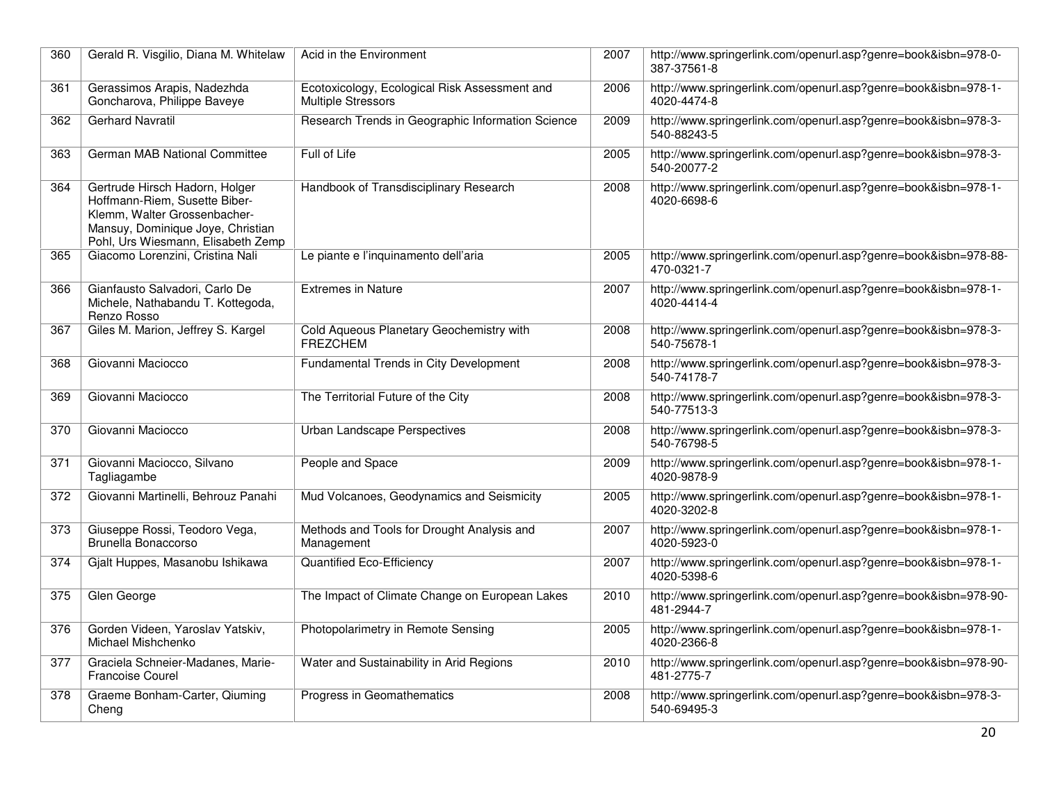| 360 | Gerald R. Visgilio, Diana M. Whitelaw | Acid in the Environment | 2007 | http://www.springerlink.com/openurl.asp?genre=book&isbn=978-0-387-37561-8 |
|---|---|---|---|---|
| 361 | Gerassimos Arapis, Nadezhda Goncharova, Philippe Baveye | Ecotoxicology, Ecological Risk Assessment and Multiple Stressors | 2006 | http://www.springerlink.com/openurl.asp?genre=book&isbn=978-1-4020-4474-8 |
| 362 | Gerhard Navratil | Research Trends in Geographic Information Science | 2009 | http://www.springerlink.com/openurl.asp?genre=book&isbn=978-3-540-88243-5 |
| 363 | German MAB National Committee | Full of Life | 2005 | http://www.springerlink.com/openurl.asp?genre=book&isbn=978-3-540-20077-2 |
| 364 | Gertrude Hirsch Hadorn, Holger Hoffmann-Riem, Susette Biber-Klemm, Walter Grossenbacher-Mansuy, Dominique Joye, Christian Pohl, Urs Wiesmann, Elisabeth Zemp | Handbook of Transdisciplinary Research | 2008 | http://www.springerlink.com/openurl.asp?genre=book&isbn=978-1-4020-6698-6 |
| 365 | Giacomo Lorenzini, Cristina Nali | Le piante e l'inquinamento dell'aria | 2005 | http://www.springerlink.com/openurl.asp?genre=book&isbn=978-88-470-0321-7 |
| 366 | Gianfausto Salvadori, Carlo De Michele, Nathabandu T. Kottegoda, Renzo Rosso | Extremes in Nature | 2007 | http://www.springerlink.com/openurl.asp?genre=book&isbn=978-1-4020-4414-4 |
| 367 | Giles M. Marion, Jeffrey S. Kargel | Cold Aqueous Planetary Geochemistry with FREZCHEM | 2008 | http://www.springerlink.com/openurl.asp?genre=book&isbn=978-3-540-75678-1 |
| 368 | Giovanni Maciocco | Fundamental Trends in City Development | 2008 | http://www.springerlink.com/openurl.asp?genre=book&isbn=978-3-540-74178-7 |
| 369 | Giovanni Maciocco | The Territorial Future of the City | 2008 | http://www.springerlink.com/openurl.asp?genre=book&isbn=978-3-540-77513-3 |
| 370 | Giovanni Maciocco | Urban Landscape Perspectives | 2008 | http://www.springerlink.com/openurl.asp?genre=book&isbn=978-3-540-76798-5 |
| 371 | Giovanni Maciocco, Silvano Tagliagambe | People and Space | 2009 | http://www.springerlink.com/openurl.asp?genre=book&isbn=978-1-4020-9878-9 |
| 372 | Giovanni Martinelli, Behrouz Panahi | Mud Volcanoes, Geodynamics and Seismicity | 2005 | http://www.springerlink.com/openurl.asp?genre=book&isbn=978-1-4020-3202-8 |
| 373 | Giuseppe Rossi, Teodoro Vega, Brunella Bonaccorso | Methods and Tools for Drought Analysis and Management | 2007 | http://www.springerlink.com/openurl.asp?genre=book&isbn=978-1-4020-5923-0 |
| 374 | Gjalt Huppes, Masanobu Ishikawa | Quantified Eco-Efficiency | 2007 | http://www.springerlink.com/openurl.asp?genre=book&isbn=978-1-4020-5398-6 |
| 375 | Glen George | The Impact of Climate Change on European Lakes | 2010 | http://www.springerlink.com/openurl.asp?genre=book&isbn=978-90-481-2944-7 |
| 376 | Gorden Videen, Yaroslav Yatskiv, Michael Mishchenko | Photopolarimetry in Remote Sensing | 2005 | http://www.springerlink.com/openurl.asp?genre=book&isbn=978-1-4020-2366-8 |
| 377 | Graciela Schneier-Madanes, Marie-Francoise Courel | Water and Sustainability in Arid Regions | 2010 | http://www.springerlink.com/openurl.asp?genre=book&isbn=978-90-481-2775-7 |
| 378 | Graeme Bonham-Carter, Qiuming Cheng | Progress in Geomathematics | 2008 | http://www.springerlink.com/openurl.asp?genre=book&isbn=978-3-540-69495-3 |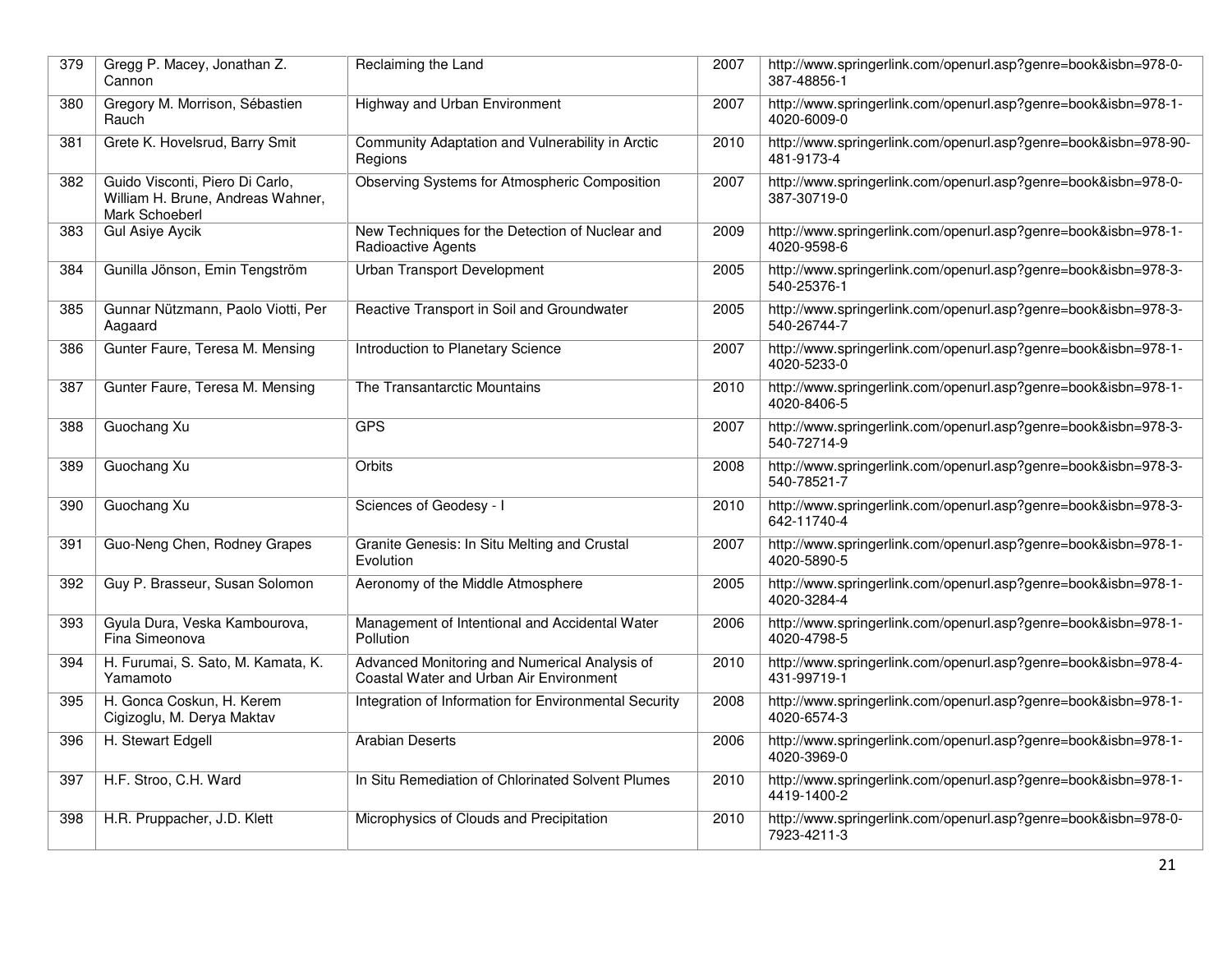| 379 | Gregg P. Macey, Jonathan Z. Cannon | Reclaiming the Land | 2007 | http://www.springerlink.com/openurl.asp?genre=book&isbn=978-0-387-48856-1 |
|---|---|---|---|---|
| 380 | Gregory M. Morrison, Sébastien Rauch | Highway and Urban Environment | 2007 | http://www.springerlink.com/openurl.asp?genre=book&isbn=978-1-4020-6009-0 |
| 381 | Grete K. Hovelsrud, Barry Smit | Community Adaptation and Vulnerability in Arctic Regions | 2010 | http://www.springerlink.com/openurl.asp?genre=book&isbn=978-90-481-9173-4 |
| 382 | Guido Visconti, Piero Di Carlo, William H. Brune, Andreas Wahner, Mark Schoeberl | Observing Systems for Atmospheric Composition | 2007 | http://www.springerlink.com/openurl.asp?genre=book&isbn=978-0-387-30719-0 |
| 383 | Gul Asiye Aycik | New Techniques for the Detection of Nuclear and Radioactive Agents | 2009 | http://www.springerlink.com/openurl.asp?genre=book&isbn=978-1-4020-9598-6 |
| 384 | Gunilla Jönson, Emin Tengström | Urban Transport Development | 2005 | http://www.springerlink.com/openurl.asp?genre=book&isbn=978-3-540-25376-1 |
| 385 | Gunnar Nützmann, Paolo Viotti, Per Aagaard | Reactive Transport in Soil and Groundwater | 2005 | http://www.springerlink.com/openurl.asp?genre=book&isbn=978-3-540-26744-7 |
| 386 | Gunter Faure, Teresa M. Mensing | Introduction to Planetary Science | 2007 | http://www.springerlink.com/openurl.asp?genre=book&isbn=978-1-4020-5233-0 |
| 387 | Gunter Faure, Teresa M. Mensing | The Transantarctic Mountains | 2010 | http://www.springerlink.com/openurl.asp?genre=book&isbn=978-1-4020-8406-5 |
| 388 | Guochang Xu | GPS | 2007 | http://www.springerlink.com/openurl.asp?genre=book&isbn=978-3-540-72714-9 |
| 389 | Guochang Xu | Orbits | 2008 | http://www.springerlink.com/openurl.asp?genre=book&isbn=978-3-540-78521-7 |
| 390 | Guochang Xu | Sciences of Geodesy - I | 2010 | http://www.springerlink.com/openurl.asp?genre=book&isbn=978-3-642-11740-4 |
| 391 | Guo-Neng Chen, Rodney Grapes | Granite Genesis: In Situ Melting and Crustal Evolution | 2007 | http://www.springerlink.com/openurl.asp?genre=book&isbn=978-1-4020-5890-5 |
| 392 | Guy P. Brasseur, Susan Solomon | Aeronomy of the Middle Atmosphere | 2005 | http://www.springerlink.com/openurl.asp?genre=book&isbn=978-1-4020-3284-4 |
| 393 | Gyula Dura, Veska Kambourova, Fina Simeonova | Management of Intentional and Accidental Water Pollution | 2006 | http://www.springerlink.com/openurl.asp?genre=book&isbn=978-1-4020-4798-5 |
| 394 | H. Furumai, S. Sato, M. Kamata, K. Yamamoto | Advanced Monitoring and Numerical Analysis of Coastal Water and Urban Air Environment | 2010 | http://www.springerlink.com/openurl.asp?genre=book&isbn=978-4-431-99719-1 |
| 395 | H. Gonca Coskun, H. Kerem Cigizoglu, M. Derya Maktav | Integration of Information for Environmental Security | 2008 | http://www.springerlink.com/openurl.asp?genre=book&isbn=978-1-4020-6574-3 |
| 396 | H. Stewart Edgell | Arabian Deserts | 2006 | http://www.springerlink.com/openurl.asp?genre=book&isbn=978-1-4020-3969-0 |
| 397 | H.F. Stroo, C.H. Ward | In Situ Remediation of Chlorinated Solvent Plumes | 2010 | http://www.springerlink.com/openurl.asp?genre=book&isbn=978-1-4419-1400-2 |
| 398 | H.R. Pruppacher, J.D. Klett | Microphysics of Clouds and Precipitation | 2010 | http://www.springerlink.com/openurl.asp?genre=book&isbn=978-0-7923-4211-3 |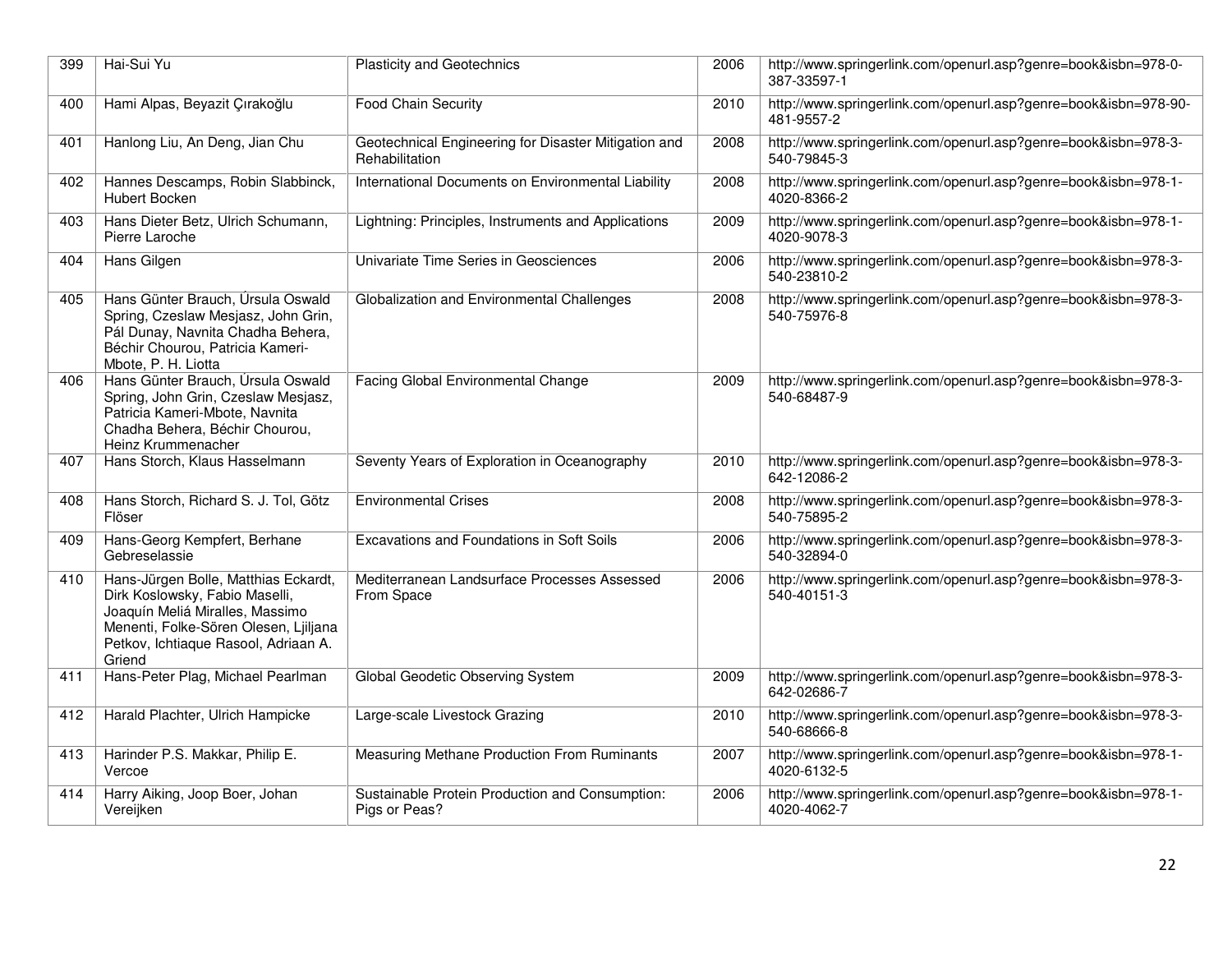| 399 | Hai-Sui Yu | Plasticity and Geotechnics | 2006 | http://www.springerlink.com/openurl.asp?genre=book&isbn=978-0-387-33597-1 |
|---|---|---|---|---|
| 400 | Hami Alpas, Beyazit Çırakoğlu | Food Chain Security | 2010 | http://www.springerlink.com/openurl.asp?genre=book&isbn=978-90-481-9557-2 |
| 401 | Hanlong Liu, An Deng, Jian Chu | Geotechnical Engineering for Disaster Mitigation and Rehabilitation | 2008 | http://www.springerlink.com/openurl.asp?genre=book&isbn=978-3-540-79845-3 |
| 402 | Hannes Descamps, Robin Slabbinck, Hubert Bocken | International Documents on Environmental Liability | 2008 | http://www.springerlink.com/openurl.asp?genre=book&isbn=978-1-4020-8366-2 |
| 403 | Hans Dieter Betz, Ulrich Schumann, Pierre Laroche | Lightning: Principles, Instruments and Applications | 2009 | http://www.springerlink.com/openurl.asp?genre=book&isbn=978-1-4020-9078-3 |
| 404 | Hans Gilgen | Univariate Time Series in Geosciences | 2006 | http://www.springerlink.com/openurl.asp?genre=book&isbn=978-3-540-23810-2 |
| 405 | Hans Günter Brauch, Úrsula Oswald Spring, Czeslaw Mesjasz, John Grin, Pál Dunay, Navnita Chadha Behera, Béchir Chourou, Patricia Kameri-Mbote, P. H. Liotta | Globalization and Environmental Challenges | 2008 | http://www.springerlink.com/openurl.asp?genre=book&isbn=978-3-540-75976-8 |
| 406 | Hans Günter Brauch, Úrsula Oswald Spring, John Grin, Czeslaw Mesjasz, Patricia Kameri-Mbote, Navnita Chadha Behera, Béchir Chourou, Heinz Krummenacher | Facing Global Environmental Change | 2009 | http://www.springerlink.com/openurl.asp?genre=book&isbn=978-3-540-68487-9 |
| 407 | Hans Storch, Klaus Hasselmann | Seventy Years of Exploration in Oceanography | 2010 | http://www.springerlink.com/openurl.asp?genre=book&isbn=978-3-642-12086-2 |
| 408 | Hans Storch, Richard S. J. Tol, Götz Flöser | Environmental Crises | 2008 | http://www.springerlink.com/openurl.asp?genre=book&isbn=978-3-540-75895-2 |
| 409 | Hans-Georg Kempfert, Berhane Gebreselassie | Excavations and Foundations in Soft Soils | 2006 | http://www.springerlink.com/openurl.asp?genre=book&isbn=978-3-540-32894-0 |
| 410 | Hans-Jürgen Bolle, Matthias Eckardt, Dirk Koslowsky, Fabio Maselli, Joaquín Meliá Miralles, Massimo Menenti, Folke-Sören Olesen, Ljiljana Petkov, Ichtiaque Rasool, Adriaan A. Griend | Mediterranean Landsurface Processes Assessed From Space | 2006 | http://www.springerlink.com/openurl.asp?genre=book&isbn=978-3-540-40151-3 |
| 411 | Hans-Peter Plag, Michael Pearlman | Global Geodetic Observing System | 2009 | http://www.springerlink.com/openurl.asp?genre=book&isbn=978-3-642-02686-7 |
| 412 | Harald Plachter, Ulrich Hampicke | Large-scale Livestock Grazing | 2010 | http://www.springerlink.com/openurl.asp?genre=book&isbn=978-3-540-68666-8 |
| 413 | Harinder P.S. Makkar, Philip E. Vercoe | Measuring Methane Production From Ruminants | 2007 | http://www.springerlink.com/openurl.asp?genre=book&isbn=978-1-4020-6132-5 |
| 414 | Harry Aiking, Joop Boer, Johan Vereijken | Sustainable Protein Production and Consumption: Pigs or Peas? | 2006 | http://www.springerlink.com/openurl.asp?genre=book&isbn=978-1-4020-4062-7 |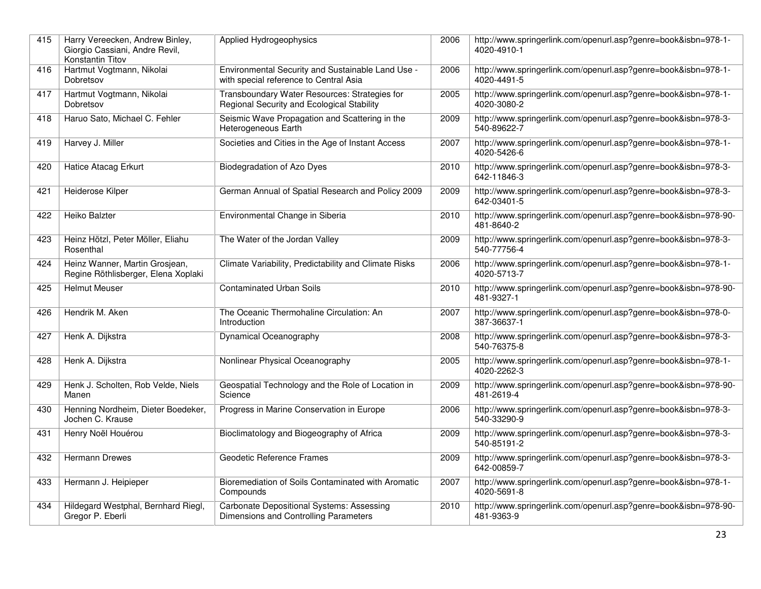| 415 | Harry Vereecken, Andrew Binley, Giorgio Cassiani, Andre Revil, Konstantin Titov | Applied Hydrogeophysics | 2006 | http://www.springerlink.com/openurl.asp?genre=book&isbn=978-1-4020-4910-1 |
|---|---|---|---|---|
| 416 | Hartmut Vogtmann, Nikolai Dobretsov | Environmental Security and Sustainable Land Use - with special reference to Central Asia | 2006 | http://www.springerlink.com/openurl.asp?genre=book&isbn=978-1-4020-4491-5 |
| 417 | Hartmut Vogtmann, Nikolai Dobretsov | Transboundary Water Resources: Strategies for Regional Security and Ecological Stability | 2005 | http://www.springerlink.com/openurl.asp?genre=book&isbn=978-1-4020-3080-2 |
| 418 | Haruo Sato, Michael C. Fehler | Seismic Wave Propagation and Scattering in the Heterogeneous Earth | 2009 | http://www.springerlink.com/openurl.asp?genre=book&isbn=978-3-540-89622-7 |
| 419 | Harvey J. Miller | Societies and Cities in the Age of Instant Access | 2007 | http://www.springerlink.com/openurl.asp?genre=book&isbn=978-1-4020-5426-6 |
| 420 | Hatice Atacag Erkurt | Biodegradation of Azo Dyes | 2010 | http://www.springerlink.com/openurl.asp?genre=book&isbn=978-3-642-11846-3 |
| 421 | Heiderose Kilper | German Annual of Spatial Research and Policy 2009 | 2009 | http://www.springerlink.com/openurl.asp?genre=book&isbn=978-3-642-03401-5 |
| 422 | Heiko Balzter | Environmental Change in Siberia | 2010 | http://www.springerlink.com/openurl.asp?genre=book&isbn=978-90-481-8640-2 |
| 423 | Heinz Hötzl, Peter Möller, Eliahu Rosenthal | The Water of the Jordan Valley | 2009 | http://www.springerlink.com/openurl.asp?genre=book&isbn=978-3-540-77756-4 |
| 424 | Heinz Wanner, Martin Grosjean, Regine Röthlisberger, Elena Xoplaki | Climate Variability, Predictability and Climate Risks | 2006 | http://www.springerlink.com/openurl.asp?genre=book&isbn=978-1-4020-5713-7 |
| 425 | Helmut Meuser | Contaminated Urban Soils | 2010 | http://www.springerlink.com/openurl.asp?genre=book&isbn=978-90-481-9327-1 |
| 426 | Hendrik M. Aken | The Oceanic Thermohaline Circulation: An Introduction | 2007 | http://www.springerlink.com/openurl.asp?genre=book&isbn=978-0-387-36637-1 |
| 427 | Henk A. Dijkstra | Dynamical Oceanography | 2008 | http://www.springerlink.com/openurl.asp?genre=book&isbn=978-3-540-76375-8 |
| 428 | Henk A. Dijkstra | Nonlinear Physical Oceanography | 2005 | http://www.springerlink.com/openurl.asp?genre=book&isbn=978-1-4020-2262-3 |
| 429 | Henk J. Scholten, Rob Velde, Niels Manen | Geospatial Technology and the Role of Location in Science | 2009 | http://www.springerlink.com/openurl.asp?genre=book&isbn=978-90-481-2619-4 |
| 430 | Henning Nordheim, Dieter Boedeker, Jochen C. Krause | Progress in Marine Conservation in Europe | 2006 | http://www.springerlink.com/openurl.asp?genre=book&isbn=978-3-540-33290-9 |
| 431 | Henry Noël Houérou | Bioclimatology and Biogeography of Africa | 2009 | http://www.springerlink.com/openurl.asp?genre=book&isbn=978-3-540-85191-2 |
| 432 | Hermann Drewes | Geodetic Reference Frames | 2009 | http://www.springerlink.com/openurl.asp?genre=book&isbn=978-3-642-00859-7 |
| 433 | Hermann J. Heipieper | Bioremediation of Soils Contaminated with Aromatic Compounds | 2007 | http://www.springerlink.com/openurl.asp?genre=book&isbn=978-1-4020-5691-8 |
| 434 | Hildegard Westphal, Bernhard Riegl, Gregor P. Eberli | Carbonate Depositional Systems: Assessing Dimensions and Controlling Parameters | 2010 | http://www.springerlink.com/openurl.asp?genre=book&isbn=978-90-481-9363-9 |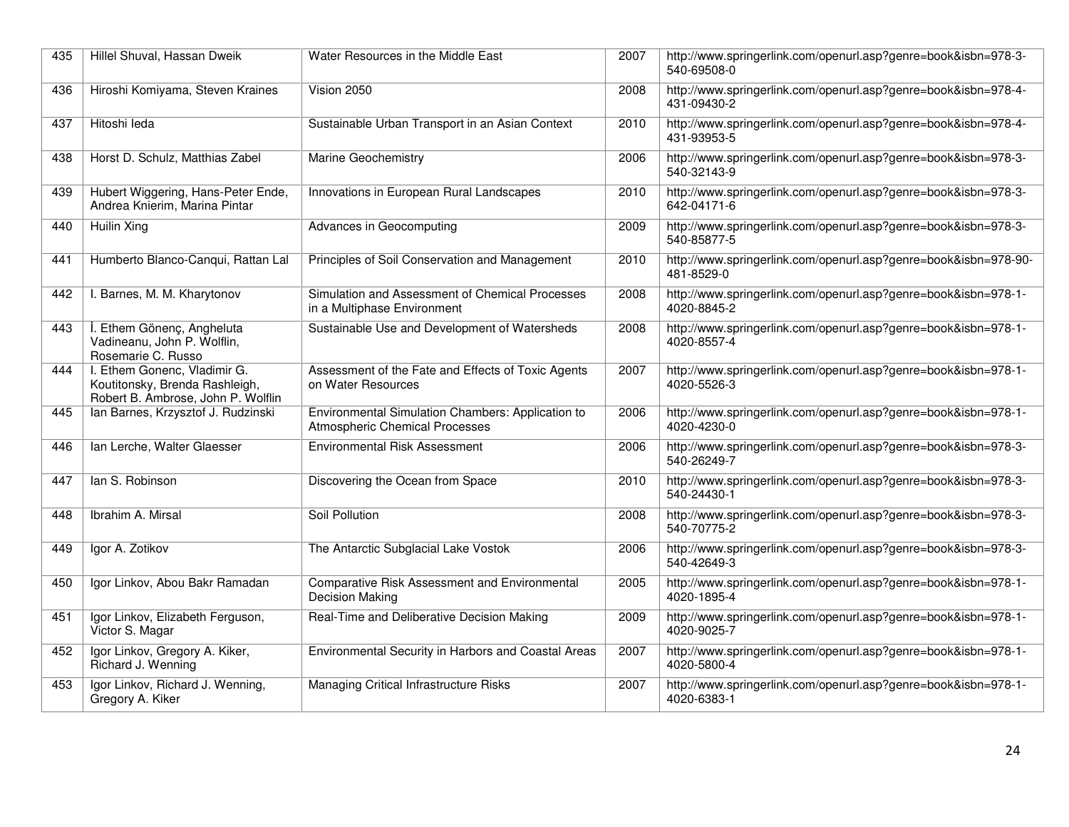| 435 | Hillel Shuval, Hassan Dweik | Water Resources in the Middle East | 2007 | http://www.springerlink.com/openurl.asp?genre=book&isbn=978-3-540-69508-0 |
|---|---|---|---|---|
| 436 | Hiroshi Komiyama, Steven Kraines | Vision 2050 | 2008 | http://www.springerlink.com/openurl.asp?genre=book&isbn=978-4-431-09430-2 |
| 437 | Hitoshi Ieda | Sustainable Urban Transport in an Asian Context | 2010 | http://www.springerlink.com/openurl.asp?genre=book&isbn=978-4-431-93953-5 |
| 438 | Horst D. Schulz, Matthias Zabel | Marine Geochemistry | 2006 | http://www.springerlink.com/openurl.asp?genre=book&isbn=978-3-540-32143-9 |
| 439 | Hubert Wiggering, Hans-Peter Ende, Andrea Knierim, Marina Pintar | Innovations in European Rural Landscapes | 2010 | http://www.springerlink.com/openurl.asp?genre=book&isbn=978-3-642-04171-6 |
| 440 | Huilin Xing | Advances in Geocomputing | 2009 | http://www.springerlink.com/openurl.asp?genre=book&isbn=978-3-540-85877-5 |
| 441 | Humberto Blanco-Canqui, Rattan Lal | Principles of Soil Conservation and Management | 2010 | http://www.springerlink.com/openurl.asp?genre=book&isbn=978-90-481-8529-0 |
| 442 | I. Barnes, M. M. Kharytonov | Simulation and Assessment of Chemical Processes in a Multiphase Environment | 2008 | http://www.springerlink.com/openurl.asp?genre=book&isbn=978-1-4020-8845-2 |
| 443 | İ. Ethem Gönenç, Angheluta Vadineanu, John P. Wolflin, Rosemarie C. Russo | Sustainable Use and Development of Watersheds | 2008 | http://www.springerlink.com/openurl.asp?genre=book&isbn=978-1-4020-8557-4 |
| 444 | I. Ethem Gonenc, Vladimir G. Koutitonsky, Brenda Rashleigh, Robert B. Ambrose, John P. Wolflin | Assessment of the Fate and Effects of Toxic Agents on Water Resources | 2007 | http://www.springerlink.com/openurl.asp?genre=book&isbn=978-1-4020-5526-3 |
| 445 | Ian Barnes, Krzysztof J. Rudzinski | Environmental Simulation Chambers: Application to Atmospheric Chemical Processes | 2006 | http://www.springerlink.com/openurl.asp?genre=book&isbn=978-1-4020-4230-0 |
| 446 | Ian Lerche, Walter Glaesser | Environmental Risk Assessment | 2006 | http://www.springerlink.com/openurl.asp?genre=book&isbn=978-3-540-26249-7 |
| 447 | Ian S. Robinson | Discovering the Ocean from Space | 2010 | http://www.springerlink.com/openurl.asp?genre=book&isbn=978-3-540-24430-1 |
| 448 | Ibrahim A. Mirsal | Soil Pollution | 2008 | http://www.springerlink.com/openurl.asp?genre=book&isbn=978-3-540-70775-2 |
| 449 | Igor A. Zotikov | The Antarctic Subglacial Lake Vostok | 2006 | http://www.springerlink.com/openurl.asp?genre=book&isbn=978-3-540-42649-3 |
| 450 | Igor Linkov, Abou Bakr Ramadan | Comparative Risk Assessment and Environmental Decision Making | 2005 | http://www.springerlink.com/openurl.asp?genre=book&isbn=978-1-4020-1895-4 |
| 451 | Igor Linkov, Elizabeth Ferguson, Victor S. Magar | Real-Time and Deliberative Decision Making | 2009 | http://www.springerlink.com/openurl.asp?genre=book&isbn=978-1-4020-9025-7 |
| 452 | Igor Linkov, Gregory A. Kiker, Richard J. Wenning | Environmental Security in Harbors and Coastal Areas | 2007 | http://www.springerlink.com/openurl.asp?genre=book&isbn=978-1-4020-5800-4 |
| 453 | Igor Linkov, Richard J. Wenning, Gregory A. Kiker | Managing Critical Infrastructure Risks | 2007 | http://www.springerlink.com/openurl.asp?genre=book&isbn=978-1-4020-6383-1 |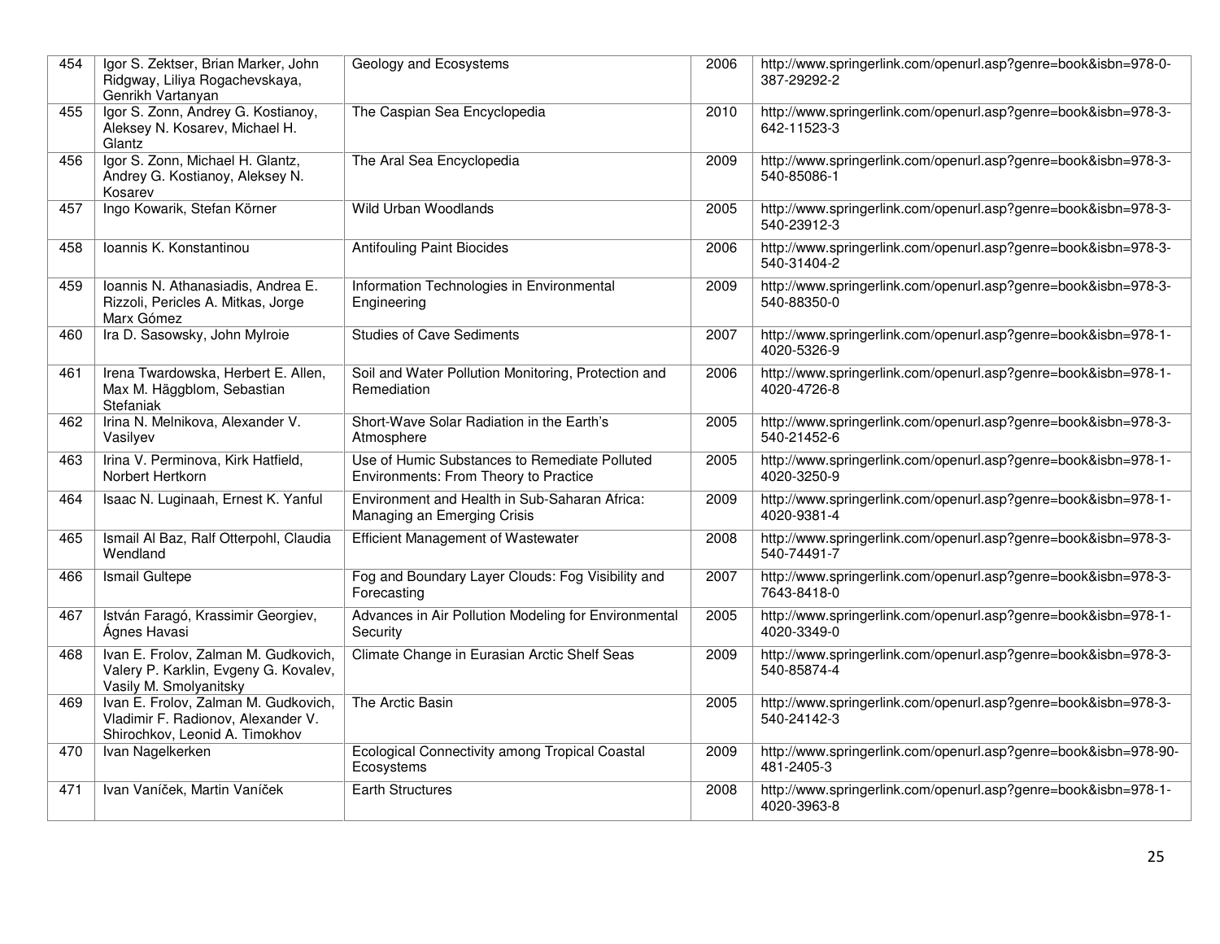| 454 | Igor S. Zektser, Brian Marker, John Ridgway, Liliya Rogachevskaya, Genrikh Vartanyan | Geology and Ecosystems | 2006 | http://www.springerlink.com/openurl.asp?genre=book&isbn=978-0-387-29292-2 |
|---|---|---|---|---|
| 455 | Igor S. Zonn, Andrey G. Kostianoy, Aleksey N. Kosarev, Michael H. Glantz | The Caspian Sea Encyclopedia | 2010 | http://www.springerlink.com/openurl.asp?genre=book&isbn=978-3-642-11523-3 |
| 456 | Igor S. Zonn, Michael H. Glantz, Andrey G. Kostianoy, Aleksey N. Kosarev | The Aral Sea Encyclopedia | 2009 | http://www.springerlink.com/openurl.asp?genre=book&isbn=978-3-540-85086-1 |
| 457 | Ingo Kowarik, Stefan Körner | Wild Urban Woodlands | 2005 | http://www.springerlink.com/openurl.asp?genre=book&isbn=978-3-540-23912-3 |
| 458 | Ioannis K. Konstantinou | Antifouling Paint Biocides | 2006 | http://www.springerlink.com/openurl.asp?genre=book&isbn=978-3-540-31404-2 |
| 459 | Ioannis N. Athanasiadis, Andrea E. Rizzoli, Pericles A. Mitkas, Jorge Marx Gómez | Information Technologies in Environmental Engineering | 2009 | http://www.springerlink.com/openurl.asp?genre=book&isbn=978-3-540-88350-0 |
| 460 | Ira D. Sasowsky, John Mylroie | Studies of Cave Sediments | 2007 | http://www.springerlink.com/openurl.asp?genre=book&isbn=978-1-4020-5326-9 |
| 461 | Irena Twardowska, Herbert E. Allen, Max M. Häggblom, Sebastian Stefaniak | Soil and Water Pollution Monitoring, Protection and Remediation | 2006 | http://www.springerlink.com/openurl.asp?genre=book&isbn=978-1-4020-4726-8 |
| 462 | Irina N. Melnikova, Alexander V. Vasilyev | Short-Wave Solar Radiation in the Earth's Atmosphere | 2005 | http://www.springerlink.com/openurl.asp?genre=book&isbn=978-3-540-21452-6 |
| 463 | Irina V. Perminova, Kirk Hatfield, Norbert Hertkorn | Use of Humic Substances to Remediate Polluted Environments: From Theory to Practice | 2005 | http://www.springerlink.com/openurl.asp?genre=book&isbn=978-1-4020-3250-9 |
| 464 | Isaac N. Luginaah, Ernest K. Yanful | Environment and Health in Sub-Saharan Africa: Managing an Emerging Crisis | 2009 | http://www.springerlink.com/openurl.asp?genre=book&isbn=978-1-4020-9381-4 |
| 465 | Ismail Al Baz, Ralf Otterpohl, Claudia Wendland | Efficient Management of Wastewater | 2008 | http://www.springerlink.com/openurl.asp?genre=book&isbn=978-3-540-74491-7 |
| 466 | Ismail Gultepe | Fog and Boundary Layer Clouds: Fog Visibility and Forecasting | 2007 | http://www.springerlink.com/openurl.asp?genre=book&isbn=978-3-7643-8418-0 |
| 467 | István Faragó, Krassimir Georgiev, Ágnes Havasi | Advances in Air Pollution Modeling for Environmental Security | 2005 | http://www.springerlink.com/openurl.asp?genre=book&isbn=978-1-4020-3349-0 |
| 468 | Ivan E. Frolov, Zalman M. Gudkovich, Valery P. Karklin, Evgeny G. Kovalev, Vasily M. Smolyanitsky | Climate Change in Eurasian Arctic Shelf Seas | 2009 | http://www.springerlink.com/openurl.asp?genre=book&isbn=978-3-540-85874-4 |
| 469 | Ivan E. Frolov, Zalman M. Gudkovich, Vladimir F. Radionov, Alexander V. Shirochkov, Leonid A. Timokhov | The Arctic Basin | 2005 | http://www.springerlink.com/openurl.asp?genre=book&isbn=978-3-540-24142-3 |
| 470 | Ivan Nagelkerken | Ecological Connectivity among Tropical Coastal Ecosystems | 2009 | http://www.springerlink.com/openurl.asp?genre=book&isbn=978-90-481-2405-3 |
| 471 | Ivan Vaníček, Martin Vaníček | Earth Structures | 2008 | http://www.springerlink.com/openurl.asp?genre=book&isbn=978-1-4020-3963-8 |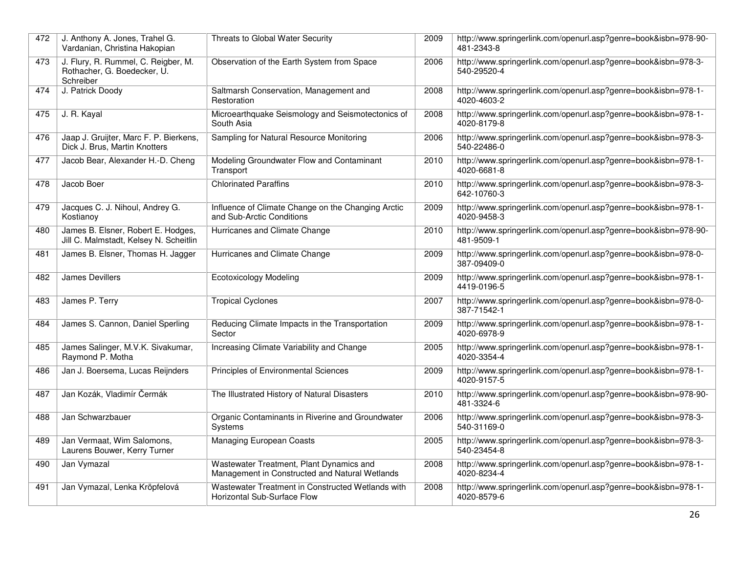| 472 | J. Anthony A. Jones, Trahel G. Vardanian, Christina Hakopian | Threats to Global Water Security | 2009 | http://www.springerlink.com/openurl.asp?genre=book&isbn=978-90-481-2343-8 |
|---|---|---|---|---|
| 473 | J. Flury, R. Rummel, C. Reigber, M. Rothacher, G. Boedecker, U. Schreiber | Observation of the Earth System from Space | 2006 | http://www.springerlink.com/openurl.asp?genre=book&isbn=978-3-540-29520-4 |
| 474 | J. Patrick Doody | Saltmarsh Conservation, Management and Restoration | 2008 | http://www.springerlink.com/openurl.asp?genre=book&isbn=978-1-4020-4603-2 |
| 475 | J. R. Kayal | Microearthquake Seismology and Seismotectonics of South Asia | 2008 | http://www.springerlink.com/openurl.asp?genre=book&isbn=978-1-4020-8179-8 |
| 476 | Jaap J. Gruijter, Marc F. P. Bierkens, Dick J. Brus, Martin Knotters | Sampling for Natural Resource Monitoring | 2006 | http://www.springerlink.com/openurl.asp?genre=book&isbn=978-3-540-22486-0 |
| 477 | Jacob Bear, Alexander H.-D. Cheng | Modeling Groundwater Flow and Contaminant Transport | 2010 | http://www.springerlink.com/openurl.asp?genre=book&isbn=978-1-4020-6681-8 |
| 478 | Jacob Boer | Chlorinated Paraffins | 2010 | http://www.springerlink.com/openurl.asp?genre=book&isbn=978-3-642-10760-3 |
| 479 | Jacques C. J. Nihoul, Andrey G. Kostianoy | Influence of Climate Change on the Changing Arctic and Sub-Arctic Conditions | 2009 | http://www.springerlink.com/openurl.asp?genre=book&isbn=978-1-4020-9458-3 |
| 480 | James B. Elsner, Robert E. Hodges, Jill C. Malmstadt, Kelsey N. Scheitlin | Hurricanes and Climate Change | 2010 | http://www.springerlink.com/openurl.asp?genre=book&isbn=978-90-481-9509-1 |
| 481 | James B. Elsner, Thomas H. Jagger | Hurricanes and Climate Change | 2009 | http://www.springerlink.com/openurl.asp?genre=book&isbn=978-0-387-09409-0 |
| 482 | James Devillers | Ecotoxicology Modeling | 2009 | http://www.springerlink.com/openurl.asp?genre=book&isbn=978-1-4419-0196-5 |
| 483 | James P. Terry | Tropical Cyclones | 2007 | http://www.springerlink.com/openurl.asp?genre=book&isbn=978-0-387-71542-1 |
| 484 | James S. Cannon, Daniel Sperling | Reducing Climate Impacts in the Transportation Sector | 2009 | http://www.springerlink.com/openurl.asp?genre=book&isbn=978-1-4020-6978-9 |
| 485 | James Salinger, M.V.K. Sivakumar, Raymond P. Motha | Increasing Climate Variability and Change | 2005 | http://www.springerlink.com/openurl.asp?genre=book&isbn=978-1-4020-3354-4 |
| 486 | Jan J. Boersema, Lucas Reijnders | Principles of Environmental Sciences | 2009 | http://www.springerlink.com/openurl.asp?genre=book&isbn=978-1-4020-9157-5 |
| 487 | Jan Kozák, Vladimír Čermák | The Illustrated History of Natural Disasters | 2010 | http://www.springerlink.com/openurl.asp?genre=book&isbn=978-90-481-3324-6 |
| 488 | Jan Schwarzbauer | Organic Contaminants in Riverine and Groundwater Systems | 2006 | http://www.springerlink.com/openurl.asp?genre=book&isbn=978-3-540-31169-0 |
| 489 | Jan Vermaat, Wim Salomons, Laurens Bouwer, Kerry Turner | Managing European Coasts | 2005 | http://www.springerlink.com/openurl.asp?genre=book&isbn=978-3-540-23454-8 |
| 490 | Jan Vymazal | Wastewater Treatment, Plant Dynamics and Management in Constructed and Natural Wetlands | 2008 | http://www.springerlink.com/openurl.asp?genre=book&isbn=978-1-4020-8234-4 |
| 491 | Jan Vymazal, Lenka Kröpfelová | Wastewater Treatment in Constructed Wetlands with Horizontal Sub-Surface Flow | 2008 | http://www.springerlink.com/openurl.asp?genre=book&isbn=978-1-4020-8579-6 |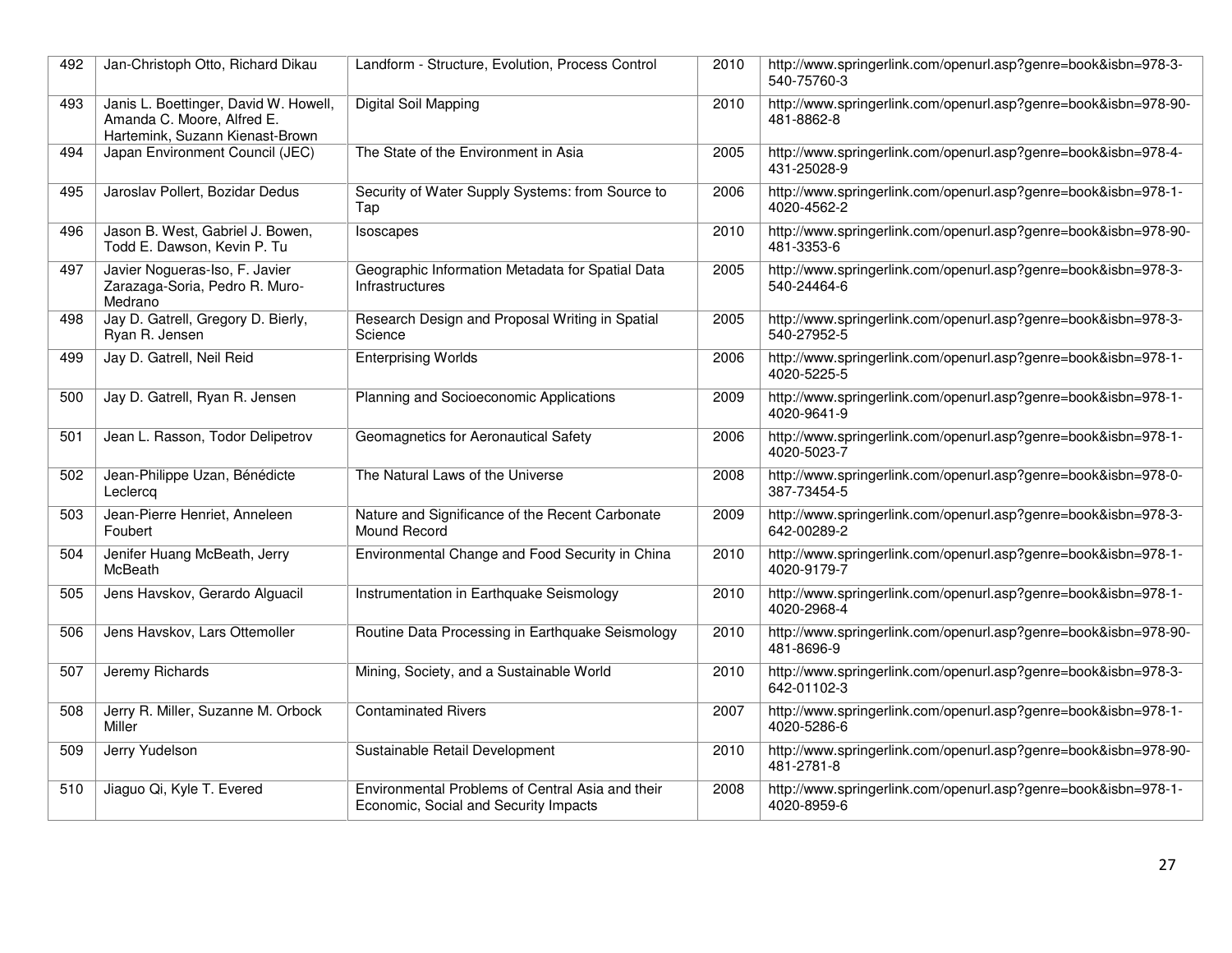| 492 | Jan-Christoph Otto, Richard Dikau | Landform - Structure, Evolution, Process Control | 2010 | http://www.springerlink.com/openurl.asp?genre=book&isbn=978-3-540-75760-3 |
|---|---|---|---|---|
| 493 | Janis L. Boettinger, David W. Howell, Amanda C. Moore, Alfred E. Hartemink, Suzann Kienast-Brown | Digital Soil Mapping | 2010 | http://www.springerlink.com/openurl.asp?genre=book&isbn=978-90-481-8862-8 |
| 494 | Japan Environment Council (JEC) | The State of the Environment in Asia | 2005 | http://www.springerlink.com/openurl.asp?genre=book&isbn=978-4-431-25028-9 |
| 495 | Jaroslav Pollert, Bozidar Dedus | Security of Water Supply Systems: from Source to Tap | 2006 | http://www.springerlink.com/openurl.asp?genre=book&isbn=978-1-4020-4562-2 |
| 496 | Jason B. West, Gabriel J. Bowen, Todd E. Dawson, Kevin P. Tu | Isoscapes | 2010 | http://www.springerlink.com/openurl.asp?genre=book&isbn=978-90-481-3353-6 |
| 497 | Javier Nogueras-Iso, F. Javier Zarazaga-Soria, Pedro R. Muro-Medrano | Geographic Information Metadata for Spatial Data Infrastructures | 2005 | http://www.springerlink.com/openurl.asp?genre=book&isbn=978-3-540-24464-6 |
| 498 | Jay D. Gatrell, Gregory D. Bierly, Ryan R. Jensen | Research Design and Proposal Writing in Spatial Science | 2005 | http://www.springerlink.com/openurl.asp?genre=book&isbn=978-3-540-27952-5 |
| 499 | Jay D. Gatrell, Neil Reid | Enterprising Worlds | 2006 | http://www.springerlink.com/openurl.asp?genre=book&isbn=978-1-4020-5225-5 |
| 500 | Jay D. Gatrell, Ryan R. Jensen | Planning and Socioeconomic Applications | 2009 | http://www.springerlink.com/openurl.asp?genre=book&isbn=978-1-4020-9641-9 |
| 501 | Jean L. Rasson, Todor Delipetrov | Geomagnetics for Aeronautical Safety | 2006 | http://www.springerlink.com/openurl.asp?genre=book&isbn=978-1-4020-5023-7 |
| 502 | Jean-Philippe Uzan, Bénédicte Leclercq | The Natural Laws of the Universe | 2008 | http://www.springerlink.com/openurl.asp?genre=book&isbn=978-0-387-73454-5 |
| 503 | Jean-Pierre Henriet, Anneleen Foubert | Nature and Significance of the Recent Carbonate Mound Record | 2009 | http://www.springerlink.com/openurl.asp?genre=book&isbn=978-3-642-00289-2 |
| 504 | Jenifer Huang McBeath, Jerry McBeath | Environmental Change and Food Security in China | 2010 | http://www.springerlink.com/openurl.asp?genre=book&isbn=978-1-4020-9179-7 |
| 505 | Jens Havskov, Gerardo Alguacil | Instrumentation in Earthquake Seismology | 2010 | http://www.springerlink.com/openurl.asp?genre=book&isbn=978-1-4020-2968-4 |
| 506 | Jens Havskov, Lars Ottemoller | Routine Data Processing in Earthquake Seismology | 2010 | http://www.springerlink.com/openurl.asp?genre=book&isbn=978-90-481-8696-9 |
| 507 | Jeremy Richards | Mining, Society, and a Sustainable World | 2010 | http://www.springerlink.com/openurl.asp?genre=book&isbn=978-3-642-01102-3 |
| 508 | Jerry R. Miller, Suzanne M. Orbock Miller | Contaminated Rivers | 2007 | http://www.springerlink.com/openurl.asp?genre=book&isbn=978-1-4020-5286-6 |
| 509 | Jerry Yudelson | Sustainable Retail Development | 2010 | http://www.springerlink.com/openurl.asp?genre=book&isbn=978-90-481-2781-8 |
| 510 | Jiaguo Qi, Kyle T. Evered | Environmental Problems of Central Asia and their Economic, Social and Security Impacts | 2008 | http://www.springerlink.com/openurl.asp?genre=book&isbn=978-1-4020-8959-6 |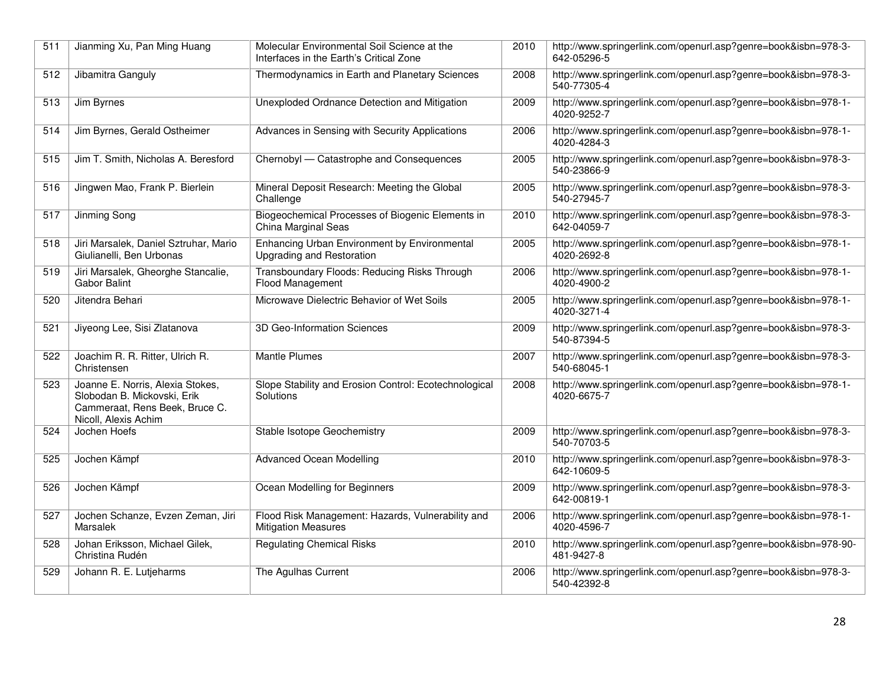| 511 | Jianming Xu, Pan Ming Huang | Molecular Environmental Soil Science at the Interfaces in the Earth's Critical Zone | 2010 | http://www.springerlink.com/openurl.asp?genre=book&isbn=978-3-642-05296-5 |
|---|---|---|---|---|
| 512 | Jibamitra Ganguly | Thermodynamics in Earth and Planetary Sciences | 2008 | http://www.springerlink.com/openurl.asp?genre=book&isbn=978-3-540-77305-4 |
| 513 | Jim Byrnes | Unexploded Ordnance Detection and Mitigation | 2009 | http://www.springerlink.com/openurl.asp?genre=book&isbn=978-1-4020-9252-7 |
| 514 | Jim Byrnes, Gerald Ostheimer | Advances in Sensing with Security Applications | 2006 | http://www.springerlink.com/openurl.asp?genre=book&isbn=978-1-4020-4284-3 |
| 515 | Jim T. Smith, Nicholas A. Beresford | Chernobyl — Catastrophe and Consequences | 2005 | http://www.springerlink.com/openurl.asp?genre=book&isbn=978-3-540-23866-9 |
| 516 | Jingwen Mao, Frank P. Bierlein | Mineral Deposit Research: Meeting the Global Challenge | 2005 | http://www.springerlink.com/openurl.asp?genre=book&isbn=978-3-540-27945-7 |
| 517 | Jinming Song | Biogeochemical Processes of Biogenic Elements in China Marginal Seas | 2010 | http://www.springerlink.com/openurl.asp?genre=book&isbn=978-3-642-04059-7 |
| 518 | Jiri Marsalek, Daniel Sztruhar, Mario Giulianelli, Ben Urbonas | Enhancing Urban Environment by Environmental Upgrading and Restoration | 2005 | http://www.springerlink.com/openurl.asp?genre=book&isbn=978-1-4020-2692-8 |
| 519 | Jiri Marsalek, Gheorghe Stancalie, Gabor Balint | Transboundary Floods: Reducing Risks Through Flood Management | 2006 | http://www.springerlink.com/openurl.asp?genre=book&isbn=978-1-4020-4900-2 |
| 520 | Jitendra Behari | Microwave Dielectric Behavior of Wet Soils | 2005 | http://www.springerlink.com/openurl.asp?genre=book&isbn=978-1-4020-3271-4 |
| 521 | Jiyeong Lee, Sisi Zlatanova | 3D Geo-Information Sciences | 2009 | http://www.springerlink.com/openurl.asp?genre=book&isbn=978-3-540-87394-5 |
| 522 | Joachim R. R. Ritter, Ulrich R. Christensen | Mantle Plumes | 2007 | http://www.springerlink.com/openurl.asp?genre=book&isbn=978-3-540-68045-1 |
| 523 | Joanne E. Norris, Alexia Stokes, Slobodan B. Mickovski, Erik Cammeraat, Rens Beek, Bruce C. Nicoll, Alexis Achim | Slope Stability and Erosion Control: Ecotechnological Solutions | 2008 | http://www.springerlink.com/openurl.asp?genre=book&isbn=978-1-4020-6675-7 |
| 524 | Jochen Hoefs | Stable Isotope Geochemistry | 2009 | http://www.springerlink.com/openurl.asp?genre=book&isbn=978-3-540-70703-5 |
| 525 | Jochen Kämpf | Advanced Ocean Modelling | 2010 | http://www.springerlink.com/openurl.asp?genre=book&isbn=978-3-642-10609-5 |
| 526 | Jochen Kämpf | Ocean Modelling for Beginners | 2009 | http://www.springerlink.com/openurl.asp?genre=book&isbn=978-3-642-00819-1 |
| 527 | Jochen Schanze, Evzen Zeman, Jiri Marsalek | Flood Risk Management: Hazards, Vulnerability and Mitigation Measures | 2006 | http://www.springerlink.com/openurl.asp?genre=book&isbn=978-1-4020-4596-7 |
| 528 | Johan Eriksson, Michael Gilek, Christina Rudén | Regulating Chemical Risks | 2010 | http://www.springerlink.com/openurl.asp?genre=book&isbn=978-90-481-9427-8 |
| 529 | Johann R. E. Lutjeharms | The Agulhas Current | 2006 | http://www.springerlink.com/openurl.asp?genre=book&isbn=978-3-540-42392-8 |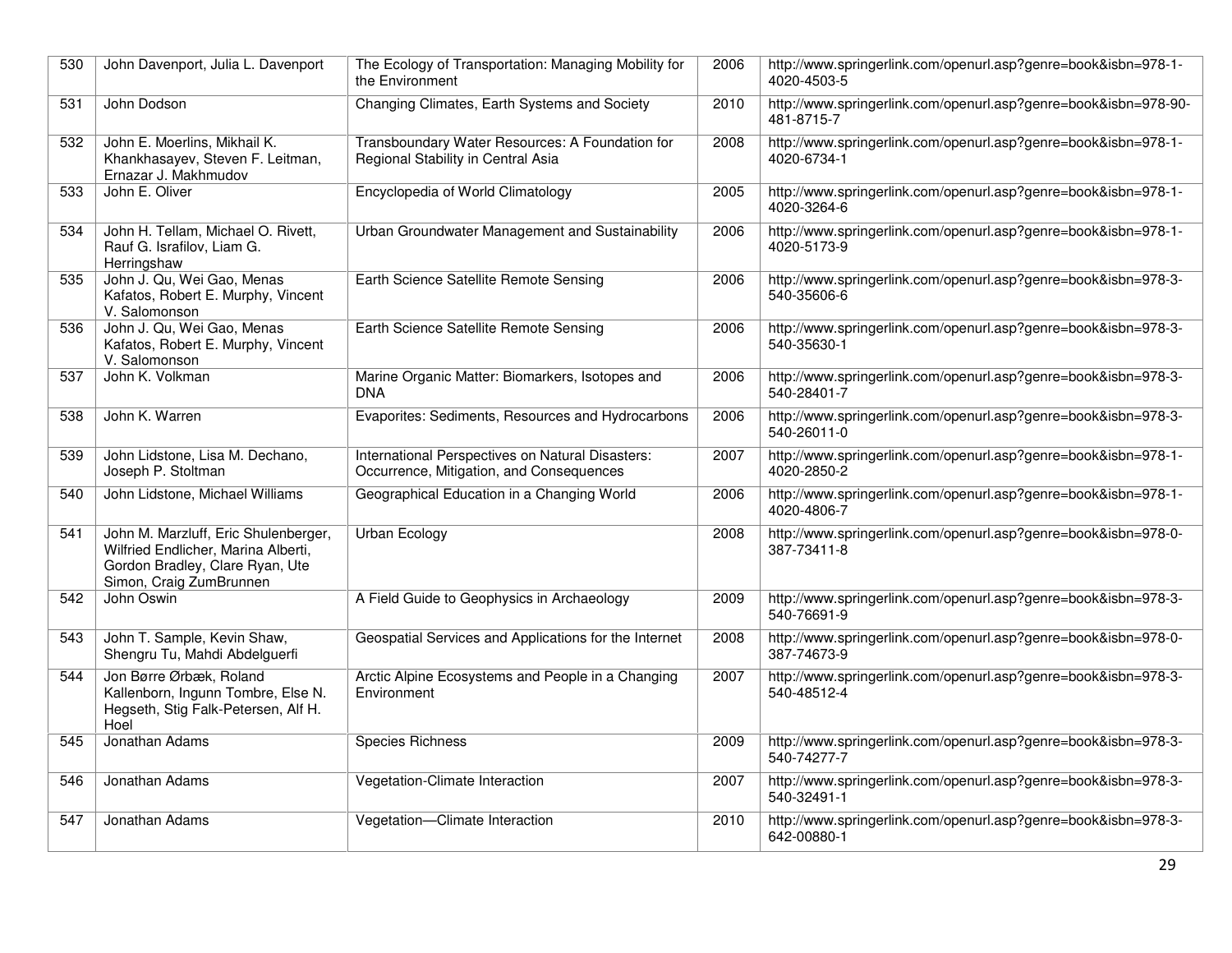| 530 | John Davenport, Julia L. Davenport | The Ecology of Transportation: Managing Mobility for the Environment | 2006 | http://www.springerlink.com/openurl.asp?genre=book&isbn=978-1-4020-4503-5 |
|---|---|---|---|---|
| 531 | John Dodson | Changing Climates, Earth Systems and Society | 2010 | http://www.springerlink.com/openurl.asp?genre=book&isbn=978-90-481-8715-7 |
| 532 | John E. Moerlins, Mikhail K. Khankhasayev, Steven F. Leitman, Ernazar J. Makhmudov | Transboundary Water Resources: A Foundation for Regional Stability in Central Asia | 2008 | http://www.springerlink.com/openurl.asp?genre=book&isbn=978-1-4020-6734-1 |
| 533 | John E. Oliver | Encyclopedia of World Climatology | 2005 | http://www.springerlink.com/openurl.asp?genre=book&isbn=978-1-4020-3264-6 |
| 534 | John H. Tellam, Michael O. Rivett, Rauf G. Israfilov, Liam G. Herringshaw | Urban Groundwater Management and Sustainability | 2006 | http://www.springerlink.com/openurl.asp?genre=book&isbn=978-1-4020-5173-9 |
| 535 | John J. Qu, Wei Gao, Menas Kafatos, Robert E. Murphy, Vincent V. Salomonson | Earth Science Satellite Remote Sensing | 2006 | http://www.springerlink.com/openurl.asp?genre=book&isbn=978-3-540-35606-6 |
| 536 | John J. Qu, Wei Gao, Menas Kafatos, Robert E. Murphy, Vincent V. Salomonson | Earth Science Satellite Remote Sensing | 2006 | http://www.springerlink.com/openurl.asp?genre=book&isbn=978-3-540-35630-1 |
| 537 | John K. Volkman | Marine Organic Matter: Biomarkers, Isotopes and DNA | 2006 | http://www.springerlink.com/openurl.asp?genre=book&isbn=978-3-540-28401-7 |
| 538 | John K. Warren | Evaporites: Sediments, Resources and Hydrocarbons | 2006 | http://www.springerlink.com/openurl.asp?genre=book&isbn=978-3-540-26011-0 |
| 539 | John Lidstone, Lisa M. Dechano, Joseph P. Stoltman | International Perspectives on Natural Disasters: Occurrence, Mitigation, and Consequences | 2007 | http://www.springerlink.com/openurl.asp?genre=book&isbn=978-1-4020-2850-2 |
| 540 | John Lidstone, Michael Williams | Geographical Education in a Changing World | 2006 | http://www.springerlink.com/openurl.asp?genre=book&isbn=978-1-4020-4806-7 |
| 541 | John M. Marzluff, Eric Shulenberger, Wilfried Endlicher, Marina Alberti, Gordon Bradley, Clare Ryan, Ute Simon, Craig ZumBrunnen | Urban Ecology | 2008 | http://www.springerlink.com/openurl.asp?genre=book&isbn=978-0-387-73411-8 |
| 542 | John Oswin | A Field Guide to Geophysics in Archaeology | 2009 | http://www.springerlink.com/openurl.asp?genre=book&isbn=978-3-540-76691-9 |
| 543 | John T. Sample, Kevin Shaw, Shengru Tu, Mahdi Abdelguerfi | Geospatial Services and Applications for the Internet | 2008 | http://www.springerlink.com/openurl.asp?genre=book&isbn=978-0-387-74673-9 |
| 544 | Jon Børre Ørbæk, Roland Kallenborn, Ingunn Tombre, Else N. Hegseth, Stig Falk-Petersen, Alf H. Hoel | Arctic Alpine Ecosystems and People in a Changing Environment | 2007 | http://www.springerlink.com/openurl.asp?genre=book&isbn=978-3-540-48512-4 |
| 545 | Jonathan Adams | Species Richness | 2009 | http://www.springerlink.com/openurl.asp?genre=book&isbn=978-3-540-74277-7 |
| 546 | Jonathan Adams | Vegetation-Climate Interaction | 2007 | http://www.springerlink.com/openurl.asp?genre=book&isbn=978-3-540-32491-1 |
| 547 | Jonathan Adams | Vegetation—Climate Interaction | 2010 | http://www.springerlink.com/openurl.asp?genre=book&isbn=978-3-642-00880-1 |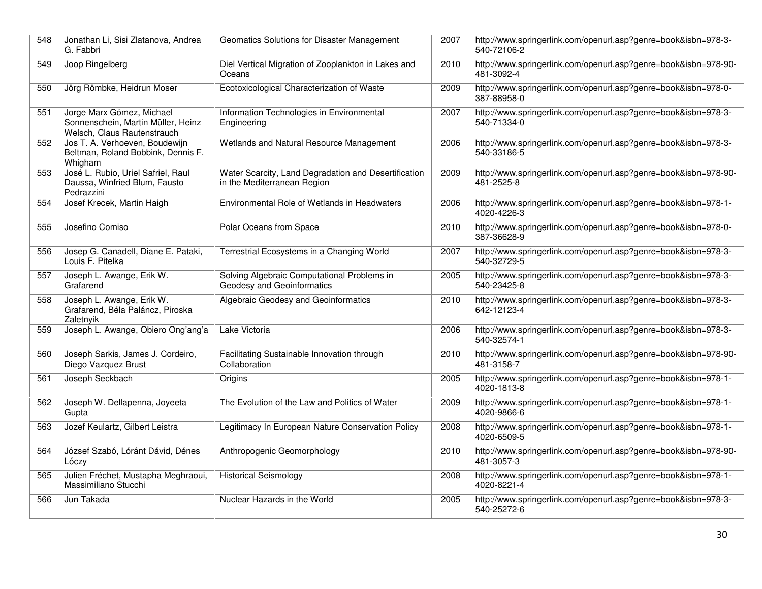| 548 | Jonathan Li, Sisi Zlatanova, Andrea G. Fabbri | Geomatics Solutions for Disaster Management | 2007 | http://www.springerlink.com/openurl.asp?genre=book&isbn=978-3-540-72106-2 |
|---|---|---|---|---|
| 549 | Joop Ringelberg | Diel Vertical Migration of Zooplankton in Lakes and Oceans | 2010 | http://www.springerlink.com/openurl.asp?genre=book&isbn=978-90-481-3092-4 |
| 550 | Jörg Römbke, Heidrun Moser | Ecotoxicological Characterization of Waste | 2009 | http://www.springerlink.com/openurl.asp?genre=book&isbn=978-0-387-88958-0 |
| 551 | Jorge Marx Gómez, Michael Sonnenschein, Martin Müller, Heinz Welsch, Claus Rautenstrauch | Information Technologies in Environmental Engineering | 2007 | http://www.springerlink.com/openurl.asp?genre=book&isbn=978-3-540-71334-0 |
| 552 | Jos T. A. Verhoeven, Boudewijn Beltman, Roland Bobbink, Dennis F. Whigham | Wetlands and Natural Resource Management | 2006 | http://www.springerlink.com/openurl.asp?genre=book&isbn=978-3-540-33186-5 |
| 553 | José L. Rubio, Uriel Safriel, Raul Daussa, Winfried Blum, Fausto Pedrazzini | Water Scarcity, Land Degradation and Desertification in the Mediterranean Region | 2009 | http://www.springerlink.com/openurl.asp?genre=book&isbn=978-90-481-2525-8 |
| 554 | Josef Krecek, Martin Haigh | Environmental Role of Wetlands in Headwaters | 2006 | http://www.springerlink.com/openurl.asp?genre=book&isbn=978-1-4020-4226-3 |
| 555 | Josefino Comiso | Polar Oceans from Space | 2010 | http://www.springerlink.com/openurl.asp?genre=book&isbn=978-0-387-36628-9 |
| 556 | Josep G. Canadell, Diane E. Pataki, Louis F. Pitelka | Terrestrial Ecosystems in a Changing World | 2007 | http://www.springerlink.com/openurl.asp?genre=book&isbn=978-3-540-32729-5 |
| 557 | Joseph L. Awange, Erik W. Grafarend | Solving Algebraic Computational Problems in Geodesy and Geoinformatics | 2005 | http://www.springerlink.com/openurl.asp?genre=book&isbn=978-3-540-23425-8 |
| 558 | Joseph L. Awange, Erik W. Grafarend, Béla Paláncz, Piroska Zaletnyik | Algebraic Geodesy and Geoinformatics | 2010 | http://www.springerlink.com/openurl.asp?genre=book&isbn=978-3-642-12123-4 |
| 559 | Joseph L. Awange, Obiero Ong'ang'a | Lake Victoria | 2006 | http://www.springerlink.com/openurl.asp?genre=book&isbn=978-3-540-32574-1 |
| 560 | Joseph Sarkis, James J. Cordeiro, Diego Vazquez Brust | Facilitating Sustainable Innovation through Collaboration | 2010 | http://www.springerlink.com/openurl.asp?genre=book&isbn=978-90-481-3158-7 |
| 561 | Joseph Seckbach | Origins | 2005 | http://www.springerlink.com/openurl.asp?genre=book&isbn=978-1-4020-1813-8 |
| 562 | Joseph W. Dellapenna, Joyeeta Gupta | The Evolution of the Law and Politics of Water | 2009 | http://www.springerlink.com/openurl.asp?genre=book&isbn=978-1-4020-9866-6 |
| 563 | Jozef Keulartz, Gilbert Leistra | Legitimacy In European Nature Conservation Policy | 2008 | http://www.springerlink.com/openurl.asp?genre=book&isbn=978-1-4020-6509-5 |
| 564 | József Szabó, Lóránt Dávid, Dénes Lóczy | Anthropogenic Geomorphology | 2010 | http://www.springerlink.com/openurl.asp?genre=book&isbn=978-90-481-3057-3 |
| 565 | Julien Fréchet, Mustapha Meghraoui, Massimiliano Stucchi | Historical Seismology | 2008 | http://www.springerlink.com/openurl.asp?genre=book&isbn=978-1-4020-8221-4 |
| 566 | Jun Takada | Nuclear Hazards in the World | 2005 | http://www.springerlink.com/openurl.asp?genre=book&isbn=978-3-540-25272-6 |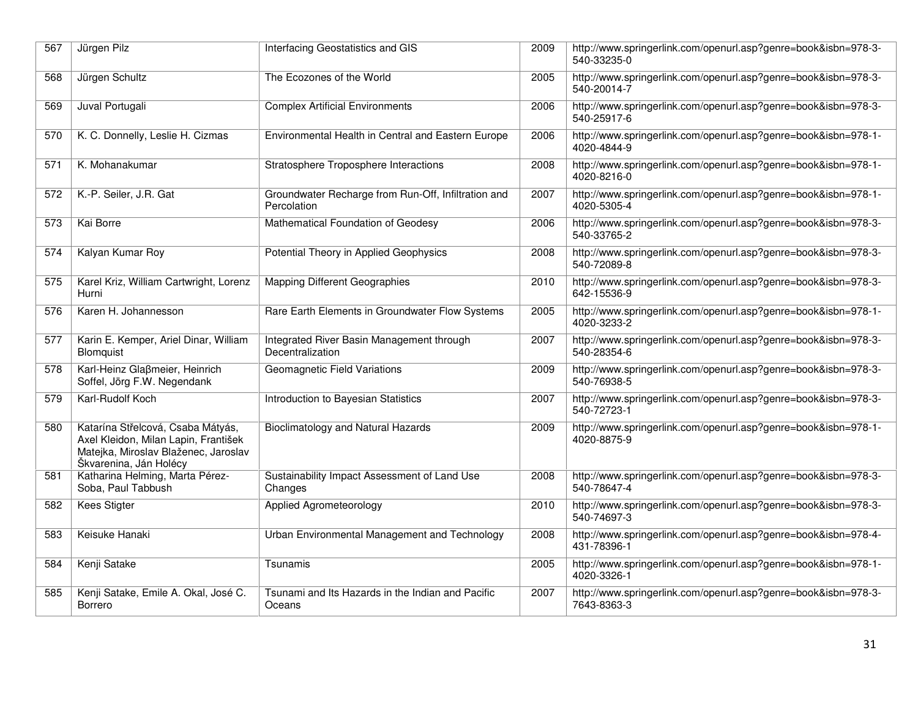| 567 | Jürgen Pilz | Interfacing Geostatistics and GIS | 2009 | http://www.springerlink.com/openurl.asp?genre=book&isbn=978-3-540-33235-0 |
|---|---|---|---|---|
| 568 | Jürgen Schultz | The Ecozones of the World | 2005 | http://www.springerlink.com/openurl.asp?genre=book&isbn=978-3-540-20014-7 |
| 569 | Juval Portugali | Complex Artificial Environments | 2006 | http://www.springerlink.com/openurl.asp?genre=book&isbn=978-3-540-25917-6 |
| 570 | K. C. Donnelly, Leslie H. Cizmas | Environmental Health in Central and Eastern Europe | 2006 | http://www.springerlink.com/openurl.asp?genre=book&isbn=978-1-4020-4844-9 |
| 571 | K. Mohanakumar | Stratosphere Troposphere Interactions | 2008 | http://www.springerlink.com/openurl.asp?genre=book&isbn=978-1-4020-8216-0 |
| 572 | K.-P. Seiler, J.R. Gat | Groundwater Recharge from Run-Off, Infiltration and Percolation | 2007 | http://www.springerlink.com/openurl.asp?genre=book&isbn=978-1-4020-5305-4 |
| 573 | Kai Borre | Mathematical Foundation of Geodesy | 2006 | http://www.springerlink.com/openurl.asp?genre=book&isbn=978-3-540-33765-2 |
| 574 | Kalyan Kumar Roy | Potential Theory in Applied Geophysics | 2008 | http://www.springerlink.com/openurl.asp?genre=book&isbn=978-3-540-72089-8 |
| 575 | Karel Kriz, William Cartwright, Lorenz Hurni | Mapping Different Geographies | 2010 | http://www.springerlink.com/openurl.asp?genre=book&isbn=978-3-642-15536-9 |
| 576 | Karen H. Johannesson | Rare Earth Elements in Groundwater Flow Systems | 2005 | http://www.springerlink.com/openurl.asp?genre=book&isbn=978-1-4020-3233-2 |
| 577 | Karin E. Kemper, Ariel Dinar, William Blomquist | Integrated River Basin Management through Decentralization | 2007 | http://www.springerlink.com/openurl.asp?genre=book&isbn=978-3-540-28354-6 |
| 578 | Karl-Heinz Glaβmeier, Heinrich Soffel, Jörg F.W. Negendank | Geomagnetic Field Variations | 2009 | http://www.springerlink.com/openurl.asp?genre=book&isbn=978-3-540-76938-5 |
| 579 | Karl-Rudolf Koch | Introduction to Bayesian Statistics | 2007 | http://www.springerlink.com/openurl.asp?genre=book&isbn=978-3-540-72723-1 |
| 580 | Katarína Střelcová, Csaba Mátyás, Axel Kleidon, Milan Lapin, František Matejka, Miroslav Blaženec, Jaroslav Škvarenina, Ján Holécy | Bioclimatology and Natural Hazards | 2009 | http://www.springerlink.com/openurl.asp?genre=book&isbn=978-1-4020-8875-9 |
| 581 | Katharina Helming, Marta Pérez-Soba, Paul Tabbush | Sustainability Impact Assessment of Land Use Changes | 2008 | http://www.springerlink.com/openurl.asp?genre=book&isbn=978-3-540-78647-4 |
| 582 | Kees Stigter | Applied Agrometeorology | 2010 | http://www.springerlink.com/openurl.asp?genre=book&isbn=978-3-540-74697-3 |
| 583 | Keisuke Hanaki | Urban Environmental Management and Technology | 2008 | http://www.springerlink.com/openurl.asp?genre=book&isbn=978-4-431-78396-1 |
| 584 | Kenji Satake | Tsunamis | 2005 | http://www.springerlink.com/openurl.asp?genre=book&isbn=978-1-4020-3326-1 |
| 585 | Kenji Satake, Emile A. Okal, José C. Borrero | Tsunami and Its Hazards in the Indian and Pacific Oceans | 2007 | http://www.springerlink.com/openurl.asp?genre=book&isbn=978-3-7643-8363-3 |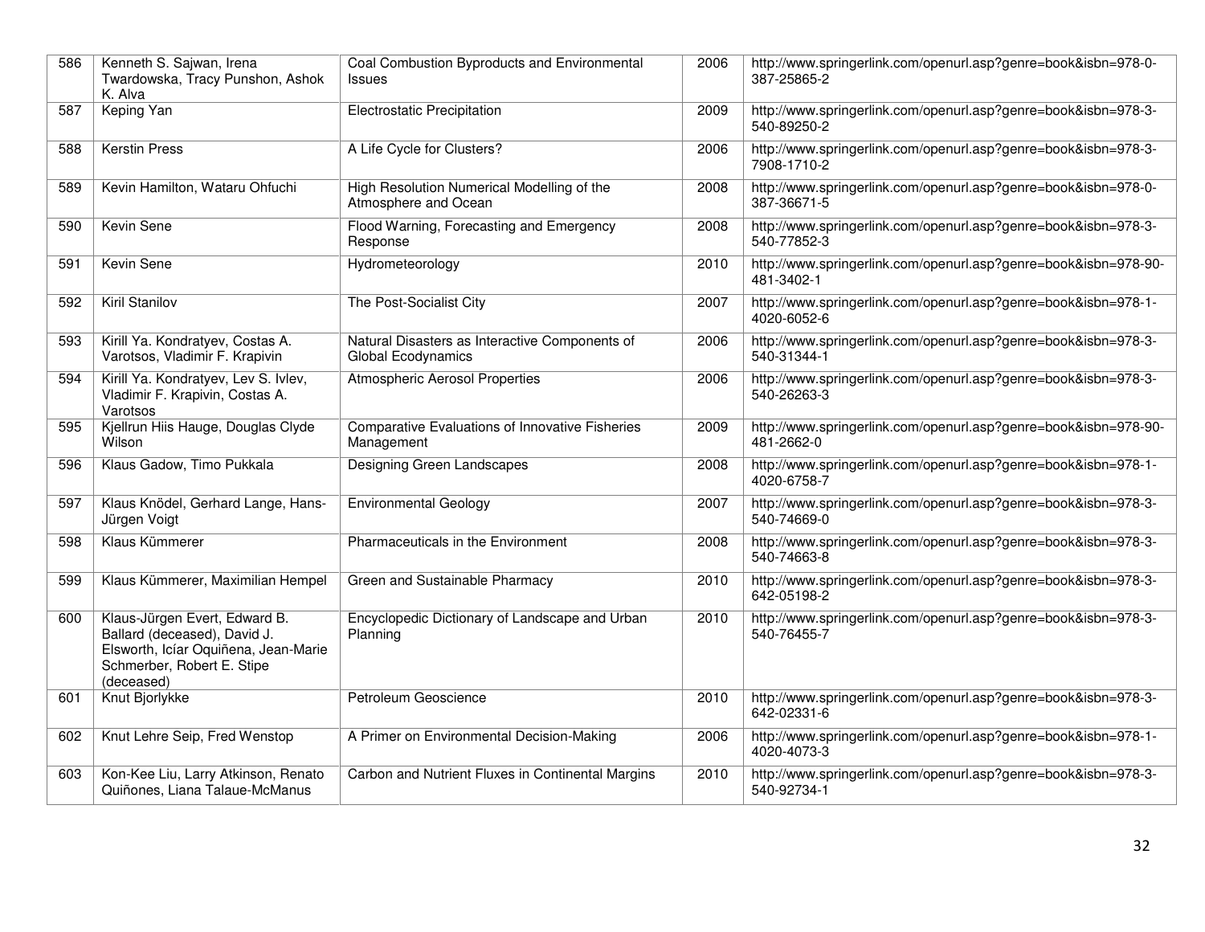| 586 | Kenneth S. Sajwan, Irena Twardowska, Tracy Punshon, Ashok K. Alva | Coal Combustion Byproducts and Environmental Issues | 2006 | http://www.springerlink.com/openurl.asp?genre=book&isbn=978-0-387-25865-2 |
|---|---|---|---|---|
| 587 | Keping Yan | Electrostatic Precipitation | 2009 | http://www.springerlink.com/openurl.asp?genre=book&isbn=978-3-540-89250-2 |
| 588 | Kerstin Press | A Life Cycle for Clusters? | 2006 | http://www.springerlink.com/openurl.asp?genre=book&isbn=978-3-7908-1710-2 |
| 589 | Kevin Hamilton, Wataru Ohfuchi | High Resolution Numerical Modelling of the Atmosphere and Ocean | 2008 | http://www.springerlink.com/openurl.asp?genre=book&isbn=978-0-387-36671-5 |
| 590 | Kevin Sene | Flood Warning, Forecasting and Emergency Response | 2008 | http://www.springerlink.com/openurl.asp?genre=book&isbn=978-3-540-77852-3 |
| 591 | Kevin Sene | Hydrometeorology | 2010 | http://www.springerlink.com/openurl.asp?genre=book&isbn=978-90-481-3402-1 |
| 592 | Kiril Stanilov | The Post-Socialist City | 2007 | http://www.springerlink.com/openurl.asp?genre=book&isbn=978-1-4020-6052-6 |
| 593 | Kirill Ya. Kondratyev, Costas A. Varotsos, Vladimir F. Krapivin | Natural Disasters as Interactive Components of Global Ecodynamics | 2006 | http://www.springerlink.com/openurl.asp?genre=book&isbn=978-3-540-31344-1 |
| 594 | Kirill Ya. Kondratyev, Lev S. Ivlev, Vladimir F. Krapivin, Costas A. Varotsos | Atmospheric Aerosol Properties | 2006 | http://www.springerlink.com/openurl.asp?genre=book&isbn=978-3-540-26263-3 |
| 595 | Kjellrun Hiis Hauge, Douglas Clyde Wilson | Comparative Evaluations of Innovative Fisheries Management | 2009 | http://www.springerlink.com/openurl.asp?genre=book&isbn=978-90-481-2662-0 |
| 596 | Klaus Gadow, Timo Pukkala | Designing Green Landscapes | 2008 | http://www.springerlink.com/openurl.asp?genre=book&isbn=978-1-4020-6758-7 |
| 597 | Klaus Knödel, Gerhard Lange, Hans-Jürgen Voigt | Environmental Geology | 2007 | http://www.springerlink.com/openurl.asp?genre=book&isbn=978-3-540-74669-0 |
| 598 | Klaus Kümmerer | Pharmaceuticals in the Environment | 2008 | http://www.springerlink.com/openurl.asp?genre=book&isbn=978-3-540-74663-8 |
| 599 | Klaus Kümmerer, Maximilian Hempel | Green and Sustainable Pharmacy | 2010 | http://www.springerlink.com/openurl.asp?genre=book&isbn=978-3-642-05198-2 |
| 600 | Klaus-Jürgen Evert, Edward B. Ballard (deceased), David J. Elsworth, Icíar Oquiñena, Jean-Marie Schmerber, Robert E. Stipe (deceased) | Encyclopedic Dictionary of Landscape and Urban Planning | 2010 | http://www.springerlink.com/openurl.asp?genre=book&isbn=978-3-540-76455-7 |
| 601 | Knut Bjorlykke | Petroleum Geoscience | 2010 | http://www.springerlink.com/openurl.asp?genre=book&isbn=978-3-642-02331-6 |
| 602 | Knut Lehre Seip, Fred Wenstop | A Primer on Environmental Decision-Making | 2006 | http://www.springerlink.com/openurl.asp?genre=book&isbn=978-1-4020-4073-3 |
| 603 | Kon-Kee Liu, Larry Atkinson, Renato Quiñones, Liana Talaue-McManus | Carbon and Nutrient Fluxes in Continental Margins | 2010 | http://www.springerlink.com/openurl.asp?genre=book&isbn=978-3-540-92734-1 |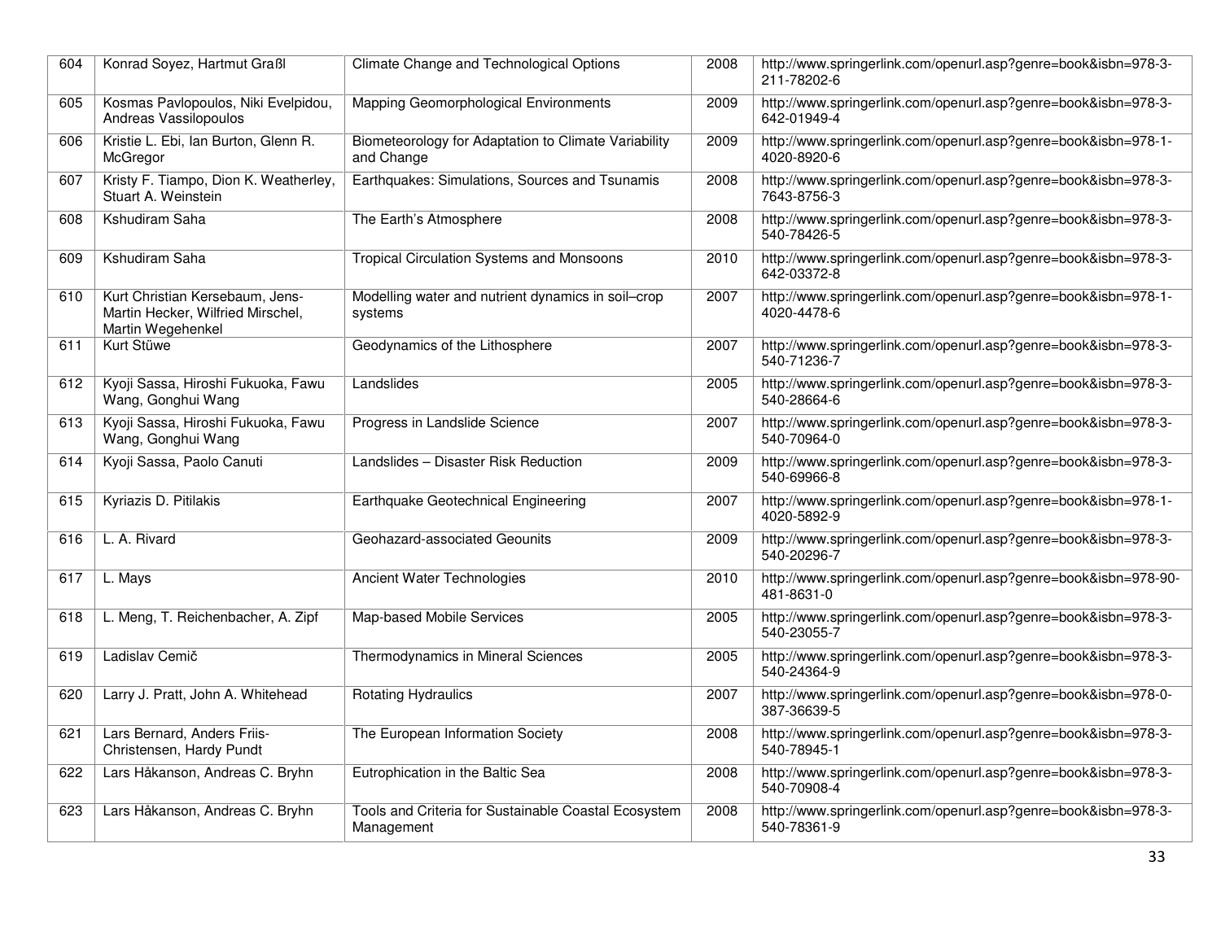| 604 | Konrad Soyez, Hartmut Graßl | Climate Change and Technological Options | 2008 | http://www.springerlink.com/openurl.asp?genre=book&isbn=978-3-211-78202-6 |
|---|---|---|---|---|
| 605 | Kosmas Pavlopoulos, Niki Evelpidou, Andreas Vassilopoulos | Mapping Geomorphological Environments | 2009 | http://www.springerlink.com/openurl.asp?genre=book&isbn=978-3-642-01949-4 |
| 606 | Kristie L. Ebi, Ian Burton, Glenn R. McGregor | Biometeorology for Adaptation to Climate Variability and Change | 2009 | http://www.springerlink.com/openurl.asp?genre=book&isbn=978-1-4020-8920-6 |
| 607 | Kristy F. Tiampo, Dion K. Weatherley, Stuart A. Weinstein | Earthquakes: Simulations, Sources and Tsunamis | 2008 | http://www.springerlink.com/openurl.asp?genre=book&isbn=978-3-7643-8756-3 |
| 608 | Kshudiram Saha | The Earth's Atmosphere | 2008 | http://www.springerlink.com/openurl.asp?genre=book&isbn=978-3-540-78426-5 |
| 609 | Kshudiram Saha | Tropical Circulation Systems and Monsoons | 2010 | http://www.springerlink.com/openurl.asp?genre=book&isbn=978-3-642-03372-8 |
| 610 | Kurt Christian Kersebaum, Jens-Martin Hecker, Wilfried Mirschel, Martin Wegehenkel | Modelling water and nutrient dynamics in soil–crop systems | 2007 | http://www.springerlink.com/openurl.asp?genre=book&isbn=978-1-4020-4478-6 |
| 611 | Kurt Stüwe | Geodynamics of the Lithosphere | 2007 | http://www.springerlink.com/openurl.asp?genre=book&isbn=978-3-540-71236-7 |
| 612 | Kyoji Sassa, Hiroshi Fukuoka, Fawu Wang, Gonghui Wang | Landslides | 2005 | http://www.springerlink.com/openurl.asp?genre=book&isbn=978-3-540-28664-6 |
| 613 | Kyoji Sassa, Hiroshi Fukuoka, Fawu Wang, Gonghui Wang | Progress in Landslide Science | 2007 | http://www.springerlink.com/openurl.asp?genre=book&isbn=978-3-540-70964-0 |
| 614 | Kyoji Sassa, Paolo Canuti | Landslides – Disaster Risk Reduction | 2009 | http://www.springerlink.com/openurl.asp?genre=book&isbn=978-3-540-69966-8 |
| 615 | Kyriazis D. Pitilakis | Earthquake Geotechnical Engineering | 2007 | http://www.springerlink.com/openurl.asp?genre=book&isbn=978-1-4020-5892-9 |
| 616 | L. A. Rivard | Geohazard-associated Geounits | 2009 | http://www.springerlink.com/openurl.asp?genre=book&isbn=978-3-540-20296-7 |
| 617 | L. Mays | Ancient Water Technologies | 2010 | http://www.springerlink.com/openurl.asp?genre=book&isbn=978-90-481-8631-0 |
| 618 | L. Meng, T. Reichenbacher, A. Zipf | Map-based Mobile Services | 2005 | http://www.springerlink.com/openurl.asp?genre=book&isbn=978-3-540-23055-7 |
| 619 | Ladislav Cemič | Thermodynamics in Mineral Sciences | 2005 | http://www.springerlink.com/openurl.asp?genre=book&isbn=978-3-540-24364-9 |
| 620 | Larry J. Pratt, John A. Whitehead | Rotating Hydraulics | 2007 | http://www.springerlink.com/openurl.asp?genre=book&isbn=978-0-387-36639-5 |
| 621 | Lars Bernard, Anders Friis-Christensen, Hardy Pundt | The European Information Society | 2008 | http://www.springerlink.com/openurl.asp?genre=book&isbn=978-3-540-78945-1 |
| 622 | Lars Håkanson, Andreas C. Bryhn | Eutrophication in the Baltic Sea | 2008 | http://www.springerlink.com/openurl.asp?genre=book&isbn=978-3-540-70908-4 |
| 623 | Lars Håkanson, Andreas C. Bryhn | Tools and Criteria for Sustainable Coastal Ecosystem Management | 2008 | http://www.springerlink.com/openurl.asp?genre=book&isbn=978-3-540-78361-9 |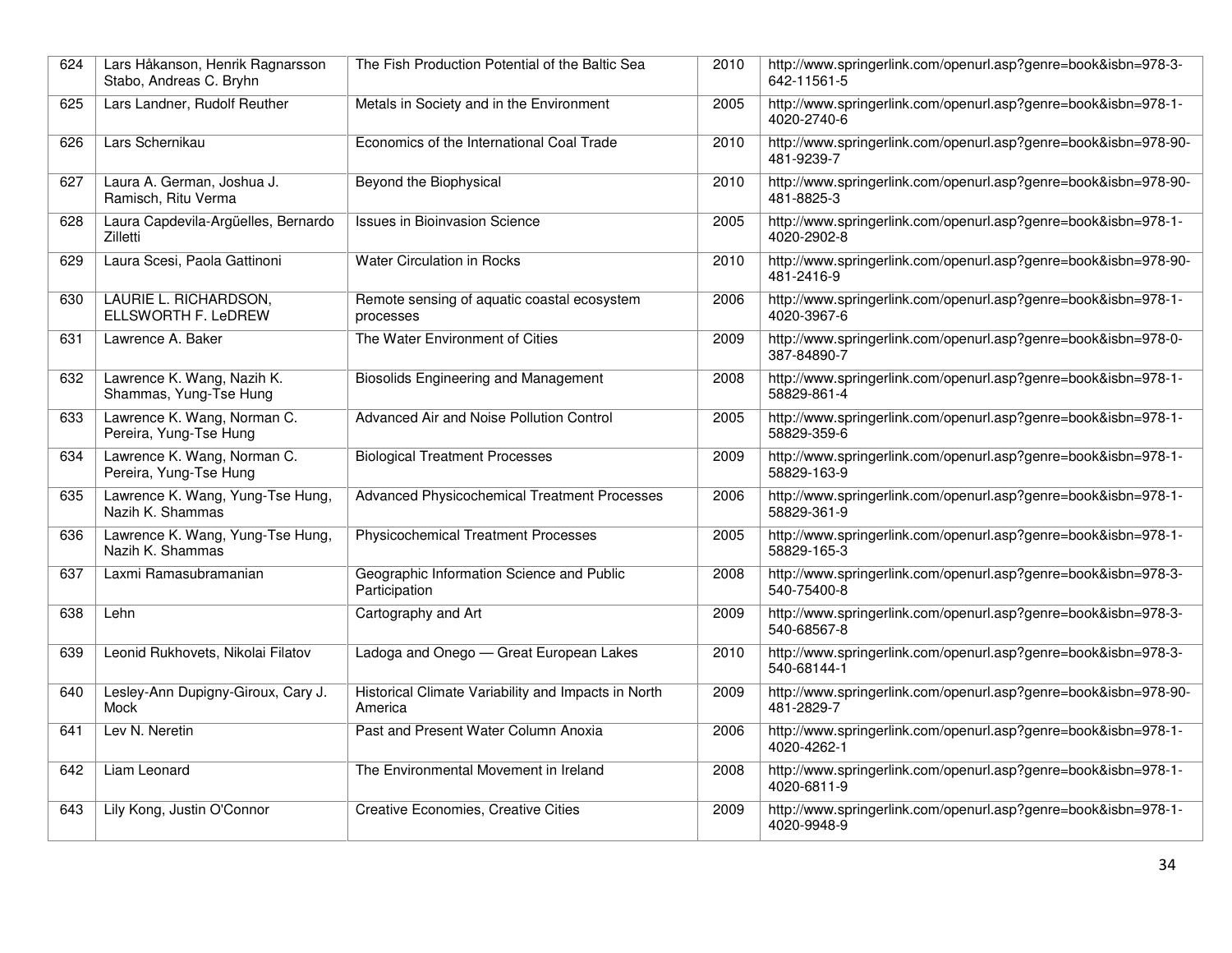| 624 | Lars Håkanson, Henrik Ragnarsson Stabo, Andreas C. Bryhn | The Fish Production Potential of the Baltic Sea | 2010 | http://www.springerlink.com/openurl.asp?genre=book&isbn=978-3-642-11561-5 |
|---|---|---|---|---|
| 625 | Lars Landner, Rudolf Reuther | Metals in Society and in the Environment | 2005 | http://www.springerlink.com/openurl.asp?genre=book&isbn=978-1-4020-2740-6 |
| 626 | Lars Schernikau | Economics of the International Coal Trade | 2010 | http://www.springerlink.com/openurl.asp?genre=book&isbn=978-90-481-9239-7 |
| 627 | Laura A. German, Joshua J. Ramisch, Ritu Verma | Beyond the Biophysical | 2010 | http://www.springerlink.com/openurl.asp?genre=book&isbn=978-90-481-8825-3 |
| 628 | Laura Capdevila-Argüelles, Bernardo Zilletti | Issues in Bioinvasion Science | 2005 | http://www.springerlink.com/openurl.asp?genre=book&isbn=978-1-4020-2902-8 |
| 629 | Laura Scesi, Paola Gattinoni | Water Circulation in Rocks | 2010 | http://www.springerlink.com/openurl.asp?genre=book&isbn=978-90-481-2416-9 |
| 630 | LAURIE L. RICHARDSON, ELLSWORTH F. LeDREW | Remote sensing of aquatic coastal ecosystem processes | 2006 | http://www.springerlink.com/openurl.asp?genre=book&isbn=978-1-4020-3967-6 |
| 631 | Lawrence A. Baker | The Water Environment of Cities | 2009 | http://www.springerlink.com/openurl.asp?genre=book&isbn=978-0-387-84890-7 |
| 632 | Lawrence K. Wang, Nazih K. Shammas, Yung-Tse Hung | Biosolids Engineering and Management | 2008 | http://www.springerlink.com/openurl.asp?genre=book&isbn=978-1-58829-861-4 |
| 633 | Lawrence K. Wang, Norman C. Pereira, Yung-Tse Hung | Advanced Air and Noise Pollution Control | 2005 | http://www.springerlink.com/openurl.asp?genre=book&isbn=978-1-58829-359-6 |
| 634 | Lawrence K. Wang, Norman C. Pereira, Yung-Tse Hung | Biological Treatment Processes | 2009 | http://www.springerlink.com/openurl.asp?genre=book&isbn=978-1-58829-163-9 |
| 635 | Lawrence K. Wang, Yung-Tse Hung, Nazih K. Shammas | Advanced Physicochemical Treatment Processes | 2006 | http://www.springerlink.com/openurl.asp?genre=book&isbn=978-1-58829-361-9 |
| 636 | Lawrence K. Wang, Yung-Tse Hung, Nazih K. Shammas | Physicochemical Treatment Processes | 2005 | http://www.springerlink.com/openurl.asp?genre=book&isbn=978-1-58829-165-3 |
| 637 | Laxmi Ramasubramanian | Geographic Information Science and Public Participation | 2008 | http://www.springerlink.com/openurl.asp?genre=book&isbn=978-3-540-75400-8 |
| 638 | Lehn | Cartography and Art | 2009 | http://www.springerlink.com/openurl.asp?genre=book&isbn=978-3-540-68567-8 |
| 639 | Leonid Rukhovets, Nikolai Filatov | Ladoga and Onego — Great European Lakes | 2010 | http://www.springerlink.com/openurl.asp?genre=book&isbn=978-3-540-68144-1 |
| 640 | Lesley-Ann Dupigny-Giroux, Cary J. Mock | Historical Climate Variability and Impacts in North America | 2009 | http://www.springerlink.com/openurl.asp?genre=book&isbn=978-90-481-2829-7 |
| 641 | Lev N. Neretin | Past and Present Water Column Anoxia | 2006 | http://www.springerlink.com/openurl.asp?genre=book&isbn=978-1-4020-4262-1 |
| 642 | Liam Leonard | The Environmental Movement in Ireland | 2008 | http://www.springerlink.com/openurl.asp?genre=book&isbn=978-1-4020-6811-9 |
| 643 | Lily Kong, Justin O'Connor | Creative Economies, Creative Cities | 2009 | http://www.springerlink.com/openurl.asp?genre=book&isbn=978-1-4020-9948-9 |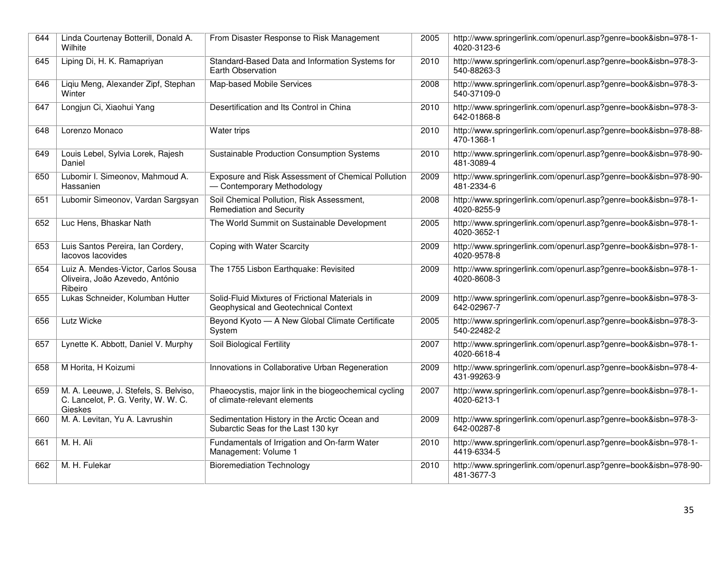| 644 | Linda Courtenay Botterill, Donald A. Wilhite | From Disaster Response to Risk Management | 2005 | http://www.springerlink.com/openurl.asp?genre=book&isbn=978-1-4020-3123-6 |
|---|---|---|---|---|
| 645 | Liping Di, H. K. Ramapriyan | Standard-Based Data and Information Systems for Earth Observation | 2010 | http://www.springerlink.com/openurl.asp?genre=book&isbn=978-3-540-88263-3 |
| 646 | Liqiu Meng, Alexander Zipf, Stephan Winter | Map-based Mobile Services | 2008 | http://www.springerlink.com/openurl.asp?genre=book&isbn=978-3-540-37109-0 |
| 647 | Longjun Ci, Xiaohui Yang | Desertification and Its Control in China | 2010 | http://www.springerlink.com/openurl.asp?genre=book&isbn=978-3-642-01868-8 |
| 648 | Lorenzo Monaco | Water trips | 2010 | http://www.springerlink.com/openurl.asp?genre=book&isbn=978-88-470-1368-1 |
| 649 | Louis Lebel, Sylvia Lorek, Rajesh Daniel | Sustainable Production Consumption Systems | 2010 | http://www.springerlink.com/openurl.asp?genre=book&isbn=978-90-481-3089-4 |
| 650 | Lubomir I. Simeonov, Mahmoud A. Hassanien | Exposure and Risk Assessment of Chemical Pollution — Contemporary Methodology | 2009 | http://www.springerlink.com/openurl.asp?genre=book&isbn=978-90-481-2334-6 |
| 651 | Lubomir Simeonov, Vardan Sargsyan | Soil Chemical Pollution, Risk Assessment, Remediation and Security | 2008 | http://www.springerlink.com/openurl.asp?genre=book&isbn=978-1-4020-8255-9 |
| 652 | Luc Hens, Bhaskar Nath | The World Summit on Sustainable Development | 2005 | http://www.springerlink.com/openurl.asp?genre=book&isbn=978-1-4020-3652-1 |
| 653 | Luis Santos Pereira, Ian Cordery, Iacovos Iacovides | Coping with Water Scarcity | 2009 | http://www.springerlink.com/openurl.asp?genre=book&isbn=978-1-4020-9578-8 |
| 654 | Luiz A. Mendes-Victor, Carlos Sousa Oliveira, João Azevedo, António Ribeiro | The 1755 Lisbon Earthquake: Revisited | 2009 | http://www.springerlink.com/openurl.asp?genre=book&isbn=978-1-4020-8608-3 |
| 655 | Lukas Schneider, Kolumban Hutter | Solid-Fluid Mixtures of Frictional Materials in Geophysical and Geotechnical Context | 2009 | http://www.springerlink.com/openurl.asp?genre=book&isbn=978-3-642-02967-7 |
| 656 | Lutz Wicke | Beyond Kyoto — A New Global Climate Certificate System | 2005 | http://www.springerlink.com/openurl.asp?genre=book&isbn=978-3-540-22482-2 |
| 657 | Lynette K. Abbott, Daniel V. Murphy | Soil Biological Fertility | 2007 | http://www.springerlink.com/openurl.asp?genre=book&isbn=978-1-4020-6618-4 |
| 658 | M Horita, H Koizumi | Innovations in Collaborative Urban Regeneration | 2009 | http://www.springerlink.com/openurl.asp?genre=book&isbn=978-4-431-99263-9 |
| 659 | M. A. Leeuwe, J. Stefels, S. Belviso, C. Lancelot, P. G. Verity, W. W. C. Gieskes | Phaeocystis, major link in the biogeochemical cycling of climate-relevant elements | 2007 | http://www.springerlink.com/openurl.asp?genre=book&isbn=978-1-4020-6213-1 |
| 660 | M. A. Levitan, Yu A. Lavrushin | Sedimentation History in the Arctic Ocean and Subarctic Seas for the Last 130 kyr | 2009 | http://www.springerlink.com/openurl.asp?genre=book&isbn=978-3-642-00287-8 |
| 661 | M. H. Ali | Fundamentals of Irrigation and On-farm Water Management: Volume 1 | 2010 | http://www.springerlink.com/openurl.asp?genre=book&isbn=978-1-4419-6334-5 |
| 662 | M. H. Fulekar | Bioremediation Technology | 2010 | http://www.springerlink.com/openurl.asp?genre=book&isbn=978-90-481-3677-3 |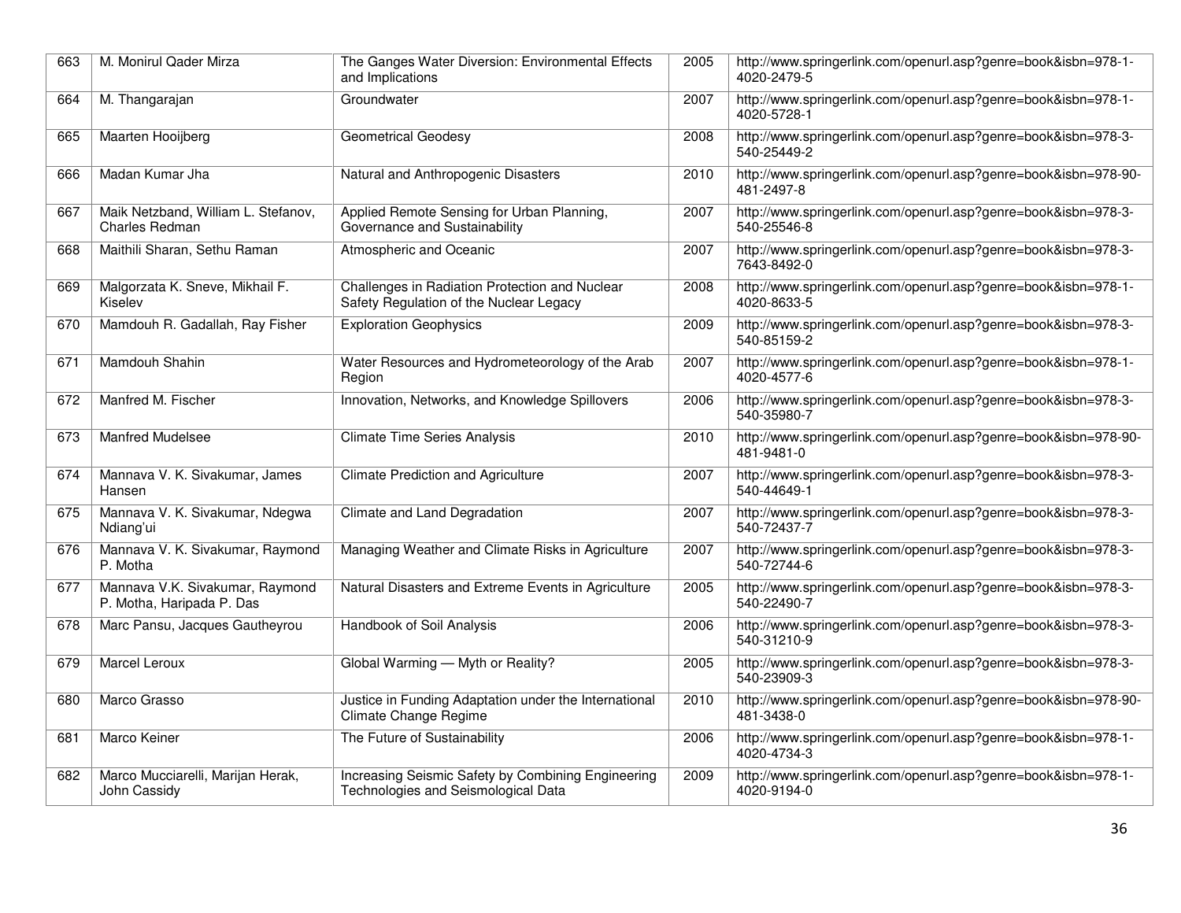| 663 | M. Monirul Qader Mirza | The Ganges Water Diversion: Environmental Effects and Implications | 2005 | http://www.springerlink.com/openurl.asp?genre=book&isbn=978-1-4020-2479-5 |
|---|---|---|---|---|
| 664 | M. Thangarajan | Groundwater | 2007 | http://www.springerlink.com/openurl.asp?genre=book&isbn=978-1-4020-5728-1 |
| 665 | Maarten Hooijberg | Geometrical Geodesy | 2008 | http://www.springerlink.com/openurl.asp?genre=book&isbn=978-3-540-25449-2 |
| 666 | Madan Kumar Jha | Natural and Anthropogenic Disasters | 2010 | http://www.springerlink.com/openurl.asp?genre=book&isbn=978-90-481-2497-8 |
| 667 | Maik Netzband, William L. Stefanov, Charles Redman | Applied Remote Sensing for Urban Planning, Governance and Sustainability | 2007 | http://www.springerlink.com/openurl.asp?genre=book&isbn=978-3-540-25546-8 |
| 668 | Maithili Sharan, Sethu Raman | Atmospheric and Oceanic | 2007 | http://www.springerlink.com/openurl.asp?genre=book&isbn=978-3-7643-8492-0 |
| 669 | Malgorzata K. Sneve, Mikhail F. Kiselev | Challenges in Radiation Protection and Nuclear Safety Regulation of the Nuclear Legacy | 2008 | http://www.springerlink.com/openurl.asp?genre=book&isbn=978-1-4020-8633-5 |
| 670 | Mamdouh R. Gadallah, Ray Fisher | Exploration Geophysics | 2009 | http://www.springerlink.com/openurl.asp?genre=book&isbn=978-3-540-85159-2 |
| 671 | Mamdouh Shahin | Water Resources and Hydrometeorology of the Arab Region | 2007 | http://www.springerlink.com/openurl.asp?genre=book&isbn=978-1-4020-4577-6 |
| 672 | Manfred M. Fischer | Innovation, Networks, and Knowledge Spillovers | 2006 | http://www.springerlink.com/openurl.asp?genre=book&isbn=978-3-540-35980-7 |
| 673 | Manfred Mudelsee | Climate Time Series Analysis | 2010 | http://www.springerlink.com/openurl.asp?genre=book&isbn=978-90-481-9481-0 |
| 674 | Mannava V. K. Sivakumar, James Hansen | Climate Prediction and Agriculture | 2007 | http://www.springerlink.com/openurl.asp?genre=book&isbn=978-3-540-44649-1 |
| 675 | Mannava V. K. Sivakumar, Ndegwa Ndiang'ui | Climate and Land Degradation | 2007 | http://www.springerlink.com/openurl.asp?genre=book&isbn=978-3-540-72437-7 |
| 676 | Mannava V. K. Sivakumar, Raymond P. Motha | Managing Weather and Climate Risks in Agriculture | 2007 | http://www.springerlink.com/openurl.asp?genre=book&isbn=978-3-540-72744-6 |
| 677 | Mannava V.K. Sivakumar, Raymond P. Motha, Haripada P. Das | Natural Disasters and Extreme Events in Agriculture | 2005 | http://www.springerlink.com/openurl.asp?genre=book&isbn=978-3-540-22490-7 |
| 678 | Marc Pansu, Jacques Gautheyrou | Handbook of Soil Analysis | 2006 | http://www.springerlink.com/openurl.asp?genre=book&isbn=978-3-540-31210-9 |
| 679 | Marcel Leroux | Global Warming — Myth or Reality? | 2005 | http://www.springerlink.com/openurl.asp?genre=book&isbn=978-3-540-23909-3 |
| 680 | Marco Grasso | Justice in Funding Adaptation under the International Climate Change Regime | 2010 | http://www.springerlink.com/openurl.asp?genre=book&isbn=978-90-481-3438-0 |
| 681 | Marco Keiner | The Future of Sustainability | 2006 | http://www.springerlink.com/openurl.asp?genre=book&isbn=978-1-4020-4734-3 |
| 682 | Marco Mucciarelli, Marijan Herak, John Cassidy | Increasing Seismic Safety by Combining Engineering Technologies and Seismological Data | 2009 | http://www.springerlink.com/openurl.asp?genre=book&isbn=978-1-4020-9194-0 |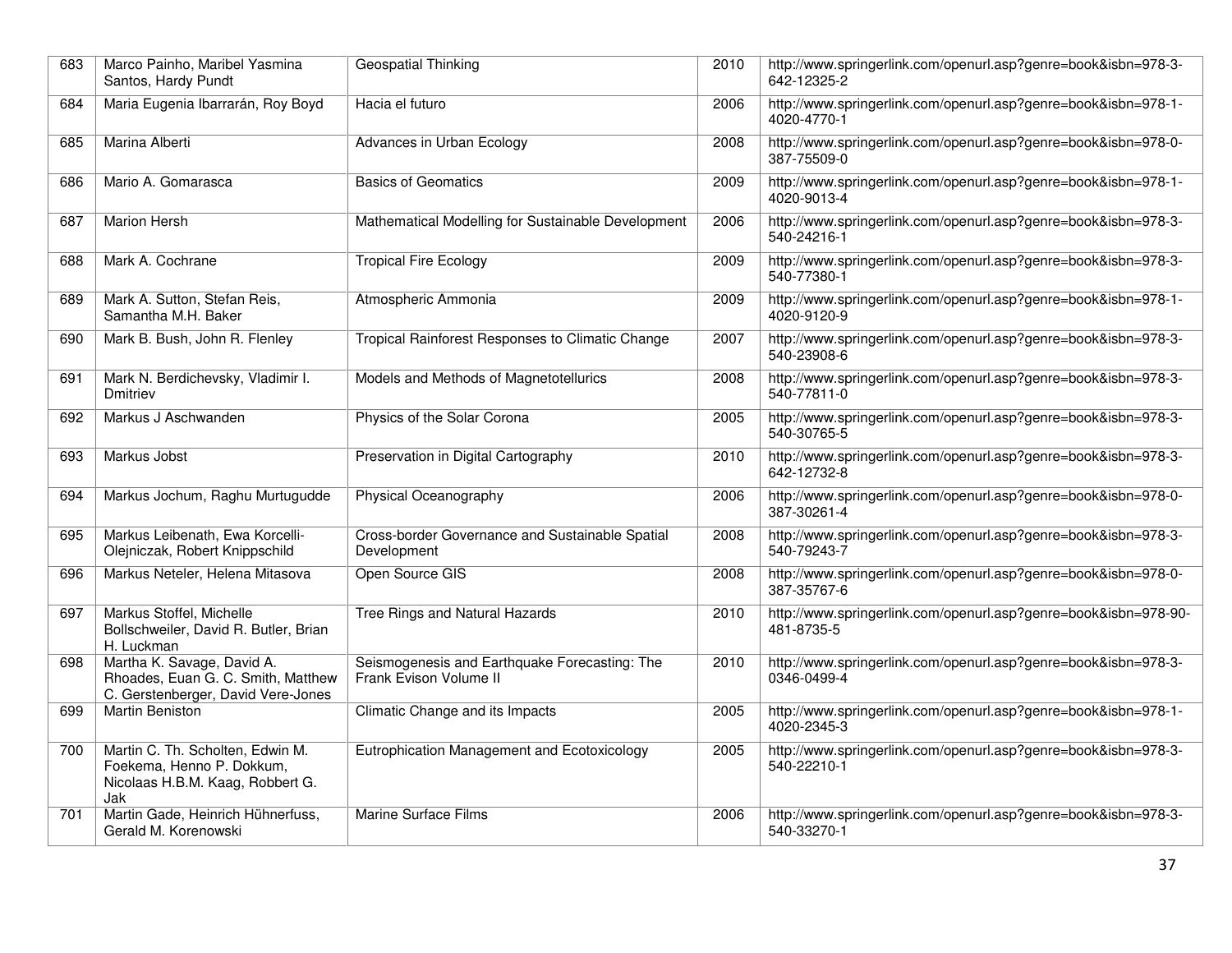| 683 | Marco Painho, Maribel Yasmina Santos, Hardy Pundt | Geospatial Thinking | 2010 | http://www.springerlink.com/openurl.asp?genre=book&isbn=978-3-642-12325-2 |
|---|---|---|---|---|
| 684 | Maria Eugenia Ibarrarán, Roy Boyd | Hacia el futuro | 2006 | http://www.springerlink.com/openurl.asp?genre=book&isbn=978-1-4020-4770-1 |
| 685 | Marina Alberti | Advances in Urban Ecology | 2008 | http://www.springerlink.com/openurl.asp?genre=book&isbn=978-0-387-75509-0 |
| 686 | Mario A. Gomarasca | Basics of Geomatics | 2009 | http://www.springerlink.com/openurl.asp?genre=book&isbn=978-1-4020-9013-4 |
| 687 | Marion Hersh | Mathematical Modelling for Sustainable Development | 2006 | http://www.springerlink.com/openurl.asp?genre=book&isbn=978-3-540-24216-1 |
| 688 | Mark A. Cochrane | Tropical Fire Ecology | 2009 | http://www.springerlink.com/openurl.asp?genre=book&isbn=978-3-540-77380-1 |
| 689 | Mark A. Sutton, Stefan Reis, Samantha M.H. Baker | Atmospheric Ammonia | 2009 | http://www.springerlink.com/openurl.asp?genre=book&isbn=978-1-4020-9120-9 |
| 690 | Mark B. Bush, John R. Flenley | Tropical Rainforest Responses to Climatic Change | 2007 | http://www.springerlink.com/openurl.asp?genre=book&isbn=978-3-540-23908-6 |
| 691 | Mark N. Berdichevsky, Vladimir I. Dmitriev | Models and Methods of Magnetotellurics | 2008 | http://www.springerlink.com/openurl.asp?genre=book&isbn=978-3-540-77811-0 |
| 692 | Markus J Aschwanden | Physics of the Solar Corona | 2005 | http://www.springerlink.com/openurl.asp?genre=book&isbn=978-3-540-30765-5 |
| 693 | Markus Jobst | Preservation in Digital Cartography | 2010 | http://www.springerlink.com/openurl.asp?genre=book&isbn=978-3-642-12732-8 |
| 694 | Markus Jochum, Raghu Murtugudde | Physical Oceanography | 2006 | http://www.springerlink.com/openurl.asp?genre=book&isbn=978-0-387-30261-4 |
| 695 | Markus Leibenath, Ewa Korcelli-Olejniczak, Robert Knippschild | Cross-border Governance and Sustainable Spatial Development | 2008 | http://www.springerlink.com/openurl.asp?genre=book&isbn=978-3-540-79243-7 |
| 696 | Markus Neteler, Helena Mitasova | Open Source GIS | 2008 | http://www.springerlink.com/openurl.asp?genre=book&isbn=978-0-387-35767-6 |
| 697 | Markus Stoffel, Michelle Bollschweiler, David R. Butler, Brian H. Luckman | Tree Rings and Natural Hazards | 2010 | http://www.springerlink.com/openurl.asp?genre=book&isbn=978-90-481-8735-5 |
| 698 | Martha K. Savage, David A. Rhoades, Euan G. C. Smith, Matthew C. Gerstenberger, David Vere-Jones | Seismogenesis and Earthquake Forecasting: The Frank Evison Volume II | 2010 | http://www.springerlink.com/openurl.asp?genre=book&isbn=978-3-0346-0499-4 |
| 699 | Martin Beniston | Climatic Change and its Impacts | 2005 | http://www.springerlink.com/openurl.asp?genre=book&isbn=978-1-4020-2345-3 |
| 700 | Martin C. Th. Scholten, Edwin M. Foekema, Henno P. Dokkum, Nicolaas H.B.M. Kaag, Robbert G. Jak | Eutrophication Management and Ecotoxicology | 2005 | http://www.springerlink.com/openurl.asp?genre=book&isbn=978-3-540-22210-1 |
| 701 | Martin Gade, Heinrich Hühnerfuss, Gerald M. Korenowski | Marine Surface Films | 2006 | http://www.springerlink.com/openurl.asp?genre=book&isbn=978-3-540-33270-1 |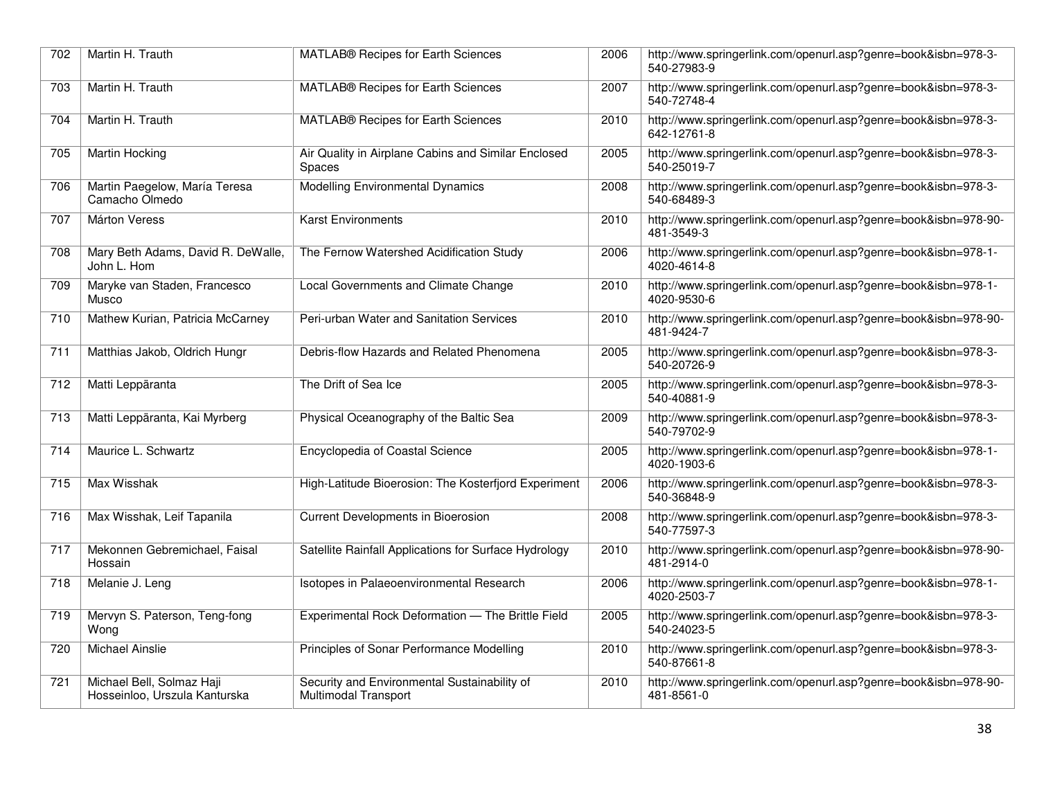| 702 | Martin H. Trauth | MATLAB® Recipes for Earth Sciences | 2006 | http://www.springerlink.com/openurl.asp?genre=book&isbn=978-3-540-27983-9 |
|---|---|---|---|---|
| 703 | Martin H. Trauth | MATLAB® Recipes for Earth Sciences | 2007 | http://www.springerlink.com/openurl.asp?genre=book&isbn=978-3-540-72748-4 |
| 704 | Martin H. Trauth | MATLAB® Recipes for Earth Sciences | 2010 | http://www.springerlink.com/openurl.asp?genre=book&isbn=978-3-642-12761-8 |
| 705 | Martin Hocking | Air Quality in Airplane Cabins and Similar Enclosed Spaces | 2005 | http://www.springerlink.com/openurl.asp?genre=book&isbn=978-3-540-25019-7 |
| 706 | Martin Paegelow, María Teresa Camacho Olmedo | Modelling Environmental Dynamics | 2008 | http://www.springerlink.com/openurl.asp?genre=book&isbn=978-3-540-68489-3 |
| 707 | Márton Veress | Karst Environments | 2010 | http://www.springerlink.com/openurl.asp?genre=book&isbn=978-90-481-3549-3 |
| 708 | Mary Beth Adams, David R. DeWalle, John L. Hom | The Fernow Watershed Acidification Study | 2006 | http://www.springerlink.com/openurl.asp?genre=book&isbn=978-1-4020-4614-8 |
| 709 | Maryke van Staden, Francesco Musco | Local Governments and Climate Change | 2010 | http://www.springerlink.com/openurl.asp?genre=book&isbn=978-1-4020-9530-6 |
| 710 | Mathew Kurian, Patricia McCarney | Peri-urban Water and Sanitation Services | 2010 | http://www.springerlink.com/openurl.asp?genre=book&isbn=978-90-481-9424-7 |
| 711 | Matthias Jakob, Oldrich Hungr | Debris-flow Hazards and Related Phenomena | 2005 | http://www.springerlink.com/openurl.asp?genre=book&isbn=978-3-540-20726-9 |
| 712 | Matti Leppäranta | The Drift of Sea Ice | 2005 | http://www.springerlink.com/openurl.asp?genre=book&isbn=978-3-540-40881-9 |
| 713 | Matti Leppäranta, Kai Myrberg | Physical Oceanography of the Baltic Sea | 2009 | http://www.springerlink.com/openurl.asp?genre=book&isbn=978-3-540-79702-9 |
| 714 | Maurice L. Schwartz | Encyclopedia of Coastal Science | 2005 | http://www.springerlink.com/openurl.asp?genre=book&isbn=978-1-4020-1903-6 |
| 715 | Max Wisshak | High-Latitude Bioerosion: The Kosterfjord Experiment | 2006 | http://www.springerlink.com/openurl.asp?genre=book&isbn=978-3-540-36848-9 |
| 716 | Max Wisshak, Leif Tapanila | Current Developments in Bioerosion | 2008 | http://www.springerlink.com/openurl.asp?genre=book&isbn=978-3-540-77597-3 |
| 717 | Mekonnen Gebremichael, Faisal Hossain | Satellite Rainfall Applications for Surface Hydrology | 2010 | http://www.springerlink.com/openurl.asp?genre=book&isbn=978-90-481-2914-0 |
| 718 | Melanie J. Leng | Isotopes in Palaeoenvironmental Research | 2006 | http://www.springerlink.com/openurl.asp?genre=book&isbn=978-1-4020-2503-7 |
| 719 | Mervyn S. Paterson, Teng-fong Wong | Experimental Rock Deformation — The Brittle Field | 2005 | http://www.springerlink.com/openurl.asp?genre=book&isbn=978-3-540-24023-5 |
| 720 | Michael Ainslie | Principles of Sonar Performance Modelling | 2010 | http://www.springerlink.com/openurl.asp?genre=book&isbn=978-3-540-87661-8 |
| 721 | Michael Bell, Solmaz Haji Hosseinloo, Urszula Kanturska | Security and Environmental Sustainability of Multimodal Transport | 2010 | http://www.springerlink.com/openurl.asp?genre=book&isbn=978-90-481-8561-0 |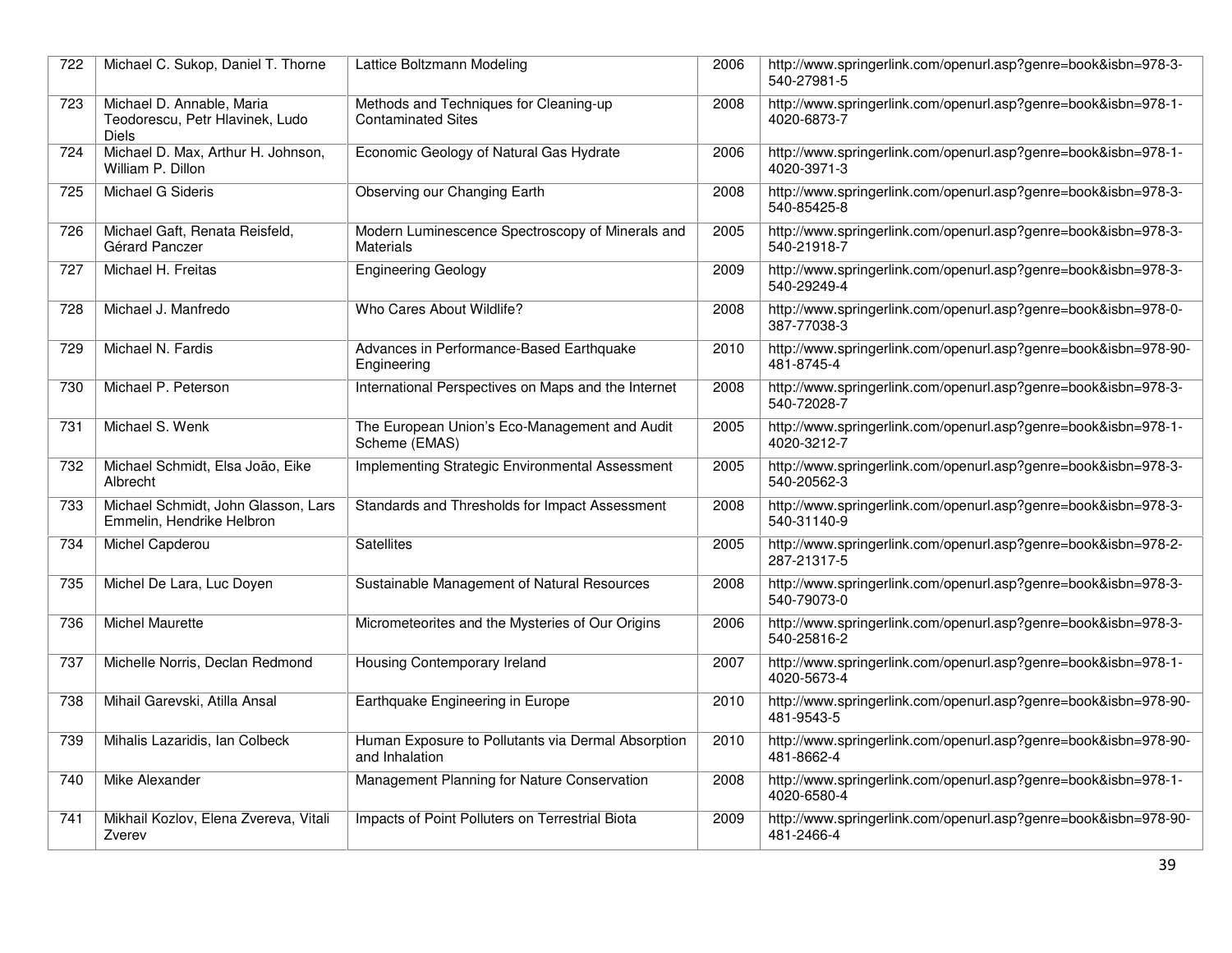| 722 | Michael C. Sukop, Daniel T. Thorne | Lattice Boltzmann Modeling | 2006 | http://www.springerlink.com/openurl.asp?genre=book&isbn=978-3-540-27981-5 |
|---|---|---|---|---|
| 723 | Michael D. Annable, Maria Teodorescu, Petr Hlavinek, Ludo Diels | Methods and Techniques for Cleaning-up Contaminated Sites | 2008 | http://www.springerlink.com/openurl.asp?genre=book&isbn=978-1-4020-6873-7 |
| 724 | Michael D. Max, Arthur H. Johnson, William P. Dillon | Economic Geology of Natural Gas Hydrate | 2006 | http://www.springerlink.com/openurl.asp?genre=book&isbn=978-1-4020-3971-3 |
| 725 | Michael G Sideris | Observing our Changing Earth | 2008 | http://www.springerlink.com/openurl.asp?genre=book&isbn=978-3-540-85425-8 |
| 726 | Michael Gaft, Renata Reisfeld, Gérard Panczer | Modern Luminescence Spectroscopy of Minerals and Materials | 2005 | http://www.springerlink.com/openurl.asp?genre=book&isbn=978-3-540-21918-7 |
| 727 | Michael H. Freitas | Engineering Geology | 2009 | http://www.springerlink.com/openurl.asp?genre=book&isbn=978-3-540-29249-4 |
| 728 | Michael J. Manfredo | Who Cares About Wildlife? | 2008 | http://www.springerlink.com/openurl.asp?genre=book&isbn=978-0-387-77038-3 |
| 729 | Michael N. Fardis | Advances in Performance-Based Earthquake Engineering | 2010 | http://www.springerlink.com/openurl.asp?genre=book&isbn=978-90-481-8745-4 |
| 730 | Michael P. Peterson | International Perspectives on Maps and the Internet | 2008 | http://www.springerlink.com/openurl.asp?genre=book&isbn=978-3-540-72028-7 |
| 731 | Michael S. Wenk | The European Union's Eco-Management and Audit Scheme (EMAS) | 2005 | http://www.springerlink.com/openurl.asp?genre=book&isbn=978-1-4020-3212-7 |
| 732 | Michael Schmidt, Elsa João, Eike Albrecht | Implementing Strategic Environmental Assessment | 2005 | http://www.springerlink.com/openurl.asp?genre=book&isbn=978-3-540-20562-3 |
| 733 | Michael Schmidt, John Glasson, Lars Emmelin, Hendrike Helbron | Standards and Thresholds for Impact Assessment | 2008 | http://www.springerlink.com/openurl.asp?genre=book&isbn=978-3-540-31140-9 |
| 734 | Michel Capderou | Satellites | 2005 | http://www.springerlink.com/openurl.asp?genre=book&isbn=978-2-287-21317-5 |
| 735 | Michel De Lara, Luc Doyen | Sustainable Management of Natural Resources | 2008 | http://www.springerlink.com/openurl.asp?genre=book&isbn=978-3-540-79073-0 |
| 736 | Michel Maurette | Micrometeorites and the Mysteries of Our Origins | 2006 | http://www.springerlink.com/openurl.asp?genre=book&isbn=978-3-540-25816-2 |
| 737 | Michelle Norris, Declan Redmond | Housing Contemporary Ireland | 2007 | http://www.springerlink.com/openurl.asp?genre=book&isbn=978-1-4020-5673-4 |
| 738 | Mihail Garevski, Atilla Ansal | Earthquake Engineering in Europe | 2010 | http://www.springerlink.com/openurl.asp?genre=book&isbn=978-90-481-9543-5 |
| 739 | Mihalis Lazaridis, Ian Colbeck | Human Exposure to Pollutants via Dermal Absorption and Inhalation | 2010 | http://www.springerlink.com/openurl.asp?genre=book&isbn=978-90-481-8662-4 |
| 740 | Mike Alexander | Management Planning for Nature Conservation | 2008 | http://www.springerlink.com/openurl.asp?genre=book&isbn=978-1-4020-6580-4 |
| 741 | Mikhail Kozlov, Elena Zvereva, Vitali Zverev | Impacts of Point Polluters on Terrestrial Biota | 2009 | http://www.springerlink.com/openurl.asp?genre=book&isbn=978-90-481-2466-4 |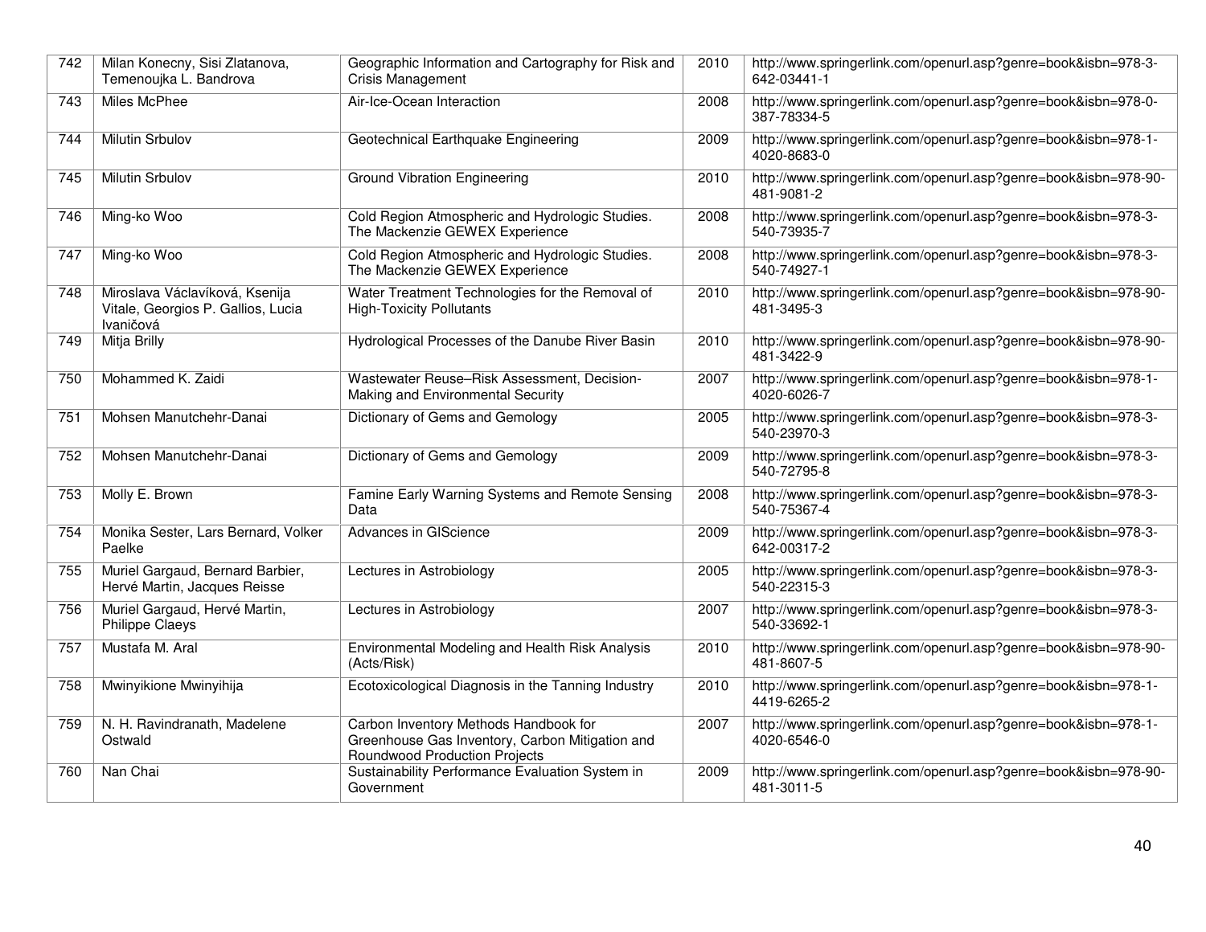| 742 | Milan Konecny, Sisi Zlatanova, Temenoujka L. Bandrova | Geographic Information and Cartography for Risk and Crisis Management | 2010 | http://www.springerlink.com/openurl.asp?genre=book&isbn=978-3-642-03441-1 |
|---|---|---|---|---|
| 743 | Miles McPhee | Air-Ice-Ocean Interaction | 2008 | http://www.springerlink.com/openurl.asp?genre=book&isbn=978-0-387-78334-5 |
| 744 | Milutin Srbulov | Geotechnical Earthquake Engineering | 2009 | http://www.springerlink.com/openurl.asp?genre=book&isbn=978-1-4020-8683-0 |
| 745 | Milutin Srbulov | Ground Vibration Engineering | 2010 | http://www.springerlink.com/openurl.asp?genre=book&isbn=978-90-481-9081-2 |
| 746 | Ming-ko Woo | Cold Region Atmospheric and Hydrologic Studies. The Mackenzie GEWEX Experience | 2008 | http://www.springerlink.com/openurl.asp?genre=book&isbn=978-3-540-73935-7 |
| 747 | Ming-ko Woo | Cold Region Atmospheric and Hydrologic Studies. The Mackenzie GEWEX Experience | 2008 | http://www.springerlink.com/openurl.asp?genre=book&isbn=978-3-540-74927-1 |
| 748 | Miroslava Václavíková, Ksenija Vitale, Georgios P. Gallios, Lucia Ivaničová | Water Treatment Technologies for the Removal of High-Toxicity Pollutants | 2010 | http://www.springerlink.com/openurl.asp?genre=book&isbn=978-90-481-3495-3 |
| 749 | Mitja Brilly | Hydrological Processes of the Danube River Basin | 2010 | http://www.springerlink.com/openurl.asp?genre=book&isbn=978-90-481-3422-9 |
| 750 | Mohammed K. Zaidi | Wastewater Reuse–Risk Assessment, Decision-Making and Environmental Security | 2007 | http://www.springerlink.com/openurl.asp?genre=book&isbn=978-1-4020-6026-7 |
| 751 | Mohsen Manutchehr-Danai | Dictionary of Gems and Gemology | 2005 | http://www.springerlink.com/openurl.asp?genre=book&isbn=978-3-540-23970-3 |
| 752 | Mohsen Manutchehr-Danai | Dictionary of Gems and Gemology | 2009 | http://www.springerlink.com/openurl.asp?genre=book&isbn=978-3-540-72795-8 |
| 753 | Molly E. Brown | Famine Early Warning Systems and Remote Sensing Data | 2008 | http://www.springerlink.com/openurl.asp?genre=book&isbn=978-3-540-75367-4 |
| 754 | Monika Sester, Lars Bernard, Volker Paelke | Advances in GIScience | 2009 | http://www.springerlink.com/openurl.asp?genre=book&isbn=978-3-642-00317-2 |
| 755 | Muriel Gargaud, Bernard Barbier, Hervé Martin, Jacques Reisse | Lectures in Astrobiology | 2005 | http://www.springerlink.com/openurl.asp?genre=book&isbn=978-3-540-22315-3 |
| 756 | Muriel Gargaud, Hervé Martin, Philippe Claeys | Lectures in Astrobiology | 2007 | http://www.springerlink.com/openurl.asp?genre=book&isbn=978-3-540-33692-1 |
| 757 | Mustafa M. Aral | Environmental Modeling and Health Risk Analysis (Acts/Risk) | 2010 | http://www.springerlink.com/openurl.asp?genre=book&isbn=978-90-481-8607-5 |
| 758 | Mwinyikione Mwinyihija | Ecotoxicological Diagnosis in the Tanning Industry | 2010 | http://www.springerlink.com/openurl.asp?genre=book&isbn=978-1-4419-6265-2 |
| 759 | N. H. Ravindranath, Madelene Ostwald | Carbon Inventory Methods Handbook for Greenhouse Gas Inventory, Carbon Mitigation and Roundwood Production Projects | 2007 | http://www.springerlink.com/openurl.asp?genre=book&isbn=978-1-4020-6546-0 |
| 760 | Nan Chai | Sustainability Performance Evaluation System in Government | 2009 | http://www.springerlink.com/openurl.asp?genre=book&isbn=978-90-481-3011-5 |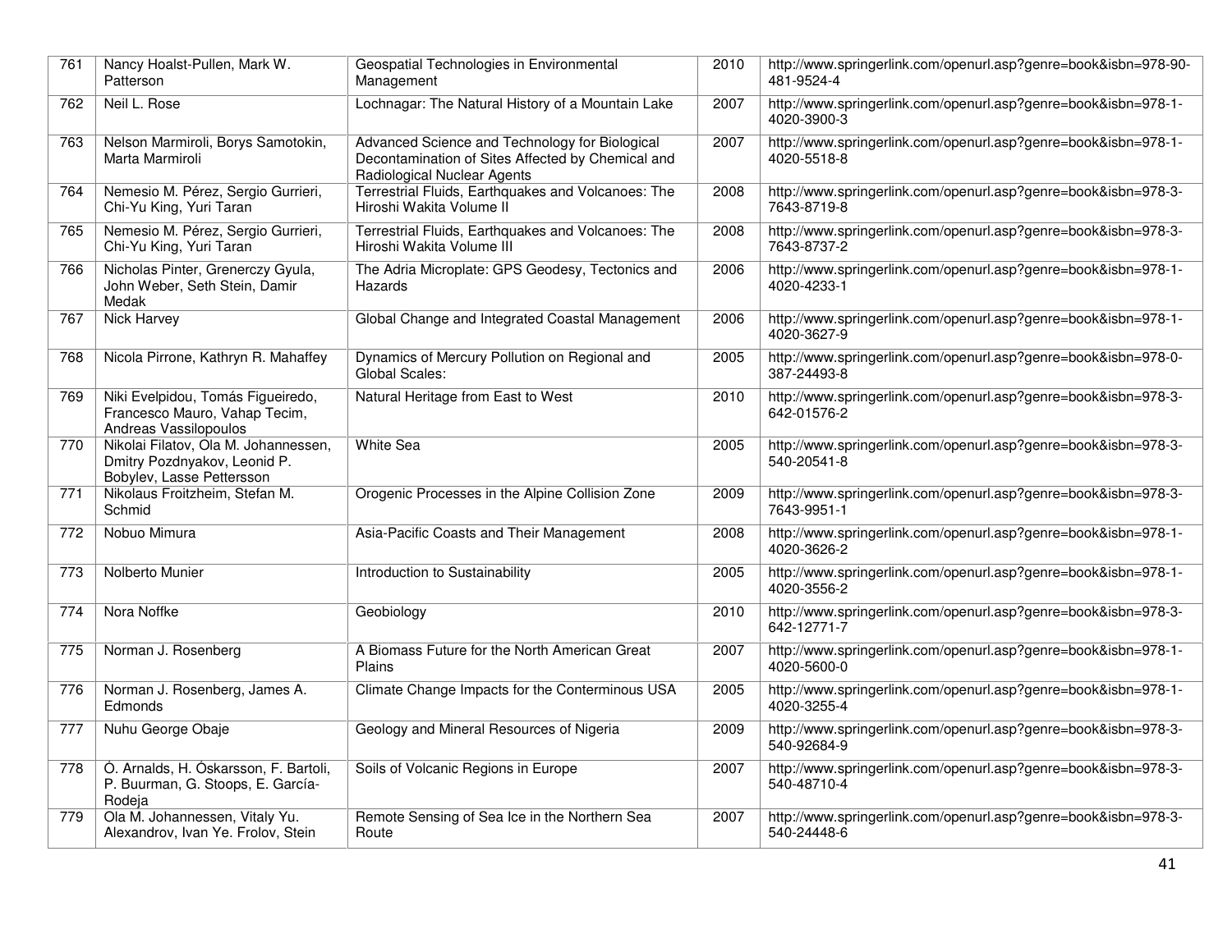| | | | | |
|---|---|---|---|---|
| 761 | Nancy Hoalst-Pullen, Mark W. Patterson | Geospatial Technologies in Environmental Management | 2010 | http://www.springerlink.com/openurl.asp?genre=book&isbn=978-90-481-9524-4 |
| 762 | Neil L. Rose | Lochnagar: The Natural History of a Mountain Lake | 2007 | http://www.springerlink.com/openurl.asp?genre=book&isbn=978-1-4020-3900-3 |
| 763 | Nelson Marmiroli, Borys Samotokin, Marta Marmiroli | Advanced Science and Technology for Biological Decontamination of Sites Affected by Chemical and Radiological Nuclear Agents | 2007 | http://www.springerlink.com/openurl.asp?genre=book&isbn=978-1-4020-5518-8 |
| 764 | Nemesio M. Pérez, Sergio Gurrieri, Chi-Yu King, Yuri Taran | Terrestrial Fluids, Earthquakes and Volcanoes: The Hiroshi Wakita Volume II | 2008 | http://www.springerlink.com/openurl.asp?genre=book&isbn=978-3-7643-8719-8 |
| 765 | Nemesio M. Pérez, Sergio Gurrieri, Chi-Yu King, Yuri Taran | Terrestrial Fluids, Earthquakes and Volcanoes: The Hiroshi Wakita Volume III | 2008 | http://www.springerlink.com/openurl.asp?genre=book&isbn=978-3-7643-8737-2 |
| 766 | Nicholas Pinter, Grenerczy Gyula, John Weber, Seth Stein, Damir Medak | The Adria Microplate: GPS Geodesy, Tectonics and Hazards | 2006 | http://www.springerlink.com/openurl.asp?genre=book&isbn=978-1-4020-4233-1 |
| 767 | Nick Harvey | Global Change and Integrated Coastal Management | 2006 | http://www.springerlink.com/openurl.asp?genre=book&isbn=978-1-4020-3627-9 |
| 768 | Nicola Pirrone, Kathryn R. Mahaffey | Dynamics of Mercury Pollution on Regional and Global Scales: | 2005 | http://www.springerlink.com/openurl.asp?genre=book&isbn=978-0-387-24493-8 |
| 769 | Niki Evelpidou, Tomás Figueiredo, Francesco Mauro, Vahap Tecim, Andreas Vassilopoulos | Natural Heritage from East to West | 2010 | http://www.springerlink.com/openurl.asp?genre=book&isbn=978-3-642-01576-2 |
| 770 | Nikolai Filatov, Ola M. Johannessen, Dmitry Pozdnyakov, Leonid P. Bobylev, Lasse Pettersson | White Sea | 2005 | http://www.springerlink.com/openurl.asp?genre=book&isbn=978-3-540-20541-8 |
| 771 | Nikolaus Froitzheim, Stefan M. Schmid | Orogenic Processes in the Alpine Collision Zone | 2009 | http://www.springerlink.com/openurl.asp?genre=book&isbn=978-3-7643-9951-1 |
| 772 | Nobuo Mimura | Asia-Pacific Coasts and Their Management | 2008 | http://www.springerlink.com/openurl.asp?genre=book&isbn=978-1-4020-3626-2 |
| 773 | Nolberto Munier | Introduction to Sustainability | 2005 | http://www.springerlink.com/openurl.asp?genre=book&isbn=978-1-4020-3556-2 |
| 774 | Nora Noffke | Geobiology | 2010 | http://www.springerlink.com/openurl.asp?genre=book&isbn=978-3-642-12771-7 |
| 775 | Norman J. Rosenberg | A Biomass Future for the North American Great Plains | 2007 | http://www.springerlink.com/openurl.asp?genre=book&isbn=978-1-4020-5600-0 |
| 776 | Norman J. Rosenberg, James A. Edmonds | Climate Change Impacts for the Conterminous USA | 2005 | http://www.springerlink.com/openurl.asp?genre=book&isbn=978-1-4020-3255-4 |
| 777 | Nuhu George Obaje | Geology and Mineral Resources of Nigeria | 2009 | http://www.springerlink.com/openurl.asp?genre=book&isbn=978-3-540-92684-9 |
| 778 | Ó. Arnalds, H. Óskarsson, F. Bartoli, P. Buurman, G. Stoops, E. García-Rodeja | Soils of Volcanic Regions in Europe | 2007 | http://www.springerlink.com/openurl.asp?genre=book&isbn=978-3-540-48710-4 |
| 779 | Ola M. Johannessen, Vitaly Yu. Alexandrov, Ivan Ye. Frolov, Stein | Remote Sensing of Sea Ice in the Northern Sea Route | 2007 | http://www.springerlink.com/openurl.asp?genre=book&isbn=978-3-540-24448-6 |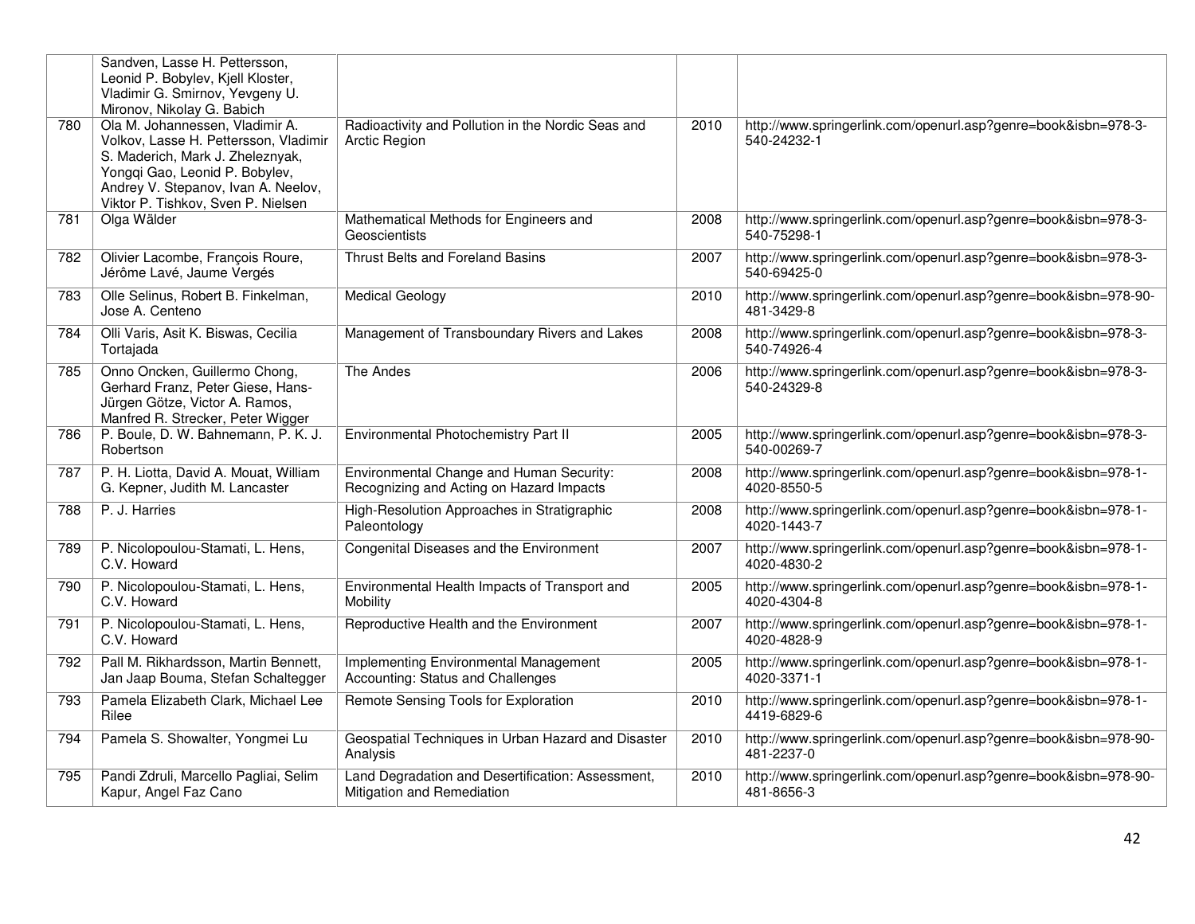|  |  |  |  |  |
|---|---|---|---|---|
|  | Sandven, Lasse H. Pettersson, Leonid P. Bobylev, Kjell Kloster, Vladimir G. Smirnov, Yevgeny U. Mironov, Nikolay G. Babich |  |  |  |
| 780 | Ola M. Johannessen, Vladimir A. Volkov, Lasse H. Pettersson, Vladimir S. Maderich, Mark J. Zheleznyak, Yongqi Gao, Leonid P. Bobylev, Andrey V. Stepanov, Ivan A. Neelov, Viktor P. Tishkov, Sven P. Nielsen | Radioactivity and Pollution in the Nordic Seas and Arctic Region | 2010 | http://www.springerlink.com/openurl.asp?genre=book&isbn=978-3-540-24232-1 |
| 781 | Olga Wälder | Mathematical Methods for Engineers and Geoscientists | 2008 | http://www.springerlink.com/openurl.asp?genre=book&isbn=978-3-540-75298-1 |
| 782 | Olivier Lacombe, François Roure, Jérôme Lavé, Jaume Vergés | Thrust Belts and Foreland Basins | 2007 | http://www.springerlink.com/openurl.asp?genre=book&isbn=978-3-540-69425-0 |
| 783 | Olle Selinus, Robert B. Finkelman, Jose A. Centeno | Medical Geology | 2010 | http://www.springerlink.com/openurl.asp?genre=book&isbn=978-90-481-3429-8 |
| 784 | Olli Varis, Asit K. Biswas, Cecilia Tortajada | Management of Transboundary Rivers and Lakes | 2008 | http://www.springerlink.com/openurl.asp?genre=book&isbn=978-3-540-74926-4 |
| 785 | Onno Oncken, Guillermo Chong, Gerhard Franz, Peter Giese, Hans-Jürgen Götze, Victor A. Ramos, Manfred R. Strecker, Peter Wigger | The Andes | 2006 | http://www.springerlink.com/openurl.asp?genre=book&isbn=978-3-540-24329-8 |
| 786 | P. Boule, D. W. Bahnemann, P. K. J. Robertson | Environmental Photochemistry Part II | 2005 | http://www.springerlink.com/openurl.asp?genre=book&isbn=978-3-540-00269-7 |
| 787 | P. H. Liotta, David A. Mouat, William G. Kepner, Judith M. Lancaster | Environmental Change and Human Security: Recognizing and Acting on Hazard Impacts | 2008 | http://www.springerlink.com/openurl.asp?genre=book&isbn=978-1-4020-8550-5 |
| 788 | P. J. Harries | High-Resolution Approaches in Stratigraphic Paleontology | 2008 | http://www.springerlink.com/openurl.asp?genre=book&isbn=978-1-4020-1443-7 |
| 789 | P. Nicolopoulou-Stamati, L. Hens, C.V. Howard | Congenital Diseases and the Environment | 2007 | http://www.springerlink.com/openurl.asp?genre=book&isbn=978-1-4020-4830-2 |
| 790 | P. Nicolopoulou-Stamati, L. Hens, C.V. Howard | Environmental Health Impacts of Transport and Mobility | 2005 | http://www.springerlink.com/openurl.asp?genre=book&isbn=978-1-4020-4304-8 |
| 791 | P. Nicolopoulou-Stamati, L. Hens, C.V. Howard | Reproductive Health and the Environment | 2007 | http://www.springerlink.com/openurl.asp?genre=book&isbn=978-1-4020-4828-9 |
| 792 | Pall M. Rikhardsson, Martin Bennett, Jan Jaap Bouma, Stefan Schaltegger | Implementing Environmental Management Accounting: Status and Challenges | 2005 | http://www.springerlink.com/openurl.asp?genre=book&isbn=978-1-4020-3371-1 |
| 793 | Pamela Elizabeth Clark, Michael Lee Rilee | Remote Sensing Tools for Exploration | 2010 | http://www.springerlink.com/openurl.asp?genre=book&isbn=978-1-4419-6829-6 |
| 794 | Pamela S. Showalter, Yongmei Lu | Geospatial Techniques in Urban Hazard and Disaster Analysis | 2010 | http://www.springerlink.com/openurl.asp?genre=book&isbn=978-90-481-2237-0 |
| 795 | Pandi Zdruli, Marcello Pagliai, Selim Kapur, Angel Faz Cano | Land Degradation and Desertification: Assessment, Mitigation and Remediation | 2010 | http://www.springerlink.com/openurl.asp?genre=book&isbn=978-90-481-8656-3 |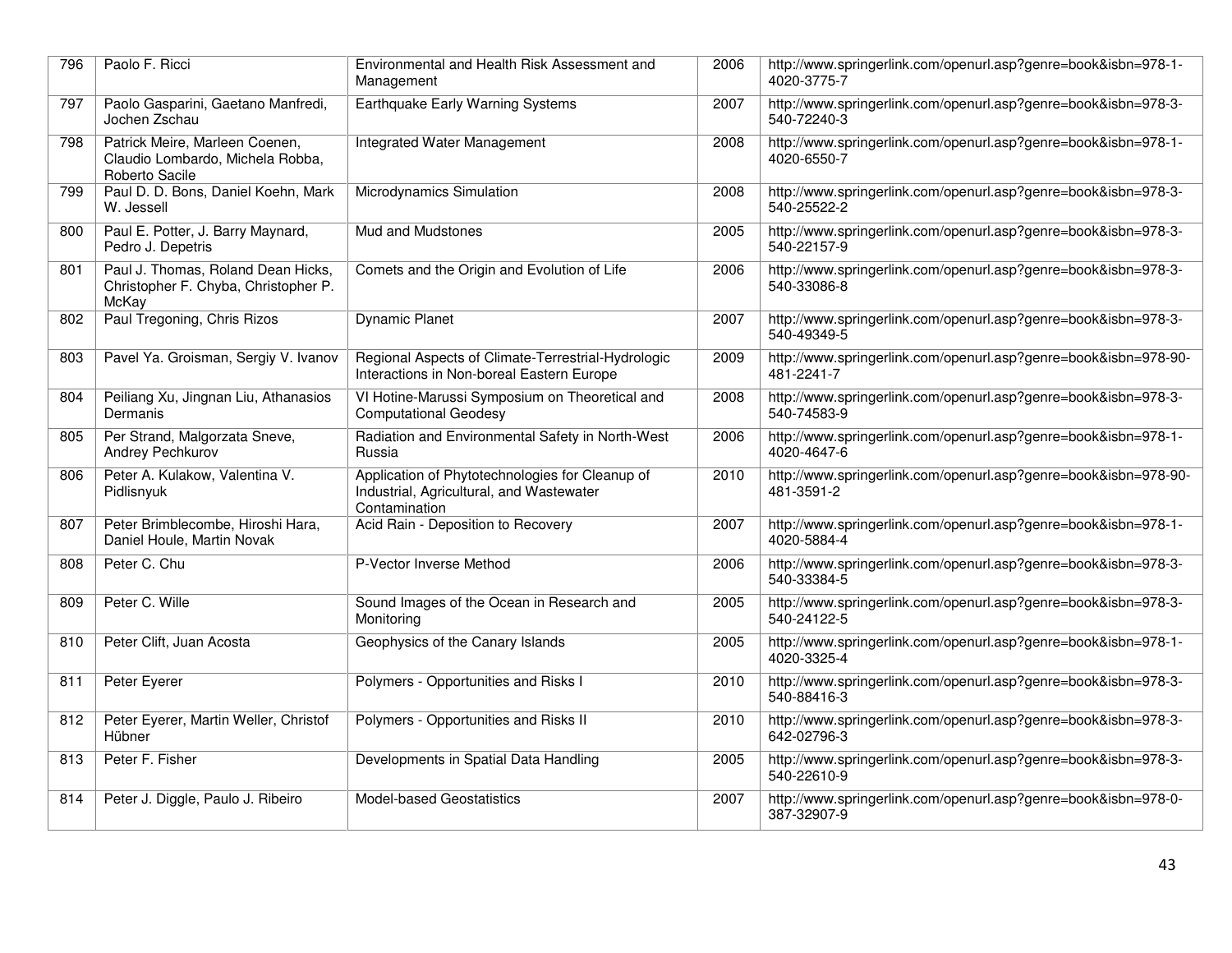| 796 | Paolo F. Ricci | Environmental and Health Risk Assessment and Management | 2006 | http://www.springerlink.com/openurl.asp?genre=book&isbn=978-1-4020-3775-7 |
|---|---|---|---|---|
| 797 | Paolo Gasparini, Gaetano Manfredi, Jochen Zschau | Earthquake Early Warning Systems | 2007 | http://www.springerlink.com/openurl.asp?genre=book&isbn=978-3-540-72240-3 |
| 798 | Patrick Meire, Marleen Coenen, Claudio Lombardo, Michela Robba, Roberto Sacile | Integrated Water Management | 2008 | http://www.springerlink.com/openurl.asp?genre=book&isbn=978-1-4020-6550-7 |
| 799 | Paul D. D. Bons, Daniel Koehn, Mark W. Jessell | Microdynamics Simulation | 2008 | http://www.springerlink.com/openurl.asp?genre=book&isbn=978-3-540-25522-2 |
| 800 | Paul E. Potter, J. Barry Maynard, Pedro J. Depetris | Mud and Mudstones | 2005 | http://www.springerlink.com/openurl.asp?genre=book&isbn=978-3-540-22157-9 |
| 801 | Paul J. Thomas, Roland Dean Hicks, Christopher F. Chyba, Christopher P. McKay | Comets and the Origin and Evolution of Life | 2006 | http://www.springerlink.com/openurl.asp?genre=book&isbn=978-3-540-33086-8 |
| 802 | Paul Tregoning, Chris Rizos | Dynamic Planet | 2007 | http://www.springerlink.com/openurl.asp?genre=book&isbn=978-3-540-49349-5 |
| 803 | Pavel Ya. Groisman, Sergiy V. Ivanov | Regional Aspects of Climate-Terrestrial-Hydrologic Interactions in Non-boreal Eastern Europe | 2009 | http://www.springerlink.com/openurl.asp?genre=book&isbn=978-90-481-2241-7 |
| 804 | Peiliang Xu, Jingnan Liu, Athanasios Dermanis | VI Hotine-Marussi Symposium on Theoretical and Computational Geodesy | 2008 | http://www.springerlink.com/openurl.asp?genre=book&isbn=978-3-540-74583-9 |
| 805 | Per Strand, Malgorzata Sneve, Andrey Pechkurov | Radiation and Environmental Safety in North-West Russia | 2006 | http://www.springerlink.com/openurl.asp?genre=book&isbn=978-1-4020-4647-6 |
| 806 | Peter A. Kulakow, Valentina V. Pidlisnyuk | Application of Phytotechnologies for Cleanup of Industrial, Agricultural, and Wastewater Contamination | 2010 | http://www.springerlink.com/openurl.asp?genre=book&isbn=978-90-481-3591-2 |
| 807 | Peter Brimblecombe, Hiroshi Hara, Daniel Houle, Martin Novak | Acid Rain - Deposition to Recovery | 2007 | http://www.springerlink.com/openurl.asp?genre=book&isbn=978-1-4020-5884-4 |
| 808 | Peter C. Chu | P-Vector Inverse Method | 2006 | http://www.springerlink.com/openurl.asp?genre=book&isbn=978-3-540-33384-5 |
| 809 | Peter C. Wille | Sound Images of the Ocean in Research and Monitoring | 2005 | http://www.springerlink.com/openurl.asp?genre=book&isbn=978-3-540-24122-5 |
| 810 | Peter Clift, Juan Acosta | Geophysics of the Canary Islands | 2005 | http://www.springerlink.com/openurl.asp?genre=book&isbn=978-1-4020-3325-4 |
| 811 | Peter Eyerer | Polymers - Opportunities and Risks I | 2010 | http://www.springerlink.com/openurl.asp?genre=book&isbn=978-3-540-88416-3 |
| 812 | Peter Eyerer, Martin Weller, Christof Hübner | Polymers - Opportunities and Risks II | 2010 | http://www.springerlink.com/openurl.asp?genre=book&isbn=978-3-642-02796-3 |
| 813 | Peter F. Fisher | Developments in Spatial Data Handling | 2005 | http://www.springerlink.com/openurl.asp?genre=book&isbn=978-3-540-22610-9 |
| 814 | Peter J. Diggle, Paulo J. Ribeiro | Model-based Geostatistics | 2007 | http://www.springerlink.com/openurl.asp?genre=book&isbn=978-0-387-32907-9 |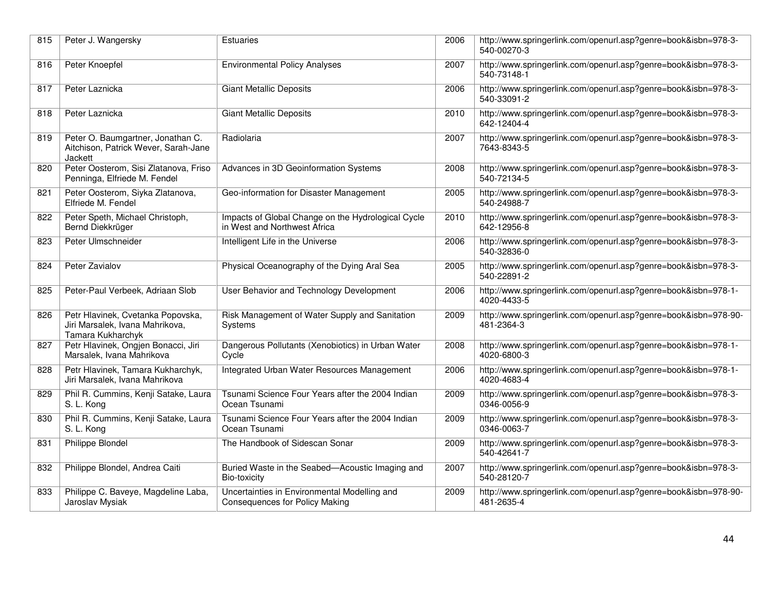| 815 | Peter J. Wangersky | Estuaries | 2006 | http://www.springerlink.com/openurl.asp?genre=book&isbn=978-3-540-00270-3 |
|---|---|---|---|---|
| 816 | Peter Knoepfel | Environmental Policy Analyses | 2007 | http://www.springerlink.com/openurl.asp?genre=book&isbn=978-3-540-73148-1 |
| 817 | Peter Laznicka | Giant Metallic Deposits | 2006 | http://www.springerlink.com/openurl.asp?genre=book&isbn=978-3-540-33091-2 |
| 818 | Peter Laznicka | Giant Metallic Deposits | 2010 | http://www.springerlink.com/openurl.asp?genre=book&isbn=978-3-642-12404-4 |
| 819 | Peter O. Baumgartner, Jonathan C. Aitchison, Patrick Wever, Sarah-Jane Jackett | Radiolaria | 2007 | http://www.springerlink.com/openurl.asp?genre=book&isbn=978-3-7643-8343-5 |
| 820 | Peter Oosterom, Sisi Zlatanova, Friso Penninga, Elfriede M. Fendel | Advances in 3D Geoinformation Systems | 2008 | http://www.springerlink.com/openurl.asp?genre=book&isbn=978-3-540-72134-5 |
| 821 | Peter Oosterom, Siyka Zlatanova, Elfriede M. Fendel | Geo-information for Disaster Management | 2005 | http://www.springerlink.com/openurl.asp?genre=book&isbn=978-3-540-24988-7 |
| 822 | Peter Speth, Michael Christoph, Bernd Diekkrüger | Impacts of Global Change on the Hydrological Cycle in West and Northwest Africa | 2010 | http://www.springerlink.com/openurl.asp?genre=book&isbn=978-3-642-12956-8 |
| 823 | Peter Ulmschneider | Intelligent Life in the Universe | 2006 | http://www.springerlink.com/openurl.asp?genre=book&isbn=978-3-540-32836-0 |
| 824 | Peter Zavialov | Physical Oceanography of the Dying Aral Sea | 2005 | http://www.springerlink.com/openurl.asp?genre=book&isbn=978-3-540-22891-2 |
| 825 | Peter-Paul Verbeek, Adriaan Slob | User Behavior and Technology Development | 2006 | http://www.springerlink.com/openurl.asp?genre=book&isbn=978-1-4020-4433-5 |
| 826 | Petr Hlavinek, Cvetanka Popovska, Jiri Marsalek, Ivana Mahrikova, Tamara Kukharchyk | Risk Management of Water Supply and Sanitation Systems | 2009 | http://www.springerlink.com/openurl.asp?genre=book&isbn=978-90-481-2364-3 |
| 827 | Petr Hlavinek, Ongjen Bonacci, Jiri Marsalek, Ivana Mahrikova | Dangerous Pollutants (Xenobiotics) in Urban Water Cycle | 2008 | http://www.springerlink.com/openurl.asp?genre=book&isbn=978-1-4020-6800-3 |
| 828 | Petr Hlavinek, Tamara Kukharchyk, Jiri Marsalek, Ivana Mahrikova | Integrated Urban Water Resources Management | 2006 | http://www.springerlink.com/openurl.asp?genre=book&isbn=978-1-4020-4683-4 |
| 829 | Phil R. Cummins, Kenji Satake, Laura S. L. Kong | Tsunami Science Four Years after the 2004 Indian Ocean Tsunami | 2009 | http://www.springerlink.com/openurl.asp?genre=book&isbn=978-3-0346-0056-9 |
| 830 | Phil R. Cummins, Kenji Satake, Laura S. L. Kong | Tsunami Science Four Years after the 2004 Indian Ocean Tsunami | 2009 | http://www.springerlink.com/openurl.asp?genre=book&isbn=978-3-0346-0063-7 |
| 831 | Philippe Blondel | The Handbook of Sidescan Sonar | 2009 | http://www.springerlink.com/openurl.asp?genre=book&isbn=978-3-540-42641-7 |
| 832 | Philippe Blondel, Andrea Caiti | Buried Waste in the Seabed—Acoustic Imaging and Bio-toxicity | 2007 | http://www.springerlink.com/openurl.asp?genre=book&isbn=978-3-540-28120-7 |
| 833 | Philippe C. Baveye, Magdeline Laba, Jaroslav Mysiak | Uncertainties in Environmental Modelling and Consequences for Policy Making | 2009 | http://www.springerlink.com/openurl.asp?genre=book&isbn=978-90-481-2635-4 |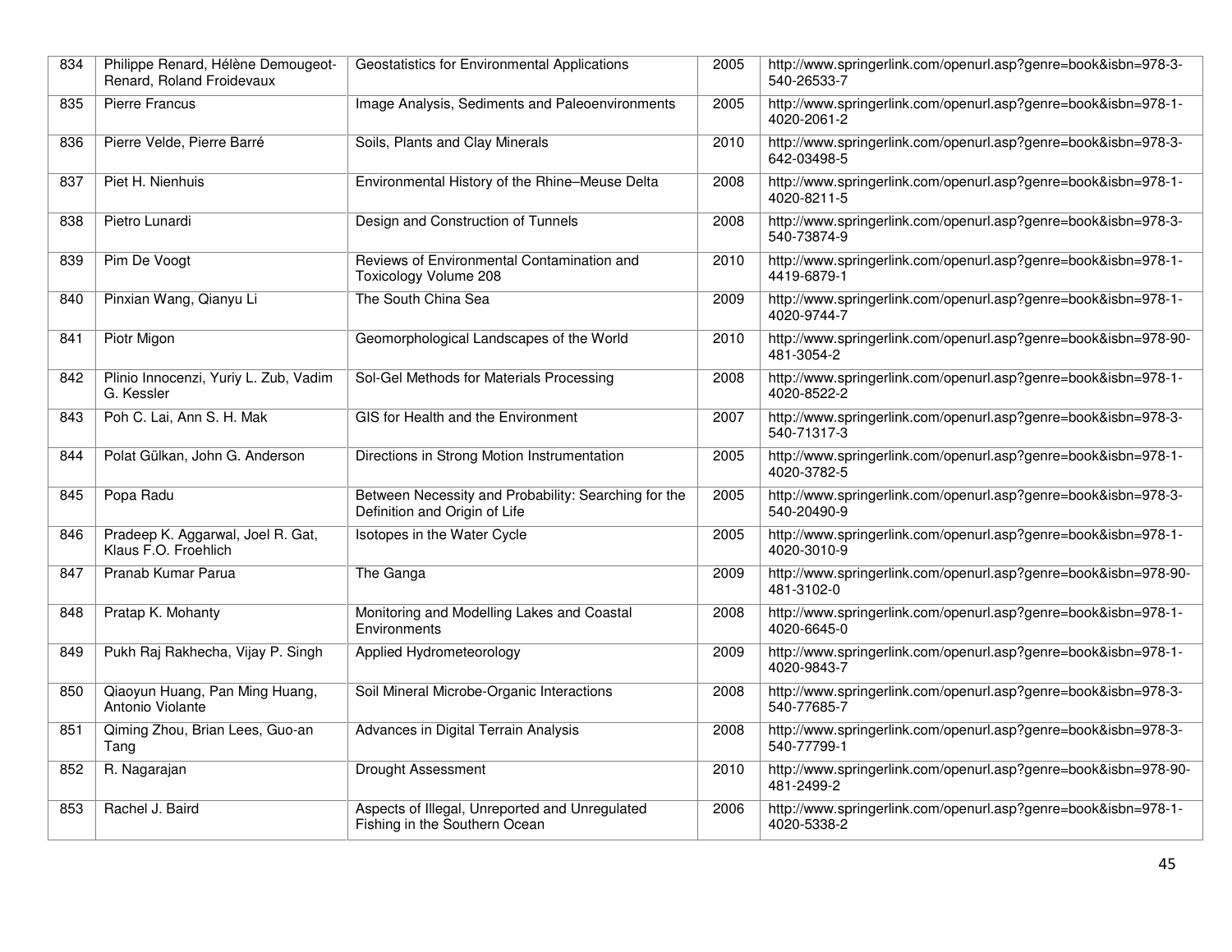| 834 | Philippe Renard, Hélène Demougeot-Renard, Roland Froidevaux | Geostatistics for Environmental Applications | 2005 | http://www.springerlink.com/openurl.asp?genre=book&isbn=978-3-540-26533-7 |
|---|---|---|---|---|
| 835 | Pierre Francus | Image Analysis, Sediments and Paleoenvironments | 2005 | http://www.springerlink.com/openurl.asp?genre=book&isbn=978-1-4020-2061-2 |
| 836 | Pierre Velde, Pierre Barré | Soils, Plants and Clay Minerals | 2010 | http://www.springerlink.com/openurl.asp?genre=book&isbn=978-3-642-03498-5 |
| 837 | Piet H. Nienhuis | Environmental History of the Rhine–Meuse Delta | 2008 | http://www.springerlink.com/openurl.asp?genre=book&isbn=978-1-4020-8211-5 |
| 838 | Pietro Lunardi | Design and Construction of Tunnels | 2008 | http://www.springerlink.com/openurl.asp?genre=book&isbn=978-3-540-73874-9 |
| 839 | Pim De Voogt | Reviews of Environmental Contamination and Toxicology Volume 208 | 2010 | http://www.springerlink.com/openurl.asp?genre=book&isbn=978-1-4419-6879-1 |
| 840 | Pinxian Wang, Qianyu Li | The South China Sea | 2009 | http://www.springerlink.com/openurl.asp?genre=book&isbn=978-1-4020-9744-7 |
| 841 | Piotr Migon | Geomorphological Landscapes of the World | 2010 | http://www.springerlink.com/openurl.asp?genre=book&isbn=978-90-481-3054-2 |
| 842 | Plinio Innocenzi, Yuriy L. Zub, Vadim G. Kessler | Sol-Gel Methods for Materials Processing | 2008 | http://www.springerlink.com/openurl.asp?genre=book&isbn=978-1-4020-8522-2 |
| 843 | Poh C. Lai, Ann S. H. Mak | GIS for Health and the Environment | 2007 | http://www.springerlink.com/openurl.asp?genre=book&isbn=978-3-540-71317-3 |
| 844 | Polat Gülkan, John G. Anderson | Directions in Strong Motion Instrumentation | 2005 | http://www.springerlink.com/openurl.asp?genre=book&isbn=978-1-4020-3782-5 |
| 845 | Popa Radu | Between Necessity and Probability: Searching for the Definition and Origin of Life | 2005 | http://www.springerlink.com/openurl.asp?genre=book&isbn=978-3-540-20490-9 |
| 846 | Pradeep K. Aggarwal, Joel R. Gat, Klaus F.O. Froehlich | Isotopes in the Water Cycle | 2005 | http://www.springerlink.com/openurl.asp?genre=book&isbn=978-1-4020-3010-9 |
| 847 | Pranab Kumar Parua | The Ganga | 2009 | http://www.springerlink.com/openurl.asp?genre=book&isbn=978-90-481-3102-0 |
| 848 | Pratap K. Mohanty | Monitoring and Modelling Lakes and Coastal Environments | 2008 | http://www.springerlink.com/openurl.asp?genre=book&isbn=978-1-4020-6645-0 |
| 849 | Pukh Raj Rakhecha, Vijay P. Singh | Applied Hydrometeorology | 2009 | http://www.springerlink.com/openurl.asp?genre=book&isbn=978-1-4020-9843-7 |
| 850 | Qiaoyun Huang, Pan Ming Huang, Antonio Violante | Soil Mineral Microbe-Organic Interactions | 2008 | http://www.springerlink.com/openurl.asp?genre=book&isbn=978-3-540-77685-7 |
| 851 | Qiming Zhou, Brian Lees, Guo-an Tang | Advances in Digital Terrain Analysis | 2008 | http://www.springerlink.com/openurl.asp?genre=book&isbn=978-3-540-77799-1 |
| 852 | R. Nagarajan | Drought Assessment | 2010 | http://www.springerlink.com/openurl.asp?genre=book&isbn=978-90-481-2499-2 |
| 853 | Rachel J. Baird | Aspects of Illegal, Unreported and Unregulated Fishing in the Southern Ocean | 2006 | http://www.springerlink.com/openurl.asp?genre=book&isbn=978-1-4020-5338-2 |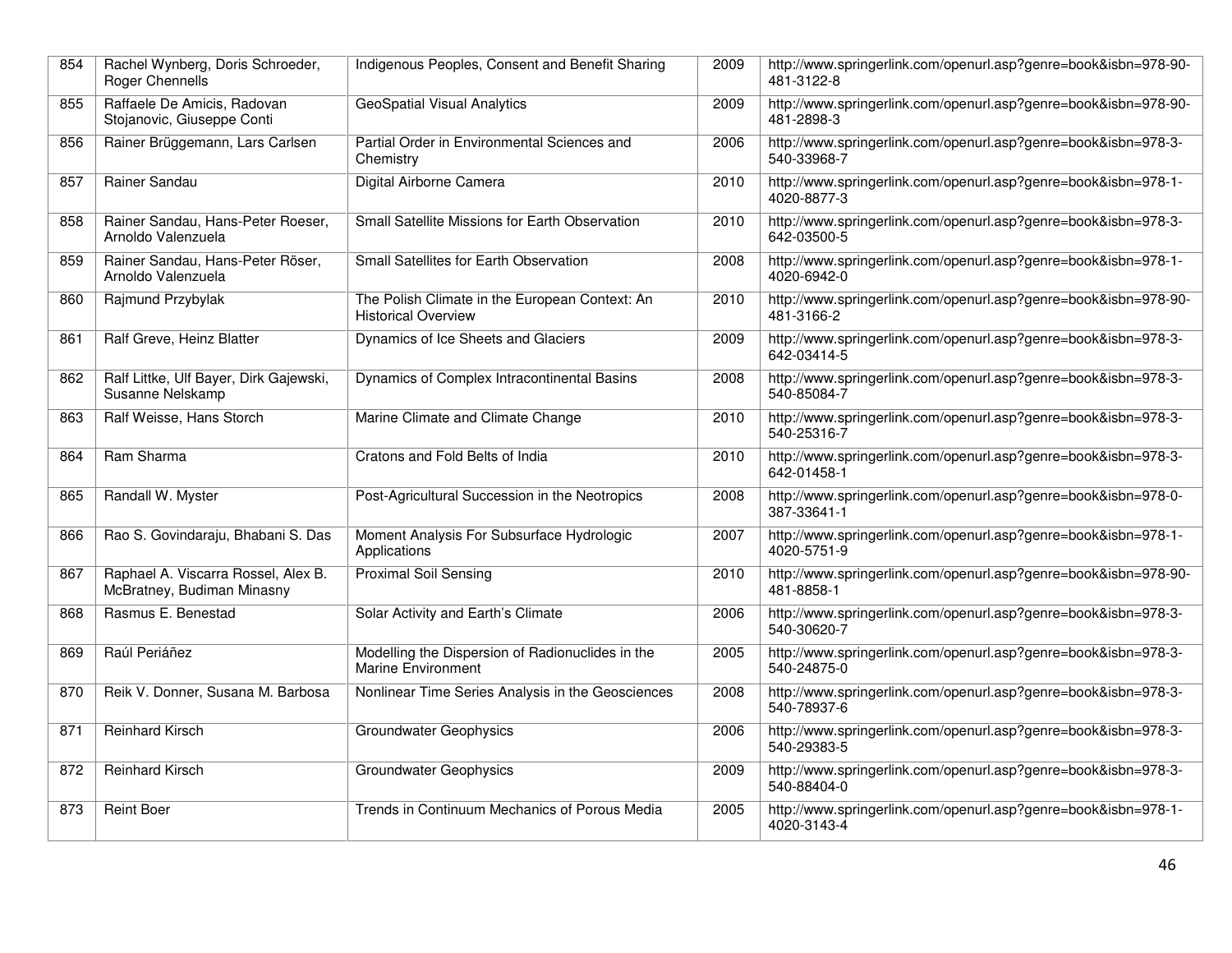| 854 | Rachel Wynberg, Doris Schroeder, Roger Chennells | Indigenous Peoples, Consent and Benefit Sharing | 2009 | http://www.springerlink.com/openurl.asp?genre=book&isbn=978-90-481-3122-8 |
|---|---|---|---|---|
| 855 | Raffaele De Amicis, Radovan Stojanovic, Giuseppe Conti | GeoSpatial Visual Analytics | 2009 | http://www.springerlink.com/openurl.asp?genre=book&isbn=978-90-481-2898-3 |
| 856 | Rainer Brüggemann, Lars Carlsen | Partial Order in Environmental Sciences and Chemistry | 2006 | http://www.springerlink.com/openurl.asp?genre=book&isbn=978-3-540-33968-7 |
| 857 | Rainer Sandau | Digital Airborne Camera | 2010 | http://www.springerlink.com/openurl.asp?genre=book&isbn=978-1-4020-8877-3 |
| 858 | Rainer Sandau, Hans-Peter Roeser, Arnoldo Valenzuela | Small Satellite Missions for Earth Observation | 2010 | http://www.springerlink.com/openurl.asp?genre=book&isbn=978-3-642-03500-5 |
| 859 | Rainer Sandau, Hans-Peter Röser, Arnoldo Valenzuela | Small Satellites for Earth Observation | 2008 | http://www.springerlink.com/openurl.asp?genre=book&isbn=978-1-4020-6942-0 |
| 860 | Rajmund Przybylak | The Polish Climate in the European Context: An Historical Overview | 2010 | http://www.springerlink.com/openurl.asp?genre=book&isbn=978-90-481-3166-2 |
| 861 | Ralf Greve, Heinz Blatter | Dynamics of Ice Sheets and Glaciers | 2009 | http://www.springerlink.com/openurl.asp?genre=book&isbn=978-3-642-03414-5 |
| 862 | Ralf Littke, Ulf Bayer, Dirk Gajewski, Susanne Nelskamp | Dynamics of Complex Intracontinental Basins | 2008 | http://www.springerlink.com/openurl.asp?genre=book&isbn=978-3-540-85084-7 |
| 863 | Ralf Weisse, Hans Storch | Marine Climate and Climate Change | 2010 | http://www.springerlink.com/openurl.asp?genre=book&isbn=978-3-540-25316-7 |
| 864 | Ram Sharma | Cratons and Fold Belts of India | 2010 | http://www.springerlink.com/openurl.asp?genre=book&isbn=978-3-642-01458-1 |
| 865 | Randall W. Myster | Post-Agricultural Succession in the Neotropics | 2008 | http://www.springerlink.com/openurl.asp?genre=book&isbn=978-0-387-33641-1 |
| 866 | Rao S. Govindaraju, Bhabani S. Das | Moment Analysis For Subsurface Hydrologic Applications | 2007 | http://www.springerlink.com/openurl.asp?genre=book&isbn=978-1-4020-5751-9 |
| 867 | Raphael A. Viscarra Rossel, Alex B. McBratney, Budiman Minasny | Proximal Soil Sensing | 2010 | http://www.springerlink.com/openurl.asp?genre=book&isbn=978-90-481-8858-1 |
| 868 | Rasmus E. Benestad | Solar Activity and Earth's Climate | 2006 | http://www.springerlink.com/openurl.asp?genre=book&isbn=978-3-540-30620-7 |
| 869 | Raúl Periáñez | Modelling the Dispersion of Radionuclides in the Marine Environment | 2005 | http://www.springerlink.com/openurl.asp?genre=book&isbn=978-3-540-24875-0 |
| 870 | Reik V. Donner, Susana M. Barbosa | Nonlinear Time Series Analysis in the Geosciences | 2008 | http://www.springerlink.com/openurl.asp?genre=book&isbn=978-3-540-78937-6 |
| 871 | Reinhard Kirsch | Groundwater Geophysics | 2006 | http://www.springerlink.com/openurl.asp?genre=book&isbn=978-3-540-29383-5 |
| 872 | Reinhard Kirsch | Groundwater Geophysics | 2009 | http://www.springerlink.com/openurl.asp?genre=book&isbn=978-3-540-88404-0 |
| 873 | Reint Boer | Trends in Continuum Mechanics of Porous Media | 2005 | http://www.springerlink.com/openurl.asp?genre=book&isbn=978-1-4020-3143-4 |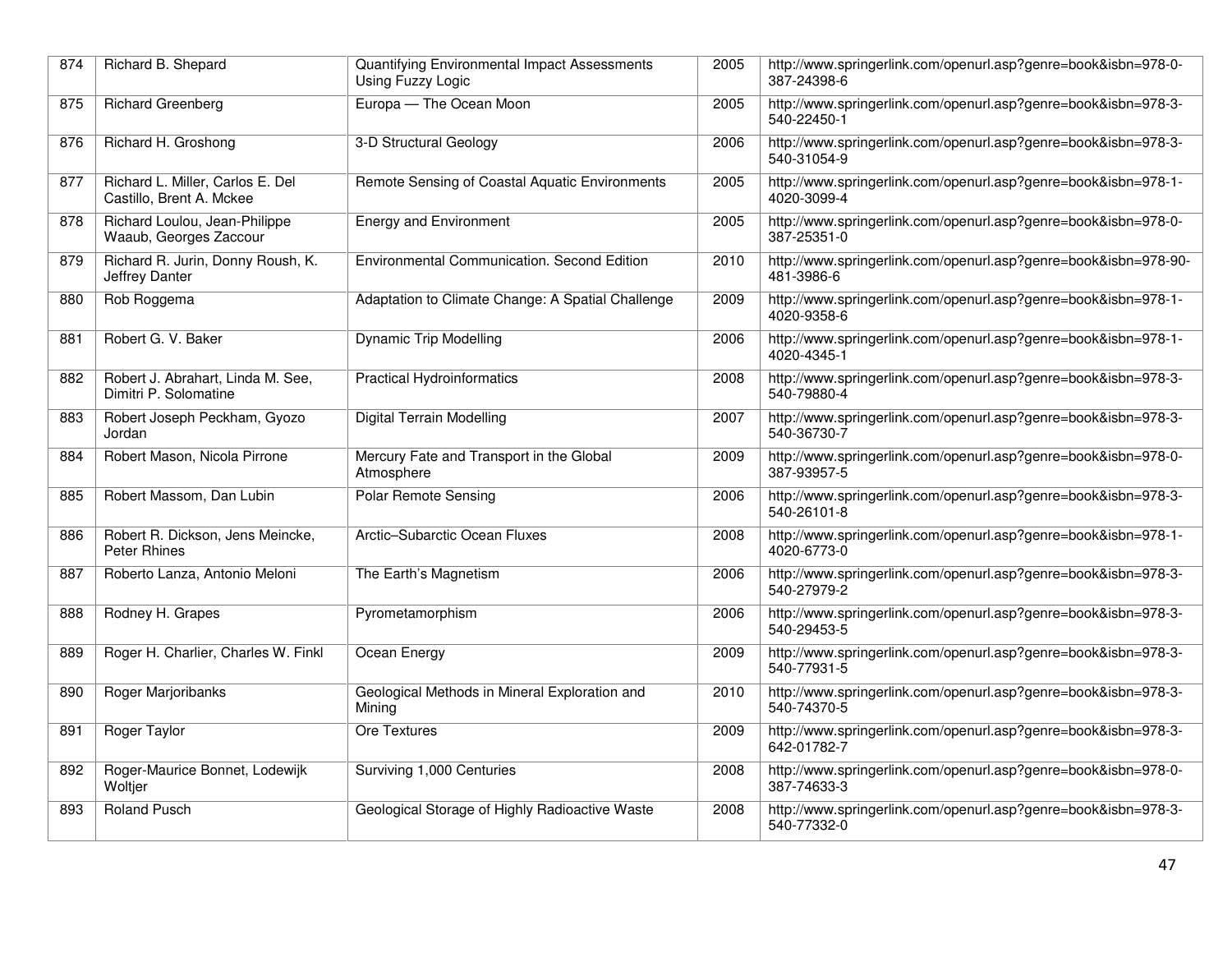| 874 | Richard B. Shepard | Quantifying Environmental Impact Assessments Using Fuzzy Logic | 2005 | http://www.springerlink.com/openurl.asp?genre=book&isbn=978-0-387-24398-6 |
|---|---|---|---|---|
| 875 | Richard Greenberg | Europa — The Ocean Moon | 2005 | http://www.springerlink.com/openurl.asp?genre=book&isbn=978-3-540-22450-1 |
| 876 | Richard H. Groshong | 3-D Structural Geology | 2006 | http://www.springerlink.com/openurl.asp?genre=book&isbn=978-3-540-31054-9 |
| 877 | Richard L. Miller, Carlos E. Del Castillo, Brent A. Mckee | Remote Sensing of Coastal Aquatic Environments | 2005 | http://www.springerlink.com/openurl.asp?genre=book&isbn=978-1-4020-3099-4 |
| 878 | Richard Loulou, Jean-Philippe Waaub, Georges Zaccour | Energy and Environment | 2005 | http://www.springerlink.com/openurl.asp?genre=book&isbn=978-0-387-25351-0 |
| 879 | Richard R. Jurin, Donny Roush, K. Jeffrey Danter | Environmental Communication. Second Edition | 2010 | http://www.springerlink.com/openurl.asp?genre=book&isbn=978-90-481-3986-6 |
| 880 | Rob Roggema | Adaptation to Climate Change: A Spatial Challenge | 2009 | http://www.springerlink.com/openurl.asp?genre=book&isbn=978-1-4020-9358-6 |
| 881 | Robert G. V. Baker | Dynamic Trip Modelling | 2006 | http://www.springerlink.com/openurl.asp?genre=book&isbn=978-1-4020-4345-1 |
| 882 | Robert J. Abrahart, Linda M. See, Dimitri P. Solomatine | Practical Hydroinformatics | 2008 | http://www.springerlink.com/openurl.asp?genre=book&isbn=978-3-540-79880-4 |
| 883 | Robert Joseph Peckham, Gyozo Jordan | Digital Terrain Modelling | 2007 | http://www.springerlink.com/openurl.asp?genre=book&isbn=978-3-540-36730-7 |
| 884 | Robert Mason, Nicola Pirrone | Mercury Fate and Transport in the Global Atmosphere | 2009 | http://www.springerlink.com/openurl.asp?genre=book&isbn=978-0-387-93957-5 |
| 885 | Robert Massom, Dan Lubin | Polar Remote Sensing | 2006 | http://www.springerlink.com/openurl.asp?genre=book&isbn=978-3-540-26101-8 |
| 886 | Robert R. Dickson, Jens Meincke, Peter Rhines | Arctic–Subarctic Ocean Fluxes | 2008 | http://www.springerlink.com/openurl.asp?genre=book&isbn=978-1-4020-6773-0 |
| 887 | Roberto Lanza, Antonio Meloni | The Earth's Magnetism | 2006 | http://www.springerlink.com/openurl.asp?genre=book&isbn=978-3-540-27979-2 |
| 888 | Rodney H. Grapes | Pyrometamorphism | 2006 | http://www.springerlink.com/openurl.asp?genre=book&isbn=978-3-540-29453-5 |
| 889 | Roger H. Charlier, Charles W. Finkl | Ocean Energy | 2009 | http://www.springerlink.com/openurl.asp?genre=book&isbn=978-3-540-77931-5 |
| 890 | Roger Marjoribanks | Geological Methods in Mineral Exploration and Mining | 2010 | http://www.springerlink.com/openurl.asp?genre=book&isbn=978-3-540-74370-5 |
| 891 | Roger Taylor | Ore Textures | 2009 | http://www.springerlink.com/openurl.asp?genre=book&isbn=978-3-642-01782-7 |
| 892 | Roger-Maurice Bonnet, Lodewijk Woltjer | Surviving 1,000 Centuries | 2008 | http://www.springerlink.com/openurl.asp?genre=book&isbn=978-0-387-74633-3 |
| 893 | Roland Pusch | Geological Storage of Highly Radioactive Waste | 2008 | http://www.springerlink.com/openurl.asp?genre=book&isbn=978-3-540-77332-0 |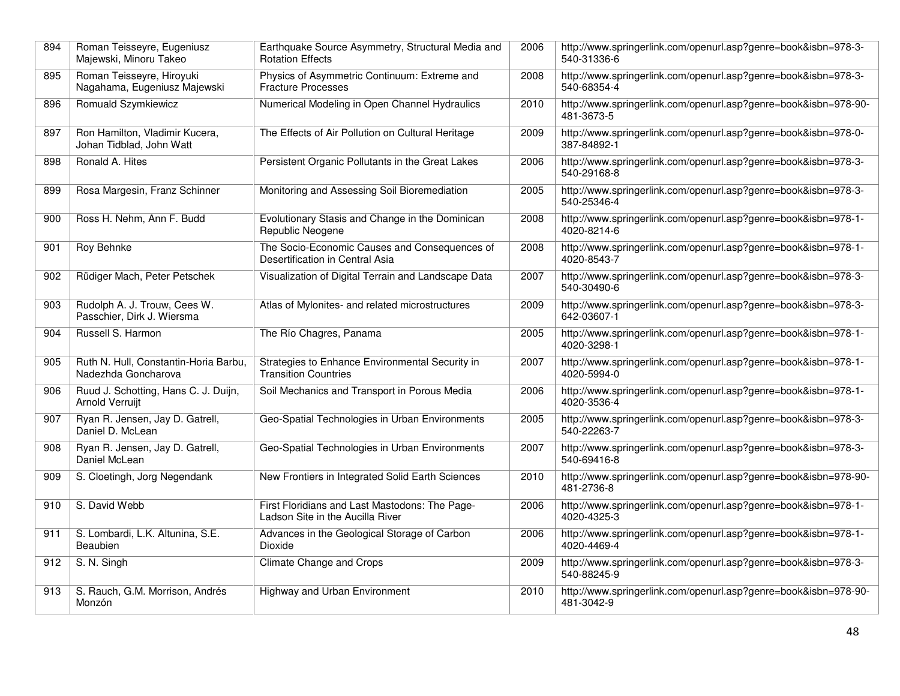| 894 | Roman Teisseyre, Eugeniusz Majewski, Minoru Takeo | Earthquake Source Asymmetry, Structural Media and Rotation Effects | 2006 | http://www.springerlink.com/openurl.asp?genre=book&isbn=978-3-540-31336-6 |
|---|---|---|---|---|
| 895 | Roman Teisseyre, Hiroyuki Nagahama, Eugeniusz Majewski | Physics of Asymmetric Continuum: Extreme and Fracture Processes | 2008 | http://www.springerlink.com/openurl.asp?genre=book&isbn=978-3-540-68354-4 |
| 896 | Romuald Szymkiewicz | Numerical Modeling in Open Channel Hydraulics | 2010 | http://www.springerlink.com/openurl.asp?genre=book&isbn=978-90-481-3673-5 |
| 897 | Ron Hamilton, Vladimir Kucera, Johan Tidblad, John Watt | The Effects of Air Pollution on Cultural Heritage | 2009 | http://www.springerlink.com/openurl.asp?genre=book&isbn=978-0-387-84892-1 |
| 898 | Ronald A. Hites | Persistent Organic Pollutants in the Great Lakes | 2006 | http://www.springerlink.com/openurl.asp?genre=book&isbn=978-3-540-29168-8 |
| 899 | Rosa Margesin, Franz Schinner | Monitoring and Assessing Soil Bioremediation | 2005 | http://www.springerlink.com/openurl.asp?genre=book&isbn=978-3-540-25346-4 |
| 900 | Ross H. Nehm, Ann F. Budd | Evolutionary Stasis and Change in the Dominican Republic Neogene | 2008 | http://www.springerlink.com/openurl.asp?genre=book&isbn=978-1-4020-8214-6 |
| 901 | Roy Behnke | The Socio-Economic Causes and Consequences of Desertification in Central Asia | 2008 | http://www.springerlink.com/openurl.asp?genre=book&isbn=978-1-4020-8543-7 |
| 902 | Rüdiger Mach, Peter Petschek | Visualization of Digital Terrain and Landscape Data | 2007 | http://www.springerlink.com/openurl.asp?genre=book&isbn=978-3-540-30490-6 |
| 903 | Rudolph A. J. Trouw, Cees W. Passchier, Dirk J. Wiersma | Atlas of Mylonites- and related microstructures | 2009 | http://www.springerlink.com/openurl.asp?genre=book&isbn=978-3-642-03607-1 |
| 904 | Russell S. Harmon | The Río Chagres, Panama | 2005 | http://www.springerlink.com/openurl.asp?genre=book&isbn=978-1-4020-3298-1 |
| 905 | Ruth N. Hull, Constantin-Horia Barbu, Nadezhda Goncharova | Strategies to Enhance Environmental Security in Transition Countries | 2007 | http://www.springerlink.com/openurl.asp?genre=book&isbn=978-1-4020-5994-0 |
| 906 | Ruud J. Schotting, Hans C. J. Duijn, Arnold Verruijt | Soil Mechanics and Transport in Porous Media | 2006 | http://www.springerlink.com/openurl.asp?genre=book&isbn=978-1-4020-3536-4 |
| 907 | Ryan R. Jensen, Jay D. Gatrell, Daniel D. McLean | Geo-Spatial Technologies in Urban Environments | 2005 | http://www.springerlink.com/openurl.asp?genre=book&isbn=978-3-540-22263-7 |
| 908 | Ryan R. Jensen, Jay D. Gatrell, Daniel McLean | Geo-Spatial Technologies in Urban Environments | 2007 | http://www.springerlink.com/openurl.asp?genre=book&isbn=978-3-540-69416-8 |
| 909 | S. Cloetingh, Jorg Negendank | New Frontiers in Integrated Solid Earth Sciences | 2010 | http://www.springerlink.com/openurl.asp?genre=book&isbn=978-90-481-2736-8 |
| 910 | S. David Webb | First Floridians and Last Mastodons: The Page-Ladson Site in the Aucilla River | 2006 | http://www.springerlink.com/openurl.asp?genre=book&isbn=978-1-4020-4325-3 |
| 911 | S. Lombardi, L.K. Altunina, S.E. Beaubien | Advances in the Geological Storage of Carbon Dioxide | 2006 | http://www.springerlink.com/openurl.asp?genre=book&isbn=978-1-4020-4469-4 |
| 912 | S. N. Singh | Climate Change and Crops | 2009 | http://www.springerlink.com/openurl.asp?genre=book&isbn=978-3-540-88245-9 |
| 913 | S. Rauch, G.M. Morrison, Andrés Monzón | Highway and Urban Environment | 2010 | http://www.springerlink.com/openurl.asp?genre=book&isbn=978-90-481-3042-9 |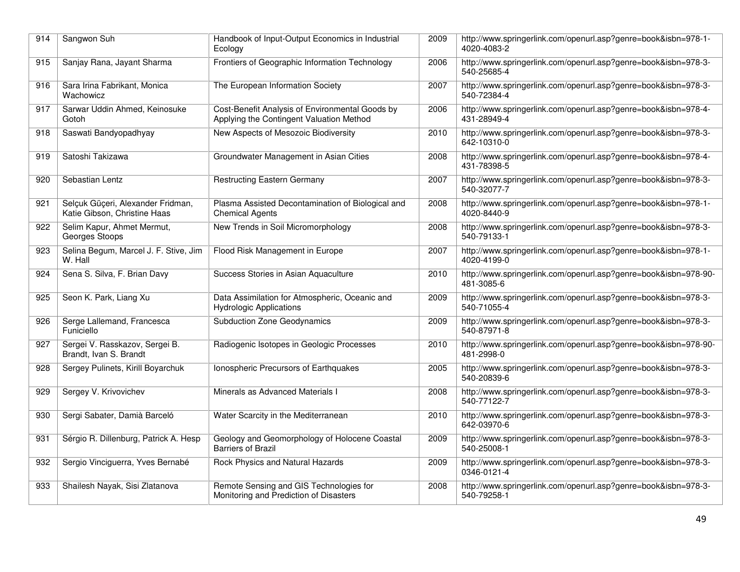| 914 | Sangwon Suh | Handbook of Input-Output Economics in Industrial Ecology | 2009 | http://www.springerlink.com/openurl.asp?genre=book&isbn=978-1-4020-4083-2 |
|---|---|---|---|---|
| 915 | Sanjay Rana, Jayant Sharma | Frontiers of Geographic Information Technology | 2006 | http://www.springerlink.com/openurl.asp?genre=book&isbn=978-3-540-25685-4 |
| 916 | Sara Irina Fabrikant, Monica Wachowicz | The European Information Society | 2007 | http://www.springerlink.com/openurl.asp?genre=book&isbn=978-3-540-72384-4 |
| 917 | Sarwar Uddin Ahmed, Keinosuke Gotoh | Cost-Benefit Analysis of Environmental Goods by Applying the Contingent Valuation Method | 2006 | http://www.springerlink.com/openurl.asp?genre=book&isbn=978-4-431-28949-4 |
| 918 | Saswati Bandyopadhyay | New Aspects of Mesozoic Biodiversity | 2010 | http://www.springerlink.com/openurl.asp?genre=book&isbn=978-3-642-10310-0 |
| 919 | Satoshi Takizawa | Groundwater Management in Asian Cities | 2008 | http://www.springerlink.com/openurl.asp?genre=book&isbn=978-4-431-78398-5 |
| 920 | Sebastian Lentz | Restructing Eastern Germany | 2007 | http://www.springerlink.com/openurl.asp?genre=book&isbn=978-3-540-32077-7 |
| 921 | Selçuk Güçeri, Alexander Fridman, Katie Gibson, Christine Haas | Plasma Assisted Decontamination of Biological and Chemical Agents | 2008 | http://www.springerlink.com/openurl.asp?genre=book&isbn=978-1-4020-8440-9 |
| 922 | Selim Kapur, Ahmet Mermut, Georges Stoops | New Trends in Soil Micromorphology | 2008 | http://www.springerlink.com/openurl.asp?genre=book&isbn=978-3-540-79133-1 |
| 923 | Selina Begum, Marcel J. F. Stive, Jim W. Hall | Flood Risk Management in Europe | 2007 | http://www.springerlink.com/openurl.asp?genre=book&isbn=978-1-4020-4199-0 |
| 924 | Sena S. Silva, F. Brian Davy | Success Stories in Asian Aquaculture | 2010 | http://www.springerlink.com/openurl.asp?genre=book&isbn=978-90-481-3085-6 |
| 925 | Seon K. Park, Liang Xu | Data Assimilation for Atmospheric, Oceanic and Hydrologic Applications | 2009 | http://www.springerlink.com/openurl.asp?genre=book&isbn=978-3-540-71055-4 |
| 926 | Serge Lallemand, Francesca Funiciello | Subduction Zone Geodynamics | 2009 | http://www.springerlink.com/openurl.asp?genre=book&isbn=978-3-540-87971-8 |
| 927 | Sergei V. Rasskazov, Sergei B. Brandt, Ivan S. Brandt | Radiogenic Isotopes in Geologic Processes | 2010 | http://www.springerlink.com/openurl.asp?genre=book&isbn=978-90-481-2998-0 |
| 928 | Sergey Pulinets, Kirill Boyarchuk | Ionospheric Precursors of Earthquakes | 2005 | http://www.springerlink.com/openurl.asp?genre=book&isbn=978-3-540-20839-6 |
| 929 | Sergey V. Krivovichev | Minerals as Advanced Materials I | 2008 | http://www.springerlink.com/openurl.asp?genre=book&isbn=978-3-540-77122-7 |
| 930 | Sergi Sabater, Damià Barceló | Water Scarcity in the Mediterranean | 2010 | http://www.springerlink.com/openurl.asp?genre=book&isbn=978-3-642-03970-6 |
| 931 | Sérgio R. Dillenburg, Patrick A. Hesp | Geology and Geomorphology of Holocene Coastal Barriers of Brazil | 2009 | http://www.springerlink.com/openurl.asp?genre=book&isbn=978-3-540-25008-1 |
| 932 | Sergio Vinciguerra, Yves Bernabé | Rock Physics and Natural Hazards | 2009 | http://www.springerlink.com/openurl.asp?genre=book&isbn=978-3-0346-0121-4 |
| 933 | Shailesh Nayak, Sisi Zlatanova | Remote Sensing and GIS Technologies for Monitoring and Prediction of Disasters | 2008 | http://www.springerlink.com/openurl.asp?genre=book&isbn=978-3-540-79258-1 |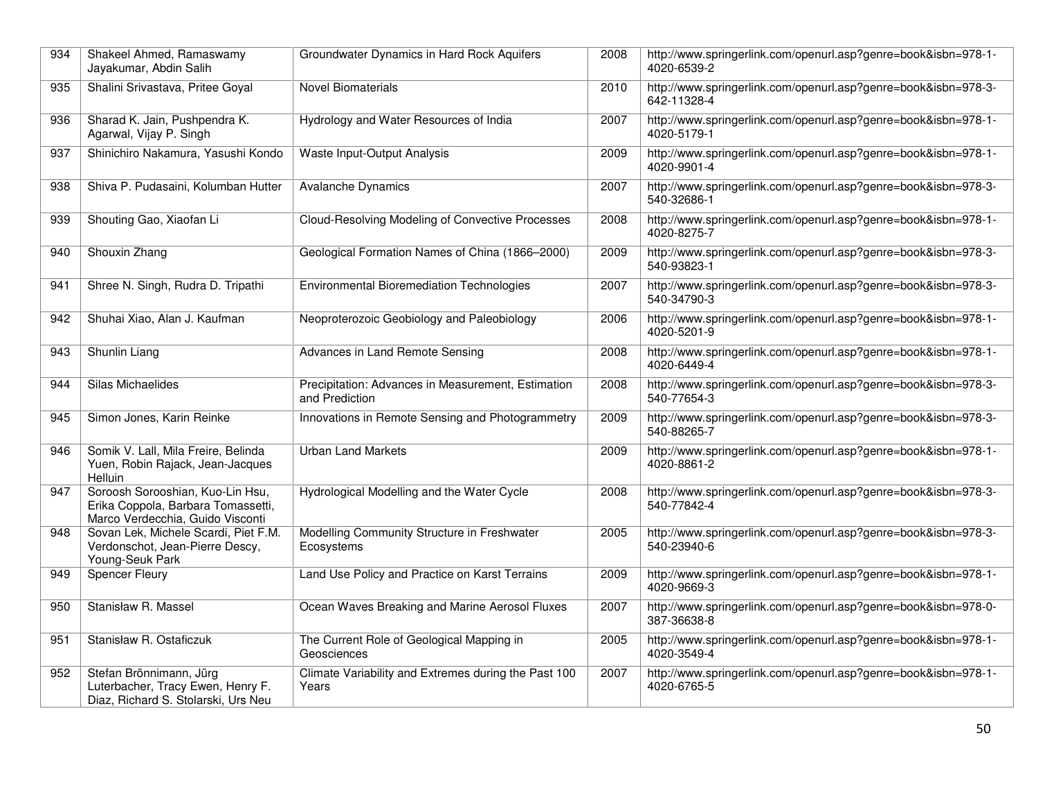| 934 | Shakeel Ahmed, Ramaswamy Jayakumar, Abdin Salih | Groundwater Dynamics in Hard Rock Aquifers | 2008 | http://www.springerlink.com/openurl.asp?genre=book&isbn=978-1-4020-6539-2 |
|---|---|---|---|---|
| 935 | Shalini Srivastava, Pritee Goyal | Novel Biomaterials | 2010 | http://www.springerlink.com/openurl.asp?genre=book&isbn=978-3-642-11328-4 |
| 936 | Sharad K. Jain, Pushpendra K. Agarwal, Vijay P. Singh | Hydrology and Water Resources of India | 2007 | http://www.springerlink.com/openurl.asp?genre=book&isbn=978-1-4020-5179-1 |
| 937 | Shinichiro Nakamura, Yasushi Kondo | Waste Input-Output Analysis | 2009 | http://www.springerlink.com/openurl.asp?genre=book&isbn=978-1-4020-9901-4 |
| 938 | Shiva P. Pudasaini, Kolumban Hutter | Avalanche Dynamics | 2007 | http://www.springerlink.com/openurl.asp?genre=book&isbn=978-3-540-32686-1 |
| 939 | Shouting Gao, Xiaofan Li | Cloud-Resolving Modeling of Convective Processes | 2008 | http://www.springerlink.com/openurl.asp?genre=book&isbn=978-1-4020-8275-7 |
| 940 | Shouxin Zhang | Geological Formation Names of China (1866–2000) | 2009 | http://www.springerlink.com/openurl.asp?genre=book&isbn=978-3-540-93823-1 |
| 941 | Shree N. Singh, Rudra D. Tripathi | Environmental Bioremediation Technologies | 2007 | http://www.springerlink.com/openurl.asp?genre=book&isbn=978-3-540-34790-3 |
| 942 | Shuhai Xiao, Alan J. Kaufman | Neoproterozoic Geobiology and Paleobiology | 2006 | http://www.springerlink.com/openurl.asp?genre=book&isbn=978-1-4020-5201-9 |
| 943 | Shunlin Liang | Advances in Land Remote Sensing | 2008 | http://www.springerlink.com/openurl.asp?genre=book&isbn=978-1-4020-6449-4 |
| 944 | Silas Michaelides | Precipitation: Advances in Measurement, Estimation and Prediction | 2008 | http://www.springerlink.com/openurl.asp?genre=book&isbn=978-3-540-77654-3 |
| 945 | Simon Jones, Karin Reinke | Innovations in Remote Sensing and Photogrammetry | 2009 | http://www.springerlink.com/openurl.asp?genre=book&isbn=978-3-540-88265-7 |
| 946 | Somik V. Lall, Mila Freire, Belinda Yuen, Robin Rajack, Jean-Jacques Helluin | Urban Land Markets | 2009 | http://www.springerlink.com/openurl.asp?genre=book&isbn=978-1-4020-8861-2 |
| 947 | Soroosh Sorooshian, Kuo-Lin Hsu, Erika Coppola, Barbara Tomassetti, Marco Verdecchia, Guido Visconti | Hydrological Modelling and the Water Cycle | 2008 | http://www.springerlink.com/openurl.asp?genre=book&isbn=978-3-540-77842-4 |
| 948 | Sovan Lek, Michele Scardi, Piet F.M. Verdonschot, Jean-Pierre Descy, Young-Seuk Park | Modelling Community Structure in Freshwater Ecosystems | 2005 | http://www.springerlink.com/openurl.asp?genre=book&isbn=978-3-540-23940-6 |
| 949 | Spencer Fleury | Land Use Policy and Practice on Karst Terrains | 2009 | http://www.springerlink.com/openurl.asp?genre=book&isbn=978-1-4020-9669-3 |
| 950 | Stanisław R. Massel | Ocean Waves Breaking and Marine Aerosol Fluxes | 2007 | http://www.springerlink.com/openurl.asp?genre=book&isbn=978-0-387-36638-8 |
| 951 | Stanisław R. Ostaficzuk | The Current Role of Geological Mapping in Geosciences | 2005 | http://www.springerlink.com/openurl.asp?genre=book&isbn=978-1-4020-3549-4 |
| 952 | Stefan Brönnimann, Jürg Luterbacher, Tracy Ewen, Henry F. Diaz, Richard S. Stolarski, Urs Neu | Climate Variability and Extremes during the Past 100 Years | 2007 | http://www.springerlink.com/openurl.asp?genre=book&isbn=978-1-4020-6765-5 |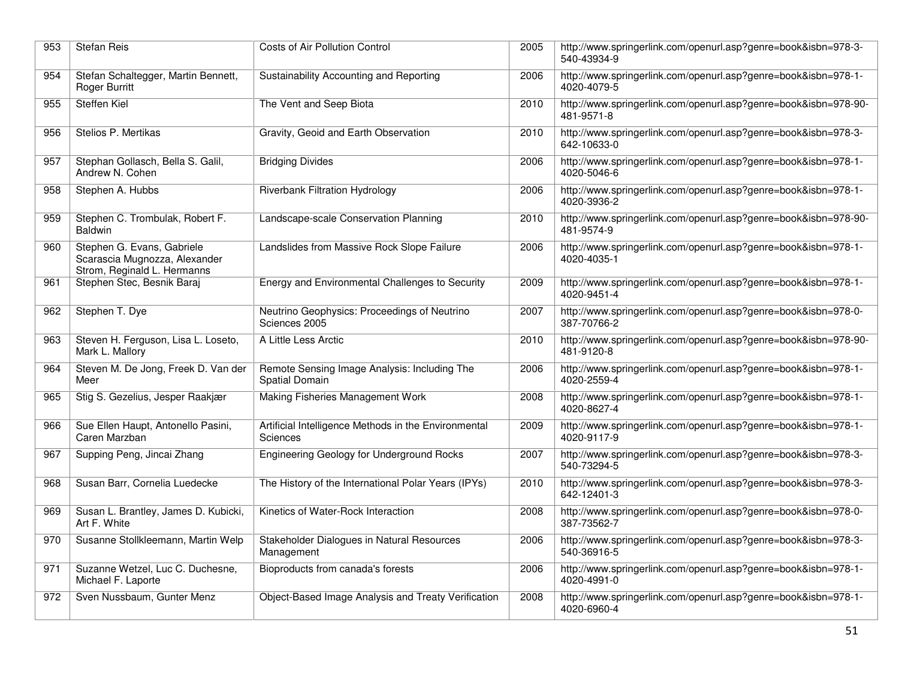| 953 | Stefan Reis | Costs of Air Pollution Control | 2005 | http://www.springerlink.com/openurl.asp?genre=book&isbn=978-3-540-43934-9 |
|---|---|---|---|---|
| 954 | Stefan Schaltegger, Martin Bennett, Roger Burritt | Sustainability Accounting and Reporting | 2006 | http://www.springerlink.com/openurl.asp?genre=book&isbn=978-1-4020-4079-5 |
| 955 | Steffen Kiel | The Vent and Seep Biota | 2010 | http://www.springerlink.com/openurl.asp?genre=book&isbn=978-90-481-9571-8 |
| 956 | Stelios P. Mertikas | Gravity, Geoid and Earth Observation | 2010 | http://www.springerlink.com/openurl.asp?genre=book&isbn=978-3-642-10633-0 |
| 957 | Stephan Gollasch, Bella S. Galil, Andrew N. Cohen | Bridging Divides | 2006 | http://www.springerlink.com/openurl.asp?genre=book&isbn=978-1-4020-5046-6 |
| 958 | Stephen A. Hubbs | Riverbank Filtration Hydrology | 2006 | http://www.springerlink.com/openurl.asp?genre=book&isbn=978-1-4020-3936-2 |
| 959 | Stephen C. Trombulak, Robert F. Baldwin | Landscape-scale Conservation Planning | 2010 | http://www.springerlink.com/openurl.asp?genre=book&isbn=978-90-481-9574-9 |
| 960 | Stephen G. Evans, Gabriele Scarascia Mugnozza, Alexander Strom, Reginald L. Hermanns | Landslides from Massive Rock Slope Failure | 2006 | http://www.springerlink.com/openurl.asp?genre=book&isbn=978-1-4020-4035-1 |
| 961 | Stephen Stec, Besnik Baraj | Energy and Environmental Challenges to Security | 2009 | http://www.springerlink.com/openurl.asp?genre=book&isbn=978-1-4020-9451-4 |
| 962 | Stephen T. Dye | Neutrino Geophysics: Proceedings of Neutrino Sciences 2005 | 2007 | http://www.springerlink.com/openurl.asp?genre=book&isbn=978-0-387-70766-2 |
| 963 | Steven H. Ferguson, Lisa L. Loseto, Mark L. Mallory | A Little Less Arctic | 2010 | http://www.springerlink.com/openurl.asp?genre=book&isbn=978-90-481-9120-8 |
| 964 | Steven M. De Jong, Freek D. Van der Meer | Remote Sensing Image Analysis: Including The Spatial Domain | 2006 | http://www.springerlink.com/openurl.asp?genre=book&isbn=978-1-4020-2559-4 |
| 965 | Stig S. Gezelius, Jesper Raakjær | Making Fisheries Management Work | 2008 | http://www.springerlink.com/openurl.asp?genre=book&isbn=978-1-4020-8627-4 |
| 966 | Sue Ellen Haupt, Antonello Pasini, Caren Marzban | Artificial Intelligence Methods in the Environmental Sciences | 2009 | http://www.springerlink.com/openurl.asp?genre=book&isbn=978-1-4020-9117-9 |
| 967 | Supping Peng, Jincai Zhang | Engineering Geology for Underground Rocks | 2007 | http://www.springerlink.com/openurl.asp?genre=book&isbn=978-3-540-73294-5 |
| 968 | Susan Barr, Cornelia Luedecke | The History of the International Polar Years (IPYs) | 2010 | http://www.springerlink.com/openurl.asp?genre=book&isbn=978-3-642-12401-3 |
| 969 | Susan L. Brantley, James D. Kubicki, Art F. White | Kinetics of Water-Rock Interaction | 2008 | http://www.springerlink.com/openurl.asp?genre=book&isbn=978-0-387-73562-7 |
| 970 | Susanne Stollkleemann, Martin Welp | Stakeholder Dialogues in Natural Resources Management | 2006 | http://www.springerlink.com/openurl.asp?genre=book&isbn=978-3-540-36916-5 |
| 971 | Suzanne Wetzel, Luc C. Duchesne, Michael F. Laporte | Bioproducts from canada's forests | 2006 | http://www.springerlink.com/openurl.asp?genre=book&isbn=978-1-4020-4991-0 |
| 972 | Sven Nussbaum, Gunter Menz | Object-Based Image Analysis and Treaty Verification | 2008 | http://www.springerlink.com/openurl.asp?genre=book&isbn=978-1-4020-6960-4 |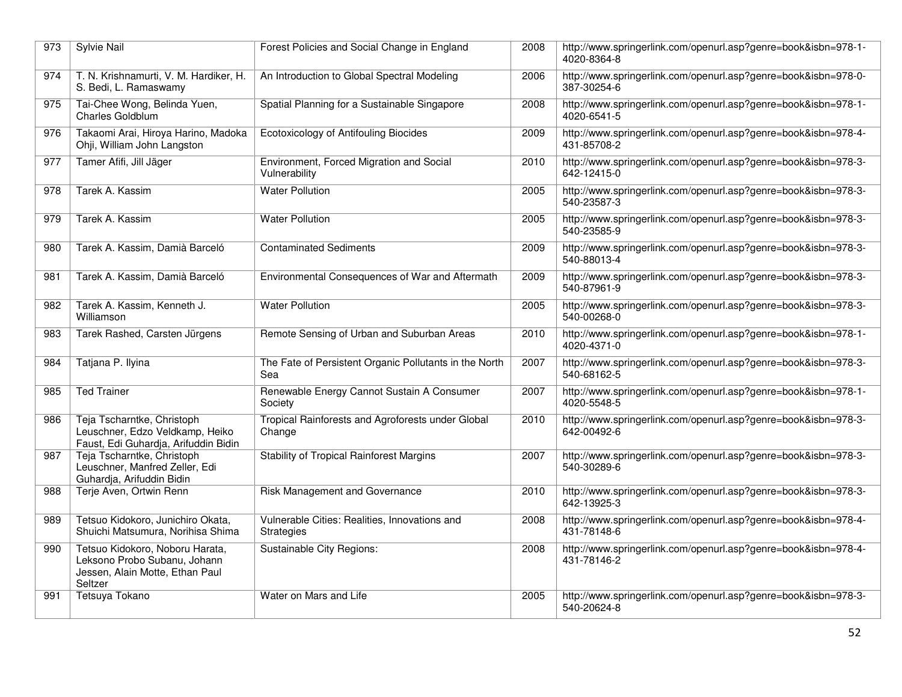| 973 | Sylvie Nail | Forest Policies and Social Change in England | 2008 | http://www.springerlink.com/openurl.asp?genre=book&isbn=978-1-4020-8364-8 |
|---|---|---|---|---|
| 974 | T. N. Krishnamurti, V. M. Hardiker, H. S. Bedi, L. Ramaswamy | An Introduction to Global Spectral Modeling | 2006 | http://www.springerlink.com/openurl.asp?genre=book&isbn=978-0-387-30254-6 |
| 975 | Tai-Chee Wong, Belinda Yuen, Charles Goldblum | Spatial Planning for a Sustainable Singapore | 2008 | http://www.springerlink.com/openurl.asp?genre=book&isbn=978-1-4020-6541-5 |
| 976 | Takaomi Arai, Hiroya Harino, Madoka Ohji, William John Langston | Ecotoxicology of Antifouling Biocides | 2009 | http://www.springerlink.com/openurl.asp?genre=book&isbn=978-4-431-85708-2 |
| 977 | Tamer Afifi, Jill Jäger | Environment, Forced Migration and Social Vulnerability | 2010 | http://www.springerlink.com/openurl.asp?genre=book&isbn=978-3-642-12415-0 |
| 978 | Tarek A. Kassim | Water Pollution | 2005 | http://www.springerlink.com/openurl.asp?genre=book&isbn=978-3-540-23587-3 |
| 979 | Tarek A. Kassim | Water Pollution | 2005 | http://www.springerlink.com/openurl.asp?genre=book&isbn=978-3-540-23585-9 |
| 980 | Tarek A. Kassim, Damià Barceló | Contaminated Sediments | 2009 | http://www.springerlink.com/openurl.asp?genre=book&isbn=978-3-540-88013-4 |
| 981 | Tarek A. Kassim, Damià Barceló | Environmental Consequences of War and Aftermath | 2009 | http://www.springerlink.com/openurl.asp?genre=book&isbn=978-3-540-87961-9 |
| 982 | Tarek A. Kassim, Kenneth J. Williamson | Water Pollution | 2005 | http://www.springerlink.com/openurl.asp?genre=book&isbn=978-3-540-00268-0 |
| 983 | Tarek Rashed, Carsten Jürgens | Remote Sensing of Urban and Suburban Areas | 2010 | http://www.springerlink.com/openurl.asp?genre=book&isbn=978-1-4020-4371-0 |
| 984 | Tatjana P. Ilyina | The Fate of Persistent Organic Pollutants in the North Sea | 2007 | http://www.springerlink.com/openurl.asp?genre=book&isbn=978-3-540-68162-5 |
| 985 | Ted Trainer | Renewable Energy Cannot Sustain A Consumer Society | 2007 | http://www.springerlink.com/openurl.asp?genre=book&isbn=978-1-4020-5548-5 |
| 986 | Teja Tscharntke, Christoph Leuschner, Edzo Veldkamp, Heiko Faust, Edi Guhardja, Arifuddin Bidin | Tropical Rainforests and Agroforests under Global Change | 2010 | http://www.springerlink.com/openurl.asp?genre=book&isbn=978-3-642-00492-6 |
| 987 | Teja Tscharntke, Christoph Leuschner, Manfred Zeller, Edi Guhardja, Arifuddin Bidin | Stability of Tropical Rainforest Margins | 2007 | http://www.springerlink.com/openurl.asp?genre=book&isbn=978-3-540-30289-6 |
| 988 | Terje Aven, Ortwin Renn | Risk Management and Governance | 2010 | http://www.springerlink.com/openurl.asp?genre=book&isbn=978-3-642-13925-3 |
| 989 | Tetsuo Kidokoro, Junichiro Okata, Shuichi Matsumura, Norihisa Shima | Vulnerable Cities: Realities, Innovations and Strategies | 2008 | http://www.springerlink.com/openurl.asp?genre=book&isbn=978-4-431-78148-6 |
| 990 | Tetsuo Kidokoro, Noboru Harata, Leksono Probo Subanu, Johann Jessen, Alain Motte, Ethan Paul Seltzer | Sustainable City Regions: | 2008 | http://www.springerlink.com/openurl.asp?genre=book&isbn=978-4-431-78146-2 |
| 991 | Tetsuya Tokano | Water on Mars and Life | 2005 | http://www.springerlink.com/openurl.asp?genre=book&isbn=978-3-540-20624-8 |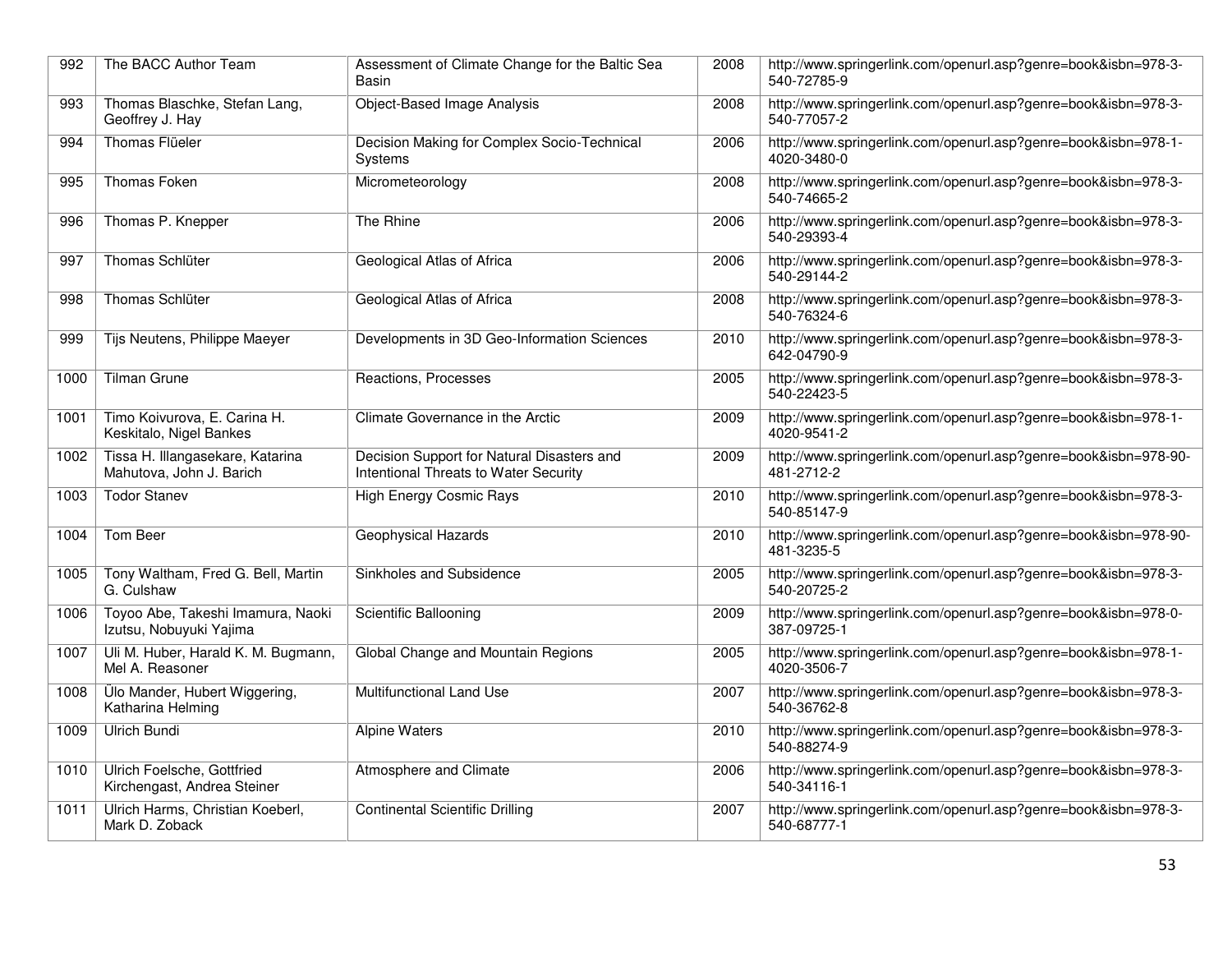| 992 | The BACC Author Team | Assessment of Climate Change for the Baltic Sea Basin | 2008 | http://www.springerlink.com/openurl.asp?genre=book&isbn=978-3-540-72785-9 |
|---|---|---|---|---|
| 993 | Thomas Blaschke, Stefan Lang, Geoffrey J. Hay | Object-Based Image Analysis | 2008 | http://www.springerlink.com/openurl.asp?genre=book&isbn=978-3-540-77057-2 |
| 994 | Thomas Flüeler | Decision Making for Complex Socio-Technical Systems | 2006 | http://www.springerlink.com/openurl.asp?genre=book&isbn=978-1-4020-3480-0 |
| 995 | Thomas Foken | Micrometeorology | 2008 | http://www.springerlink.com/openurl.asp?genre=book&isbn=978-3-540-74665-2 |
| 996 | Thomas P. Knepper | The Rhine | 2006 | http://www.springerlink.com/openurl.asp?genre=book&isbn=978-3-540-29393-4 |
| 997 | Thomas Schlüter | Geological Atlas of Africa | 2006 | http://www.springerlink.com/openurl.asp?genre=book&isbn=978-3-540-29144-2 |
| 998 | Thomas Schlüter | Geological Atlas of Africa | 2008 | http://www.springerlink.com/openurl.asp?genre=book&isbn=978-3-540-76324-6 |
| 999 | Tijs Neutens, Philippe Maeyer | Developments in 3D Geo-Information Sciences | 2010 | http://www.springerlink.com/openurl.asp?genre=book&isbn=978-3-642-04790-9 |
| 1000 | Tilman Grune | Reactions, Processes | 2005 | http://www.springerlink.com/openurl.asp?genre=book&isbn=978-3-540-22423-5 |
| 1001 | Timo Koivurova, E. Carina H. Keskitalo, Nigel Bankes | Climate Governance in the Arctic | 2009 | http://www.springerlink.com/openurl.asp?genre=book&isbn=978-1-4020-9541-2 |
| 1002 | Tissa H. Illangasekare, Katarina Mahutova, John J. Barich | Decision Support for Natural Disasters and Intentional Threats to Water Security | 2009 | http://www.springerlink.com/openurl.asp?genre=book&isbn=978-90-481-2712-2 |
| 1003 | Todor Stanev | High Energy Cosmic Rays | 2010 | http://www.springerlink.com/openurl.asp?genre=book&isbn=978-3-540-85147-9 |
| 1004 | Tom Beer | Geophysical Hazards | 2010 | http://www.springerlink.com/openurl.asp?genre=book&isbn=978-90-481-3235-5 |
| 1005 | Tony Waltham, Fred G. Bell, Martin G. Culshaw | Sinkholes and Subsidence | 2005 | http://www.springerlink.com/openurl.asp?genre=book&isbn=978-3-540-20725-2 |
| 1006 | Toyoo Abe, Takeshi Imamura, Naoki Izutsu, Nobuyuki Yajima | Scientific Ballooning | 2009 | http://www.springerlink.com/openurl.asp?genre=book&isbn=978-0-387-09725-1 |
| 1007 | Uli M. Huber, Harald K. M. Bugmann, Mel A. Reasoner | Global Change and Mountain Regions | 2005 | http://www.springerlink.com/openurl.asp?genre=book&isbn=978-1-4020-3506-7 |
| 1008 | Ülo Mander, Hubert Wiggering, Katharina Helming | Multifunctional Land Use | 2007 | http://www.springerlink.com/openurl.asp?genre=book&isbn=978-3-540-36762-8 |
| 1009 | Ulrich Bundi | Alpine Waters | 2010 | http://www.springerlink.com/openurl.asp?genre=book&isbn=978-3-540-88274-9 |
| 1010 | Ulrich Foelsche, Gottfried Kirchengast, Andrea Steiner | Atmosphere and Climate | 2006 | http://www.springerlink.com/openurl.asp?genre=book&isbn=978-3-540-34116-1 |
| 1011 | Ulrich Harms, Christian Koeberl, Mark D. Zoback | Continental Scientific Drilling | 2007 | http://www.springerlink.com/openurl.asp?genre=book&isbn=978-3-540-68777-1 |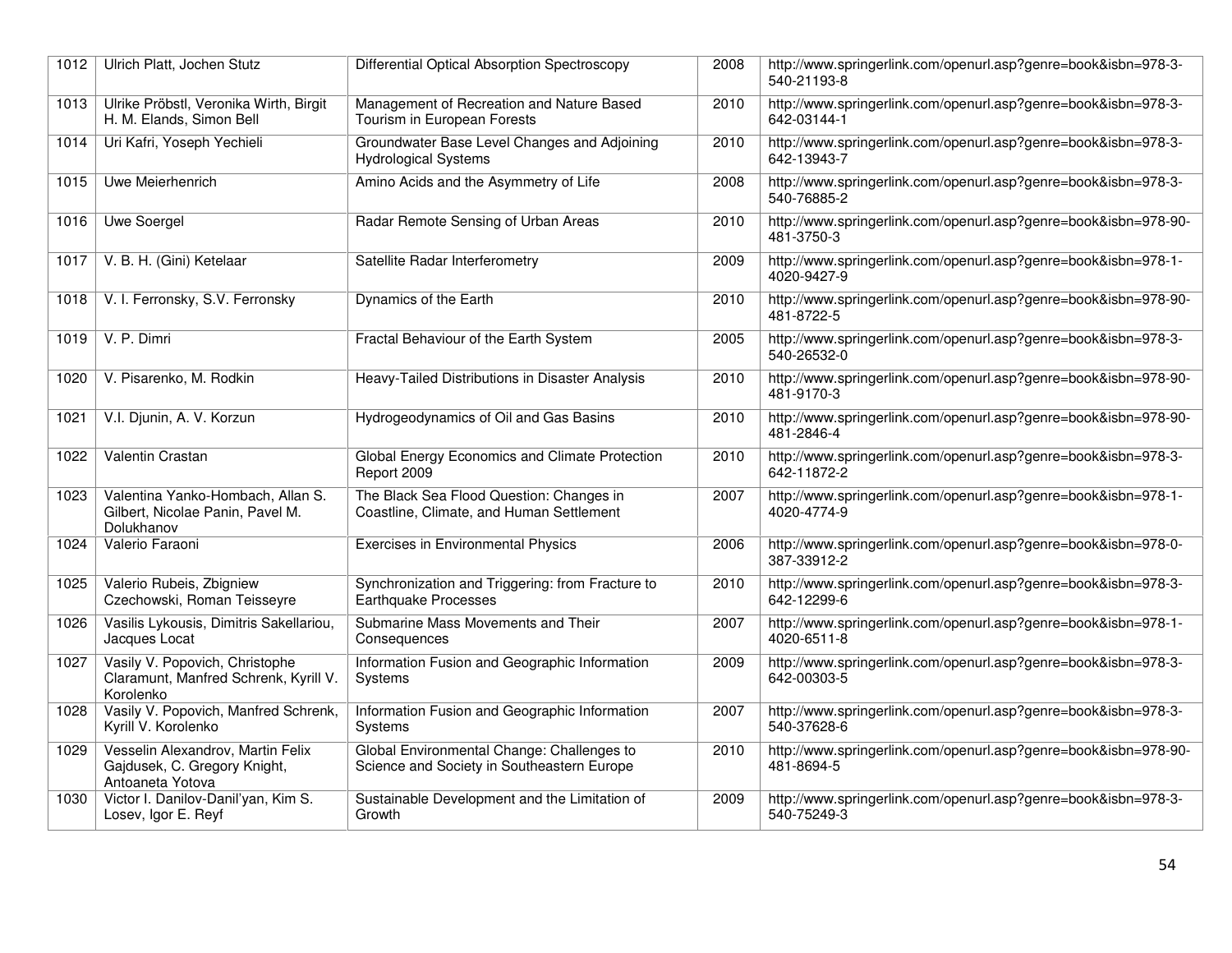| 1012 | Ulrich Platt, Jochen Stutz | Differential Optical Absorption Spectroscopy | 2008 | http://www.springerlink.com/openurl.asp?genre=book&isbn=978-3-540-21193-8 |
|---|---|---|---|---|
| 1013 | Ulrike Pröbstl, Veronika Wirth, Birgit H. M. Elands, Simon Bell | Management of Recreation and Nature Based Tourism in European Forests | 2010 | http://www.springerlink.com/openurl.asp?genre=book&isbn=978-3-642-03144-1 |
| 1014 | Uri Kafri, Yoseph Yechieli | Groundwater Base Level Changes and Adjoining Hydrological Systems | 2010 | http://www.springerlink.com/openurl.asp?genre=book&isbn=978-3-642-13943-7 |
| 1015 | Uwe Meierhenrich | Amino Acids and the Asymmetry of Life | 2008 | http://www.springerlink.com/openurl.asp?genre=book&isbn=978-3-540-76885-2 |
| 1016 | Uwe Soergel | Radar Remote Sensing of Urban Areas | 2010 | http://www.springerlink.com/openurl.asp?genre=book&isbn=978-90-481-3750-3 |
| 1017 | V. B. H. (Gini) Ketelaar | Satellite Radar Interferometry | 2009 | http://www.springerlink.com/openurl.asp?genre=book&isbn=978-1-4020-9427-9 |
| 1018 | V. I. Ferronsky, S.V. Ferronsky | Dynamics of the Earth | 2010 | http://www.springerlink.com/openurl.asp?genre=book&isbn=978-90-481-8722-5 |
| 1019 | V. P. Dimri | Fractal Behaviour of the Earth System | 2005 | http://www.springerlink.com/openurl.asp?genre=book&isbn=978-3-540-26532-0 |
| 1020 | V. Pisarenko, M. Rodkin | Heavy-Tailed Distributions in Disaster Analysis | 2010 | http://www.springerlink.com/openurl.asp?genre=book&isbn=978-90-481-9170-3 |
| 1021 | V.I. Djunin, A. V. Korzun | Hydrogeodynamics of Oil and Gas Basins | 2010 | http://www.springerlink.com/openurl.asp?genre=book&isbn=978-90-481-2846-4 |
| 1022 | Valentin Crastan | Global Energy Economics and Climate Protection Report 2009 | 2010 | http://www.springerlink.com/openurl.asp?genre=book&isbn=978-3-642-11872-2 |
| 1023 | Valentina Yanko-Hombach, Allan S. Gilbert, Nicolae Panin, Pavel M. Dolukhanov | The Black Sea Flood Question: Changes in Coastline, Climate, and Human Settlement | 2007 | http://www.springerlink.com/openurl.asp?genre=book&isbn=978-1-4020-4774-9 |
| 1024 | Valerio Faraoni | Exercises in Environmental Physics | 2006 | http://www.springerlink.com/openurl.asp?genre=book&isbn=978-0-387-33912-2 |
| 1025 | Valerio Rubeis, Zbigniew Czechowski, Roman Teisseyre | Synchronization and Triggering: from Fracture to Earthquake Processes | 2010 | http://www.springerlink.com/openurl.asp?genre=book&isbn=978-3-642-12299-6 |
| 1026 | Vasilis Lykousis, Dimitris Sakellariou, Jacques Locat | Submarine Mass Movements and Their Consequences | 2007 | http://www.springerlink.com/openurl.asp?genre=book&isbn=978-1-4020-6511-8 |
| 1027 | Vasily V. Popovich, Christophe Claramunt, Manfred Schrenk, Kyrill V. Korolenko | Information Fusion and Geographic Information Systems | 2009 | http://www.springerlink.com/openurl.asp?genre=book&isbn=978-3-642-00303-5 |
| 1028 | Vasily V. Popovich, Manfred Schrenk, Kyrill V. Korolenko | Information Fusion and Geographic Information Systems | 2007 | http://www.springerlink.com/openurl.asp?genre=book&isbn=978-3-540-37628-6 |
| 1029 | Vesselin Alexandrov, Martin Felix Gajdusek, C. Gregory Knight, Antoaneta Yotova | Global Environmental Change: Challenges to Science and Society in Southeastern Europe | 2010 | http://www.springerlink.com/openurl.asp?genre=book&isbn=978-90-481-8694-5 |
| 1030 | Victor I. Danilov-Danil'yan, Kim S. Losev, Igor E. Reyf | Sustainable Development and the Limitation of Growth | 2009 | http://www.springerlink.com/openurl.asp?genre=book&isbn=978-3-540-75249-3 |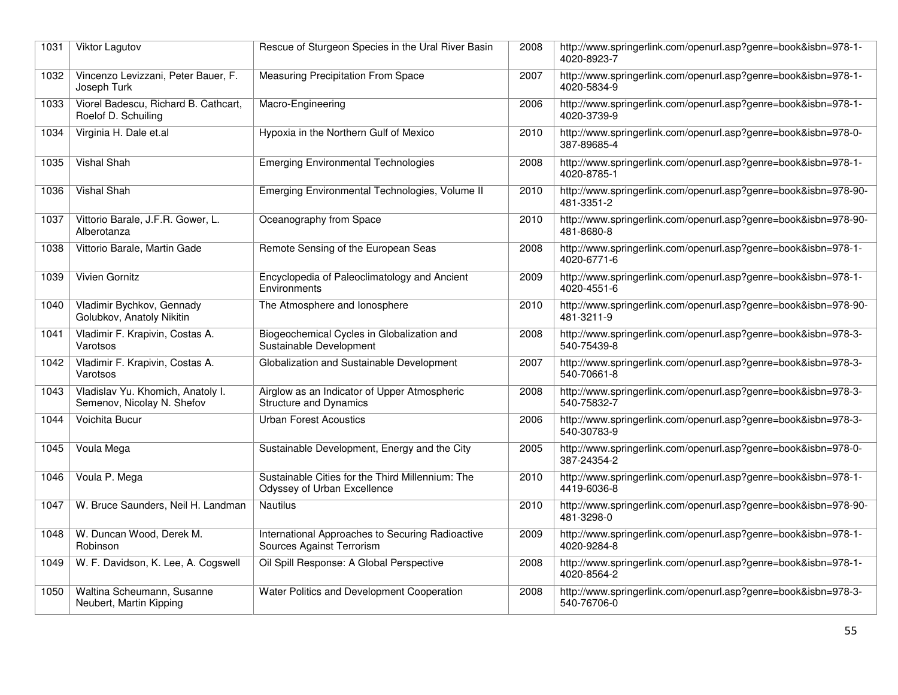| 1031 | Viktor Lagutov | Rescue of Sturgeon Species in the Ural River Basin | 2008 | http://www.springerlink.com/openurl.asp?genre=book&isbn=978-1-4020-8923-7 |
|---|---|---|---|---|
| 1032 | Vincenzo Levizzani, Peter Bauer, F. Joseph Turk | Measuring Precipitation From Space | 2007 | http://www.springerlink.com/openurl.asp?genre=book&isbn=978-1-4020-5834-9 |
| 1033 | Viorel Badescu, Richard B. Cathcart, Roelof D. Schuiling | Macro-Engineering | 2006 | http://www.springerlink.com/openurl.asp?genre=book&isbn=978-1-4020-3739-9 |
| 1034 | Virginia H. Dale et.al | Hypoxia in the Northern Gulf of Mexico | 2010 | http://www.springerlink.com/openurl.asp?genre=book&isbn=978-0-387-89685-4 |
| 1035 | Vishal Shah | Emerging Environmental Technologies | 2008 | http://www.springerlink.com/openurl.asp?genre=book&isbn=978-1-4020-8785-1 |
| 1036 | Vishal Shah | Emerging Environmental Technologies, Volume II | 2010 | http://www.springerlink.com/openurl.asp?genre=book&isbn=978-90-481-3351-2 |
| 1037 | Vittorio Barale, J.F.R. Gower, L. Alberotanza | Oceanography from Space | 2010 | http://www.springerlink.com/openurl.asp?genre=book&isbn=978-90-481-8680-8 |
| 1038 | Vittorio Barale, Martin Gade | Remote Sensing of the European Seas | 2008 | http://www.springerlink.com/openurl.asp?genre=book&isbn=978-1-4020-6771-6 |
| 1039 | Vivien Gornitz | Encyclopedia of Paleoclimatology and Ancient Environments | 2009 | http://www.springerlink.com/openurl.asp?genre=book&isbn=978-1-4020-4551-6 |
| 1040 | Vladimir Bychkov, Gennady Golubkov, Anatoly Nikitin | The Atmosphere and Ionosphere | 2010 | http://www.springerlink.com/openurl.asp?genre=book&isbn=978-90-481-3211-9 |
| 1041 | Vladimir F. Krapivin, Costas A. Varotsos | Biogeochemical Cycles in Globalization and Sustainable Development | 2008 | http://www.springerlink.com/openurl.asp?genre=book&isbn=978-3-540-75439-8 |
| 1042 | Vladimir F. Krapivin, Costas A. Varotsos | Globalization and Sustainable Development | 2007 | http://www.springerlink.com/openurl.asp?genre=book&isbn=978-3-540-70661-8 |
| 1043 | Vladislav Yu. Khomich, Anatoly I. Semenov, Nicolay N. Shefov | Airglow as an Indicator of Upper Atmospheric Structure and Dynamics | 2008 | http://www.springerlink.com/openurl.asp?genre=book&isbn=978-3-540-75832-7 |
| 1044 | Voichita Bucur | Urban Forest Acoustics | 2006 | http://www.springerlink.com/openurl.asp?genre=book&isbn=978-3-540-30783-9 |
| 1045 | Voula Mega | Sustainable Development, Energy and the City | 2005 | http://www.springerlink.com/openurl.asp?genre=book&isbn=978-0-387-24354-2 |
| 1046 | Voula P. Mega | Sustainable Cities for the Third Millennium: The Odyssey of Urban Excellence | 2010 | http://www.springerlink.com/openurl.asp?genre=book&isbn=978-1-4419-6036-8 |
| 1047 | W. Bruce Saunders, Neil H. Landman | Nautilus | 2010 | http://www.springerlink.com/openurl.asp?genre=book&isbn=978-90-481-3298-0 |
| 1048 | W. Duncan Wood, Derek M. Robinson | International Approaches to Securing Radioactive Sources Against Terrorism | 2009 | http://www.springerlink.com/openurl.asp?genre=book&isbn=978-1-4020-9284-8 |
| 1049 | W. F. Davidson, K. Lee, A. Cogswell | Oil Spill Response: A Global Perspective | 2008 | http://www.springerlink.com/openurl.asp?genre=book&isbn=978-1-4020-8564-2 |
| 1050 | Waltina Scheumann, Susanne Neubert, Martin Kipping | Water Politics and Development Cooperation | 2008 | http://www.springerlink.com/openurl.asp?genre=book&isbn=978-3-540-76706-0 |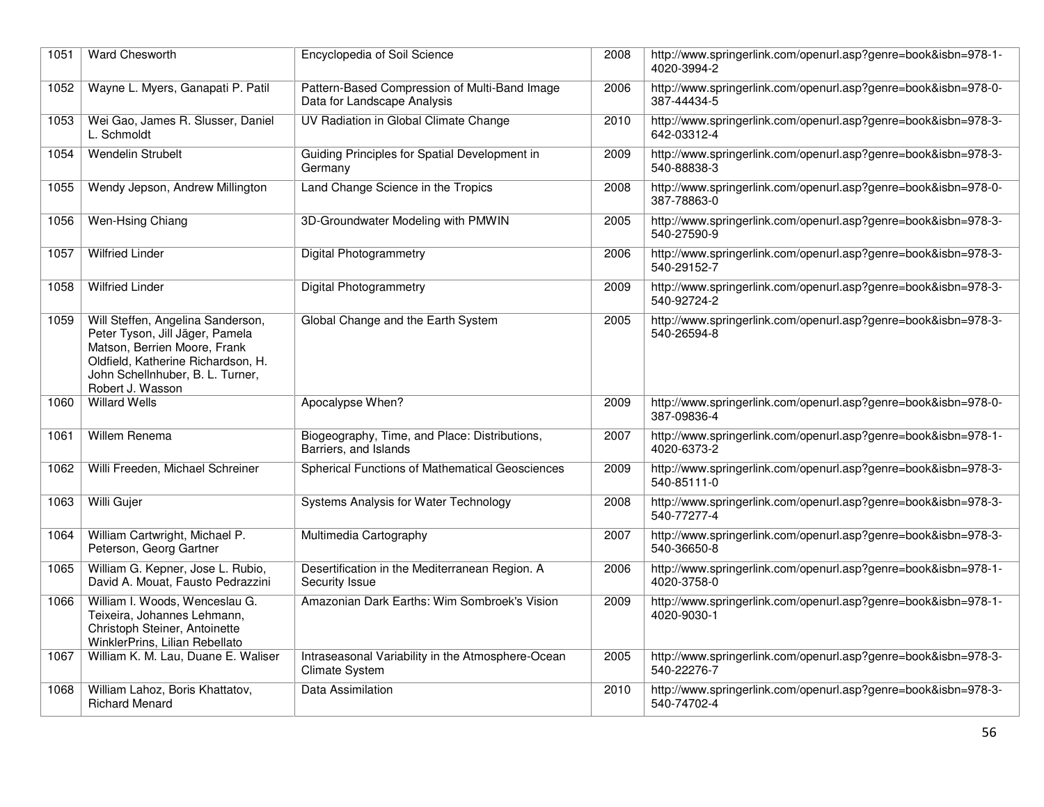| 1051 | Ward Chesworth | Encyclopedia of Soil Science | 2008 | http://www.springerlink.com/openurl.asp?genre=book&isbn=978-1-4020-3994-2 |
|---|---|---|---|---|
| 1052 | Wayne L. Myers, Ganapati P. Patil | Pattern-Based Compression of Multi-Band Image Data for Landscape Analysis | 2006 | http://www.springerlink.com/openurl.asp?genre=book&isbn=978-0-387-44434-5 |
| 1053 | Wei Gao, James R. Slusser, Daniel L. Schmoldt | UV Radiation in Global Climate Change | 2010 | http://www.springerlink.com/openurl.asp?genre=book&isbn=978-3-642-03312-4 |
| 1054 | Wendelin Strubelt | Guiding Principles for Spatial Development in Germany | 2009 | http://www.springerlink.com/openurl.asp?genre=book&isbn=978-3-540-88838-3 |
| 1055 | Wendy Jepson, Andrew Millington | Land Change Science in the Tropics | 2008 | http://www.springerlink.com/openurl.asp?genre=book&isbn=978-0-387-78863-0 |
| 1056 | Wen-Hsing Chiang | 3D-Groundwater Modeling with PMWIN | 2005 | http://www.springerlink.com/openurl.asp?genre=book&isbn=978-3-540-27590-9 |
| 1057 | Wilfried Linder | Digital Photogrammetry | 2006 | http://www.springerlink.com/openurl.asp?genre=book&isbn=978-3-540-29152-7 |
| 1058 | Wilfried Linder | Digital Photogrammetry | 2009 | http://www.springerlink.com/openurl.asp?genre=book&isbn=978-3-540-92724-2 |
| 1059 | Will Steffen, Angelina Sanderson, Peter Tyson, Jill Jäger, Pamela Matson, Berrien Moore, Frank Oldfield, Katherine Richardson, H. John Schellnhuber, B. L. Turner, Robert J. Wasson | Global Change and the Earth System | 2005 | http://www.springerlink.com/openurl.asp?genre=book&isbn=978-3-540-26594-8 |
| 1060 | Willard Wells | Apocalypse When? | 2009 | http://www.springerlink.com/openurl.asp?genre=book&isbn=978-0-387-09836-4 |
| 1061 | Willem Renema | Biogeography, Time, and Place: Distributions, Barriers, and Islands | 2007 | http://www.springerlink.com/openurl.asp?genre=book&isbn=978-1-4020-6373-2 |
| 1062 | Willi Freeden, Michael Schreiner | Spherical Functions of Mathematical Geosciences | 2009 | http://www.springerlink.com/openurl.asp?genre=book&isbn=978-3-540-85111-0 |
| 1063 | Willi Gujer | Systems Analysis for Water Technology | 2008 | http://www.springerlink.com/openurl.asp?genre=book&isbn=978-3-540-77277-4 |
| 1064 | William Cartwright, Michael P. Peterson, Georg Gartner | Multimedia Cartography | 2007 | http://www.springerlink.com/openurl.asp?genre=book&isbn=978-3-540-36650-8 |
| 1065 | William G. Kepner, Jose L. Rubio, David A. Mouat, Fausto Pedrazzini | Desertification in the Mediterranean Region. A Security Issue | 2006 | http://www.springerlink.com/openurl.asp?genre=book&isbn=978-1-4020-3758-0 |
| 1066 | William I. Woods, Wenceslau G. Teixeira, Johannes Lehmann, Christoph Steiner, Antoinette WinklerPrins, Lilian Rebellato | Amazonian Dark Earths: Wim Sombroek's Vision | 2009 | http://www.springerlink.com/openurl.asp?genre=book&isbn=978-1-4020-9030-1 |
| 1067 | William K. M. Lau, Duane E. Waliser | Intraseasonal Variability in the Atmosphere-Ocean Climate System | 2005 | http://www.springerlink.com/openurl.asp?genre=book&isbn=978-3-540-22276-7 |
| 1068 | William Lahoz, Boris Khattatov, Richard Menard | Data Assimilation | 2010 | http://www.springerlink.com/openurl.asp?genre=book&isbn=978-3-540-74702-4 |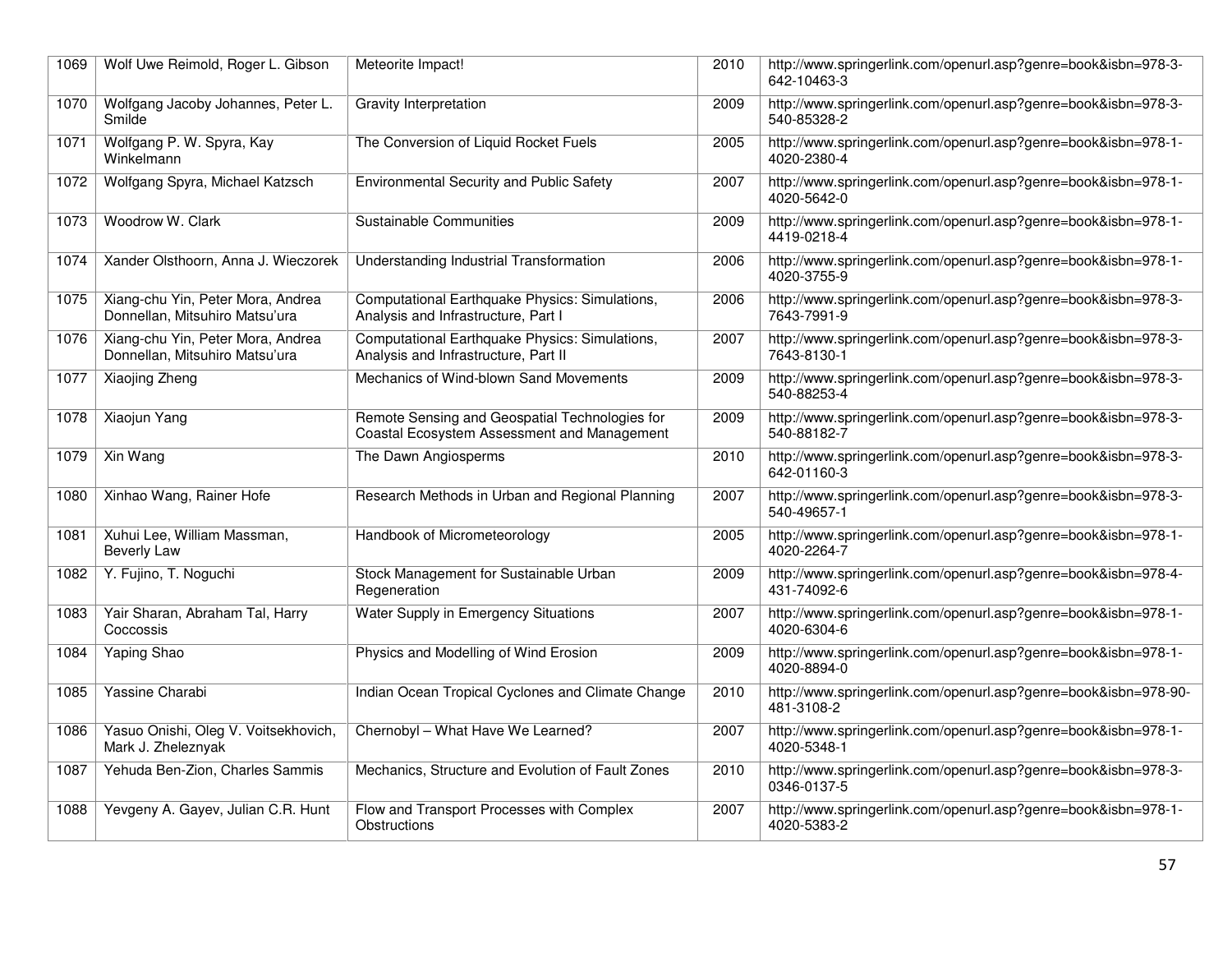| 1069 | Wolf Uwe Reimold, Roger L. Gibson | Meteorite Impact! | 2010 | http://www.springerlink.com/openurl.asp?genre=book&isbn=978-3-642-10463-3 |
|---|---|---|---|---|
| 1070 | Wolfgang Jacoby Johannes, Peter L. Smilde | Gravity Interpretation | 2009 | http://www.springerlink.com/openurl.asp?genre=book&isbn=978-3-540-85328-2 |
| 1071 | Wolfgang P. W. Spyra, Kay Winkelmann | The Conversion of Liquid Rocket Fuels | 2005 | http://www.springerlink.com/openurl.asp?genre=book&isbn=978-1-4020-2380-4 |
| 1072 | Wolfgang Spyra, Michael Katzsch | Environmental Security and Public Safety | 2007 | http://www.springerlink.com/openurl.asp?genre=book&isbn=978-1-4020-5642-0 |
| 1073 | Woodrow W. Clark | Sustainable Communities | 2009 | http://www.springerlink.com/openurl.asp?genre=book&isbn=978-1-4419-0218-4 |
| 1074 | Xander Olsthoorn, Anna J. Wieczorek | Understanding Industrial Transformation | 2006 | http://www.springerlink.com/openurl.asp?genre=book&isbn=978-1-4020-3755-9 |
| 1075 | Xiang-chu Yin, Peter Mora, Andrea Donnellan, Mitsuhiro Matsu'ura | Computational Earthquake Physics: Simulations, Analysis and Infrastructure, Part I | 2006 | http://www.springerlink.com/openurl.asp?genre=book&isbn=978-3-7643-7991-9 |
| 1076 | Xiang-chu Yin, Peter Mora, Andrea Donnellan, Mitsuhiro Matsu'ura | Computational Earthquake Physics: Simulations, Analysis and Infrastructure, Part II | 2007 | http://www.springerlink.com/openurl.asp?genre=book&isbn=978-3-7643-8130-1 |
| 1077 | Xiaojing Zheng | Mechanics of Wind-blown Sand Movements | 2009 | http://www.springerlink.com/openurl.asp?genre=book&isbn=978-3-540-88253-4 |
| 1078 | Xiaojun Yang | Remote Sensing and Geospatial Technologies for Coastal Ecosystem Assessment and Management | 2009 | http://www.springerlink.com/openurl.asp?genre=book&isbn=978-3-540-88182-7 |
| 1079 | Xin Wang | The Dawn Angiosperms | 2010 | http://www.springerlink.com/openurl.asp?genre=book&isbn=978-3-642-01160-3 |
| 1080 | Xinhao Wang, Rainer Hofe | Research Methods in Urban and Regional Planning | 2007 | http://www.springerlink.com/openurl.asp?genre=book&isbn=978-3-540-49657-1 |
| 1081 | Xuhui Lee, William Massman, Beverly Law | Handbook of Micrometeorology | 2005 | http://www.springerlink.com/openurl.asp?genre=book&isbn=978-1-4020-2264-7 |
| 1082 | Y. Fujino, T. Noguchi | Stock Management for Sustainable Urban Regeneration | 2009 | http://www.springerlink.com/openurl.asp?genre=book&isbn=978-4-431-74092-6 |
| 1083 | Yair Sharan, Abraham Tal, Harry Coccossis | Water Supply in Emergency Situations | 2007 | http://www.springerlink.com/openurl.asp?genre=book&isbn=978-1-4020-6304-6 |
| 1084 | Yaping Shao | Physics and Modelling of Wind Erosion | 2009 | http://www.springerlink.com/openurl.asp?genre=book&isbn=978-1-4020-8894-0 |
| 1085 | Yassine Charabi | Indian Ocean Tropical Cyclones and Climate Change | 2010 | http://www.springerlink.com/openurl.asp?genre=book&isbn=978-90-481-3108-2 |
| 1086 | Yasuo Onishi, Oleg V. Voitsekhovich, Mark J. Zheleznyak | Chernobyl – What Have We Learned? | 2007 | http://www.springerlink.com/openurl.asp?genre=book&isbn=978-1-4020-5348-1 |
| 1087 | Yehuda Ben-Zion, Charles Sammis | Mechanics, Structure and Evolution of Fault Zones | 2010 | http://www.springerlink.com/openurl.asp?genre=book&isbn=978-3-0346-0137-5 |
| 1088 | Yevgeny A. Gayev, Julian C.R. Hunt | Flow and Transport Processes with Complex Obstructions | 2007 | http://www.springerlink.com/openurl.asp?genre=book&isbn=978-1-4020-5383-2 |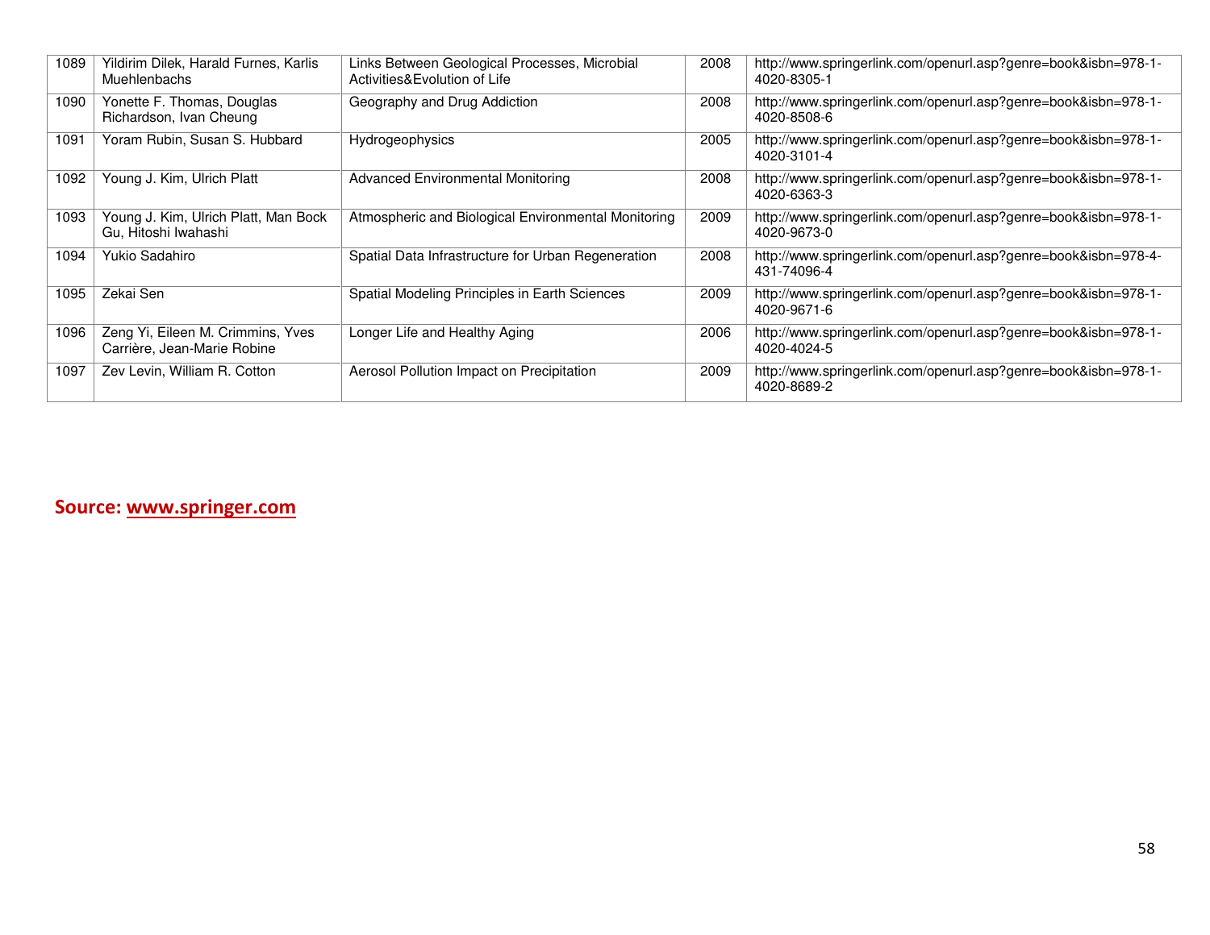| | | | | |
|---|---|---|---|---|
| 1089 | Yildirim Dilek, Harald Furnes, Karlis Muehlenbachs | Links Between Geological Processes, Microbial Activities&Evolution of Life | 2008 | http://www.springerlink.com/openurl.asp?genre=book&isbn=978-1-4020-8305-1 |
| 1090 | Yonette F. Thomas, Douglas Richardson, Ivan Cheung | Geography and Drug Addiction | 2008 | http://www.springerlink.com/openurl.asp?genre=book&isbn=978-1-4020-8508-6 |
| 1091 | Yoram Rubin, Susan S. Hubbard | Hydrogeophysics | 2005 | http://www.springerlink.com/openurl.asp?genre=book&isbn=978-1-4020-3101-4 |
| 1092 | Young J. Kim, Ulrich Platt | Advanced Environmental Monitoring | 2008 | http://www.springerlink.com/openurl.asp?genre=book&isbn=978-1-4020-6363-3 |
| 1093 | Young J. Kim, Ulrich Platt, Man Bock Gu, Hitoshi Iwahashi | Atmospheric and Biological Environmental Monitoring | 2009 | http://www.springerlink.com/openurl.asp?genre=book&isbn=978-1-4020-9673-0 |
| 1094 | Yukio Sadahiro | Spatial Data Infrastructure for Urban Regeneration | 2008 | http://www.springerlink.com/openurl.asp?genre=book&isbn=978-4-431-74096-4 |
| 1095 | Zekai Sen | Spatial Modeling Principles in Earth Sciences | 2009 | http://www.springerlink.com/openurl.asp?genre=book&isbn=978-1-4020-9671-6 |
| 1096 | Zeng Yi, Eileen M. Crimmins, Yves Carrière, Jean-Marie Robine | Longer Life and Healthy Aging | 2006 | http://www.springerlink.com/openurl.asp?genre=book&isbn=978-1-4020-4024-5 |
| 1097 | Zev Levin, William R. Cotton | Aerosol Pollution Impact on Precipitation | 2009 | http://www.springerlink.com/openurl.asp?genre=book&isbn=978-1-4020-8689-2 |

**Source: www.springer.com**